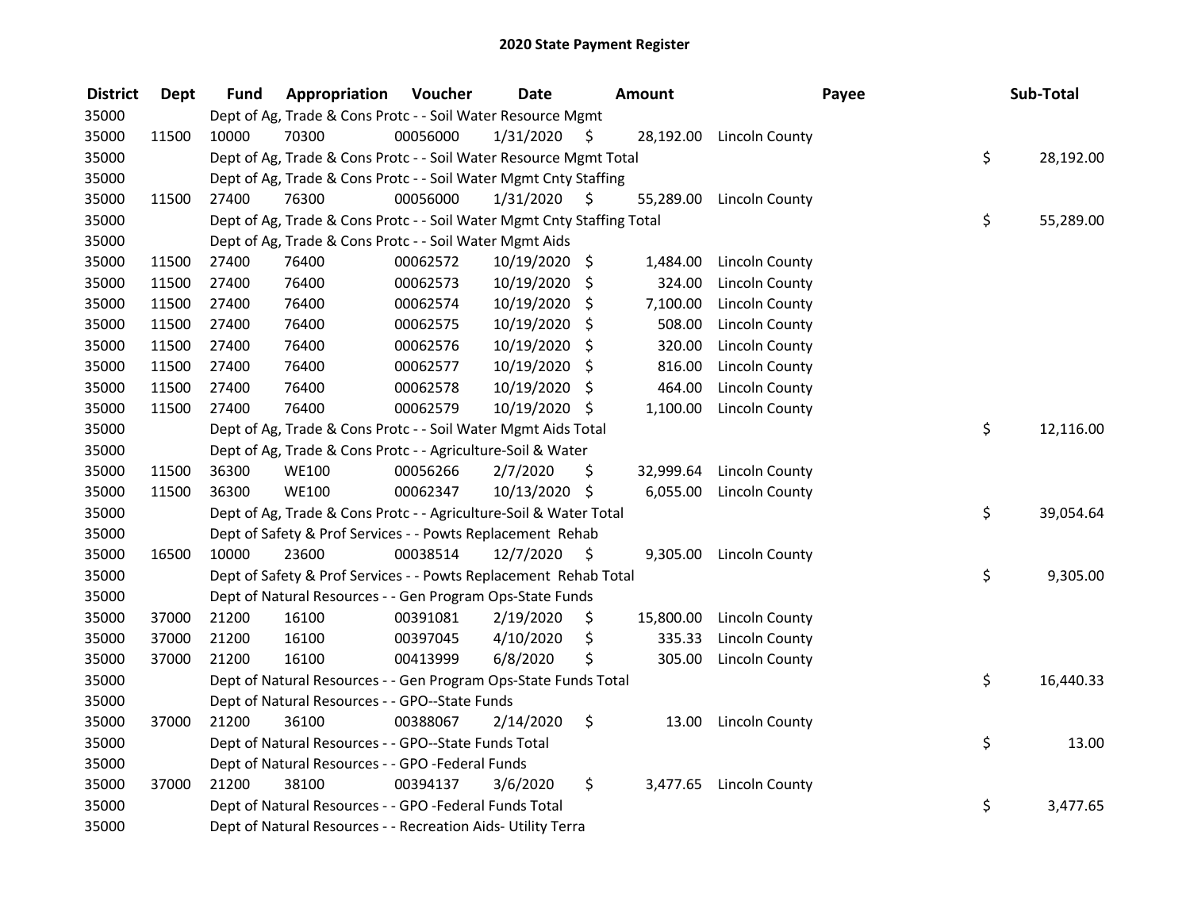## 2020 State Payment Register

| District | Dept | Fund | Appropriation | Voucher | Date | Amount | Payee | Sub-Total |
| --- | --- | --- | --- | --- | --- | --- | --- | --- |
| 35000 | | Dept of Ag, Trade & Cons Protc - - Soil Water Resource Mgmt | | | | | | |
| 35000 | 11500 | 10000 | 70300 | 00056000 | 1/31/2020 | $ 28,192.00 | Lincoln County | |
| 35000 | | Dept of Ag, Trade & Cons Protc - - Soil Water Resource Mgmt Total | | | | | | $ 28,192.00 |
| 35000 | | Dept of Ag, Trade & Cons Protc - - Soil Water Mgmt Cnty Staffing | | | | | | |
| 35000 | 11500 | 27400 | 76300 | 00056000 | 1/31/2020 | $ 55,289.00 | Lincoln County | |
| 35000 | | Dept of Ag, Trade & Cons Protc - - Soil Water Mgmt Cnty Staffing Total | | | | | | $ 55,289.00 |
| 35000 | | Dept of Ag, Trade & Cons Protc - - Soil Water Mgmt Aids | | | | | | |
| 35000 | 11500 | 27400 | 76400 | 00062572 | 10/19/2020 | $ 1,484.00 | Lincoln County | |
| 35000 | 11500 | 27400 | 76400 | 00062573 | 10/19/2020 | $ 324.00 | Lincoln County | |
| 35000 | 11500 | 27400 | 76400 | 00062574 | 10/19/2020 | $ 7,100.00 | Lincoln County | |
| 35000 | 11500 | 27400 | 76400 | 00062575 | 10/19/2020 | $ 508.00 | Lincoln County | |
| 35000 | 11500 | 27400 | 76400 | 00062576 | 10/19/2020 | $ 320.00 | Lincoln County | |
| 35000 | 11500 | 27400 | 76400 | 00062577 | 10/19/2020 | $ 816.00 | Lincoln County | |
| 35000 | 11500 | 27400 | 76400 | 00062578 | 10/19/2020 | $ 464.00 | Lincoln County | |
| 35000 | 11500 | 27400 | 76400 | 00062579 | 10/19/2020 | $ 1,100.00 | Lincoln County | |
| 35000 | | Dept of Ag, Trade & Cons Protc - - Soil Water Mgmt Aids Total | | | | | | $ 12,116.00 |
| 35000 | | Dept of Ag, Trade & Cons Protc - - Agriculture-Soil & Water | | | | | | |
| 35000 | 11500 | 36300 | WE100 | 00056266 | 2/7/2020 | $ 32,999.64 | Lincoln County | |
| 35000 | 11500 | 36300 | WE100 | 00062347 | 10/13/2020 | $ 6,055.00 | Lincoln County | |
| 35000 | | Dept of Ag, Trade & Cons Protc - - Agriculture-Soil & Water Total | | | | | | $ 39,054.64 |
| 35000 | | Dept of Safety & Prof Services - - Powts Replacement Rehab | | | | | | |
| 35000 | 16500 | 10000 | 23600 | 00038514 | 12/7/2020 | $ 9,305.00 | Lincoln County | |
| 35000 | | Dept of Safety & Prof Services - - Powts Replacement Rehab Total | | | | | | $ 9,305.00 |
| 35000 | | Dept of Natural Resources - - Gen Program Ops-State Funds | | | | | | |
| 35000 | 37000 | 21200 | 16100 | 00391081 | 2/19/2020 | $ 15,800.00 | Lincoln County | |
| 35000 | 37000 | 21200 | 16100 | 00397045 | 4/10/2020 | $ 335.33 | Lincoln County | |
| 35000 | 37000 | 21200 | 16100 | 00413999 | 6/8/2020 | $ 305.00 | Lincoln County | |
| 35000 | | Dept of Natural Resources - - Gen Program Ops-State Funds Total | | | | | | $ 16,440.33 |
| 35000 | | Dept of Natural Resources - - GPO--State Funds | | | | | | |
| 35000 | 37000 | 21200 | 36100 | 00388067 | 2/14/2020 | $ 13.00 | Lincoln County | |
| 35000 | | Dept of Natural Resources - - GPO--State Funds Total | | | | | | $ 13.00 |
| 35000 | | Dept of Natural Resources - - GPO -Federal Funds | | | | | | |
| 35000 | 37000 | 21200 | 38100 | 00394137 | 3/6/2020 | $ 3,477.65 | Lincoln County | |
| 35000 | | Dept of Natural Resources - - GPO -Federal Funds Total | | | | | | $ 3,477.65 |
| 35000 | | Dept of Natural Resources - - Recreation Aids- Utility Terra | | | | | | |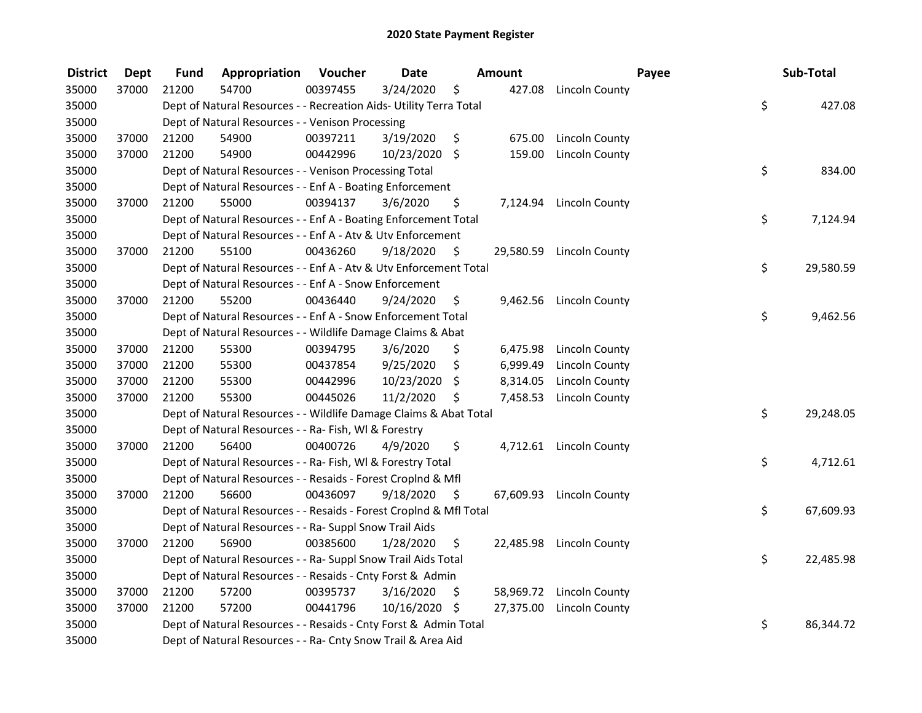# 2020 State Payment Register

| District | Dept | Fund | Appropriation | Voucher | Date | Amount | Payee | Sub-Total |
|---|---|---|---|---|---|---|---|---|
| 35000 | 37000 | 21200 | 54700 | 00397455 | 3/24/2020 | $ 427.08 | Lincoln County | |
| 35000 | | Dept of Natural Resources - - Recreation Aids- Utility Terra Total | | | | | | $ 427.08 |
| 35000 | | Dept of Natural Resources - - Venison Processing | | | | | | |
| 35000 | 37000 | 21200 | 54900 | 00397211 | 3/19/2020 | $ 675.00 | Lincoln County | |
| 35000 | 37000 | 21200 | 54900 | 00442996 | 10/23/2020 | $ 159.00 | Lincoln County | |
| 35000 | | Dept of Natural Resources - - Venison Processing Total | | | | | | $ 834.00 |
| 35000 | | Dept of Natural Resources - - Enf A - Boating Enforcement | | | | | | |
| 35000 | 37000 | 21200 | 55000 | 00394137 | 3/6/2020 | $ 7,124.94 | Lincoln County | |
| 35000 | | Dept of Natural Resources - - Enf A - Boating Enforcement Total | | | | | | $ 7,124.94 |
| 35000 | | Dept of Natural Resources - - Enf A - Atv & Utv Enforcement | | | | | | |
| 35000 | 37000 | 21200 | 55100 | 00436260 | 9/18/2020 | $ 29,580.59 | Lincoln County | |
| 35000 | | Dept of Natural Resources - - Enf A - Atv & Utv Enforcement Total | | | | | | $ 29,580.59 |
| 35000 | | Dept of Natural Resources - - Enf A - Snow Enforcement | | | | | | |
| 35000 | 37000 | 21200 | 55200 | 00436440 | 9/24/2020 | $ 9,462.56 | Lincoln County | |
| 35000 | | Dept of Natural Resources - - Enf A - Snow Enforcement Total | | | | | | $ 9,462.56 |
| 35000 | | Dept of Natural Resources - - Wildlife Damage Claims & Abat | | | | | | |
| 35000 | 37000 | 21200 | 55300 | 00394795 | 3/6/2020 | $ 6,475.98 | Lincoln County | |
| 35000 | 37000 | 21200 | 55300 | 00437854 | 9/25/2020 | $ 6,999.49 | Lincoln County | |
| 35000 | 37000 | 21200 | 55300 | 00442996 | 10/23/2020 | $ 8,314.05 | Lincoln County | |
| 35000 | 37000 | 21200 | 55300 | 00445026 | 11/2/2020 | $ 7,458.53 | Lincoln County | |
| 35000 | | Dept of Natural Resources - - Wildlife Damage Claims & Abat Total | | | | | | $ 29,248.05 |
| 35000 | | Dept of Natural Resources - - Ra- Fish, Wl & Forestry | | | | | | |
| 35000 | 37000 | 21200 | 56400 | 00400726 | 4/9/2020 | $ 4,712.61 | Lincoln County | |
| 35000 | | Dept of Natural Resources - - Ra- Fish, Wl & Forestry Total | | | | | | $ 4,712.61 |
| 35000 | | Dept of Natural Resources - - Resaids - Forest Croplnd & Mfl | | | | | | |
| 35000 | 37000 | 21200 | 56600 | 00436097 | 9/18/2020 | $ 67,609.93 | Lincoln County | |
| 35000 | | Dept of Natural Resources - - Resaids - Forest Croplnd & Mfl Total | | | | | | $ 67,609.93 |
| 35000 | | Dept of Natural Resources - - Ra- Suppl Snow Trail Aids | | | | | | |
| 35000 | 37000 | 21200 | 56900 | 00385600 | 1/28/2020 | $ 22,485.98 | Lincoln County | |
| 35000 | | Dept of Natural Resources - - Ra- Suppl Snow Trail Aids Total | | | | | | $ 22,485.98 |
| 35000 | | Dept of Natural Resources - - Resaids - Cnty Forst & Admin | | | | | | |
| 35000 | 37000 | 21200 | 57200 | 00395737 | 3/16/2020 | $ 58,969.72 | Lincoln County | |
| 35000 | 37000 | 21200 | 57200 | 00441796 | 10/16/2020 | $ 27,375.00 | Lincoln County | |
| 35000 | | Dept of Natural Resources - - Resaids - Cnty Forst & Admin Total | | | | | | $ 86,344.72 |
| 35000 | | Dept of Natural Resources - - Ra- Cnty Snow Trail & Area Aid | | | | | | |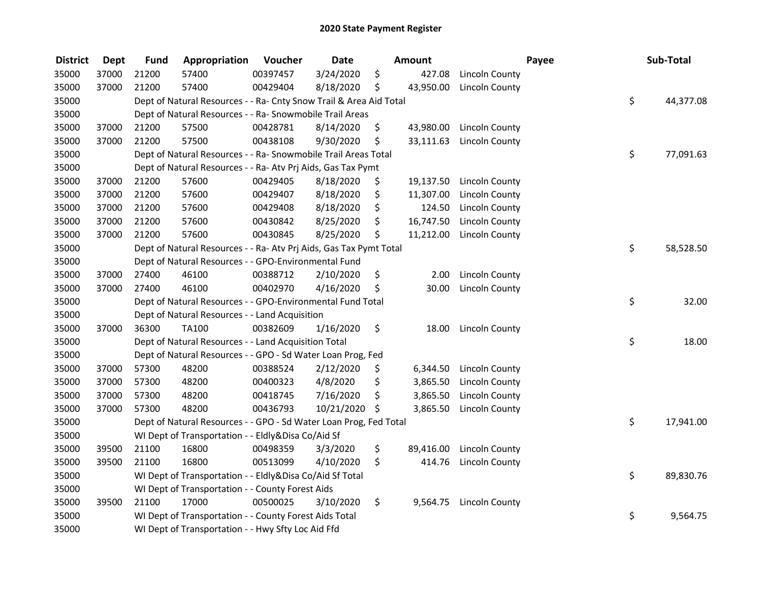## 2020 State Payment Register

| District | Dept | Fund | Appropriation | Voucher | Date | Amount | Payee | Sub-Total |
|---|---|---|---|---|---|---|---|---|
| 35000 | 37000 | 21200 | 57400 | 00397457 | 3/24/2020 | $ 427.08 | Lincoln County | |
| 35000 | 37000 | 21200 | 57400 | 00429404 | 8/18/2020 | $ 43,950.00 | Lincoln County | |
| 35000 | | Dept of Natural Resources - - Ra- Cnty Snow Trail & Area Aid Total | | | | | | $ 44,377.08 |
| 35000 | | Dept of Natural Resources - - Ra- Snowmobile Trail Areas | | | | | | |
| 35000 | 37000 | 21200 | 57500 | 00428781 | 8/14/2020 | $ 43,980.00 | Lincoln County | |
| 35000 | 37000 | 21200 | 57500 | 00438108 | 9/30/2020 | $ 33,111.63 | Lincoln County | |
| 35000 | | Dept of Natural Resources - - Ra- Snowmobile Trail Areas Total | | | | | | $ 77,091.63 |
| 35000 | | Dept of Natural Resources - - Ra- Atv Prj Aids, Gas Tax Pymt | | | | | | |
| 35000 | 37000 | 21200 | 57600 | 00429405 | 8/18/2020 | $ 19,137.50 | Lincoln County | |
| 35000 | 37000 | 21200 | 57600 | 00429407 | 8/18/2020 | $ 11,307.00 | Lincoln County | |
| 35000 | 37000 | 21200 | 57600 | 00429408 | 8/18/2020 | $ 124.50 | Lincoln County | |
| 35000 | 37000 | 21200 | 57600 | 00430842 | 8/25/2020 | $ 16,747.50 | Lincoln County | |
| 35000 | 37000 | 21200 | 57600 | 00430845 | 8/25/2020 | $ 11,212.00 | Lincoln County | |
| 35000 | | Dept of Natural Resources - - Ra- Atv Prj Aids, Gas Tax Pymt Total | | | | | | $ 58,528.50 |
| 35000 | | Dept of Natural Resources - - GPO-Environmental Fund | | | | | | |
| 35000 | 37000 | 27400 | 46100 | 00388712 | 2/10/2020 | $ 2.00 | Lincoln County | |
| 35000 | 37000 | 27400 | 46100 | 00402970 | 4/16/2020 | $ 30.00 | Lincoln County | |
| 35000 | | Dept of Natural Resources - - GPO-Environmental Fund Total | | | | | | $ 32.00 |
| 35000 | | Dept of Natural Resources - - Land Acquisition | | | | | | |
| 35000 | 37000 | 36300 | TA100 | 00382609 | 1/16/2020 | $ 18.00 | Lincoln County | |
| 35000 | | Dept of Natural Resources - - Land Acquisition Total | | | | | | $ 18.00 |
| 35000 | | Dept of Natural Resources - - GPO - Sd Water Loan Prog, Fed | | | | | | |
| 35000 | 37000 | 57300 | 48200 | 00388524 | 2/12/2020 | $ 6,344.50 | Lincoln County | |
| 35000 | 37000 | 57300 | 48200 | 00400323 | 4/8/2020 | $ 3,865.50 | Lincoln County | |
| 35000 | 37000 | 57300 | 48200 | 00418745 | 7/16/2020 | $ 3,865.50 | Lincoln County | |
| 35000 | 37000 | 57300 | 48200 | 00436793 | 10/21/2020 | $ 3,865.50 | Lincoln County | |
| 35000 | | Dept of Natural Resources - - GPO - Sd Water Loan Prog, Fed Total | | | | | | $ 17,941.00 |
| 35000 | | WI Dept of Transportation - - Eldly&Disa Co/Aid Sf | | | | | | |
| 35000 | 39500 | 21100 | 16800 | 00498359 | 3/3/2020 | $ 89,416.00 | Lincoln County | |
| 35000 | 39500 | 21100 | 16800 | 00513099 | 4/10/2020 | $ 414.76 | Lincoln County | |
| 35000 | | WI Dept of Transportation - - Eldly&Disa Co/Aid Sf Total | | | | | | $ 89,830.76 |
| 35000 | | WI Dept of Transportation - - County Forest Aids | | | | | | |
| 35000 | 39500 | 21100 | 17000 | 00500025 | 3/10/2020 | $ 9,564.75 | Lincoln County | |
| 35000 | | WI Dept of Transportation - - County Forest Aids Total | | | | | | $ 9,564.75 |
| 35000 | | WI Dept of Transportation - - Hwy Sfty Loc Aid Ffd | | | | | | |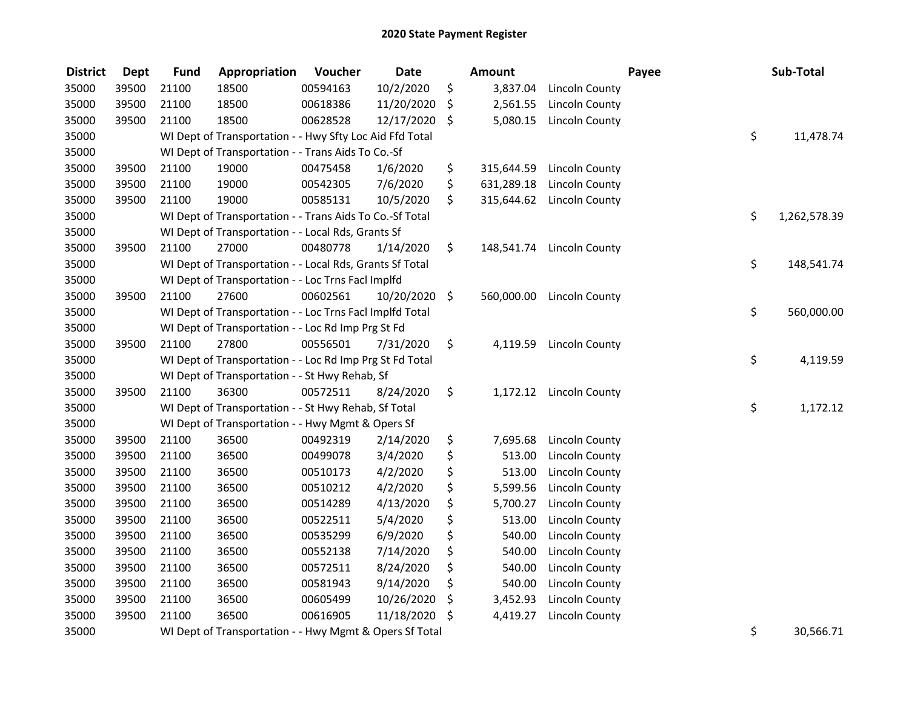## 2020 State Payment Register

| District | Dept | Fund | Appropriation | Voucher | Date | Amount | Payee | Sub-Total |
|---|---|---|---|---|---|---|---|---|
| 35000 | 39500 | 21100 | 18500 | 00594163 | 10/2/2020 | $ 3,837.04 | Lincoln County | |
| 35000 | 39500 | 21100 | 18500 | 00618386 | 11/20/2020 | $ 2,561.55 | Lincoln County | |
| 35000 | 39500 | 21100 | 18500 | 00628528 | 12/17/2020 | $ 5,080.15 | Lincoln County | |
| 35000 | | WI Dept of Transportation - - Hwy Sfty Loc Aid Ffd Total | | | | | | $ 11,478.74 |
| 35000 | | WI Dept of Transportation - - Trans Aids To Co.-Sf | | | | | | |
| 35000 | 39500 | 21100 | 19000 | 00475458 | 1/6/2020 | $ 315,644.59 | Lincoln County | |
| 35000 | 39500 | 21100 | 19000 | 00542305 | 7/6/2020 | $ 631,289.18 | Lincoln County | |
| 35000 | 39500 | 21100 | 19000 | 00585131 | 10/5/2020 | $ 315,644.62 | Lincoln County | |
| 35000 | | WI Dept of Transportation - - Trans Aids To Co.-Sf Total | | | | | | $ 1,262,578.39 |
| 35000 | | WI Dept of Transportation - - Local Rds, Grants Sf | | | | | | |
| 35000 | 39500 | 21100 | 27000 | 00480778 | 1/14/2020 | $ 148,541.74 | Lincoln County | |
| 35000 | | WI Dept of Transportation - - Local Rds, Grants Sf Total | | | | | | $ 148,541.74 |
| 35000 | | WI Dept of Transportation - - Loc Trns Facl Implfd | | | | | | |
| 35000 | 39500 | 21100 | 27600 | 00602561 | 10/20/2020 | $ 560,000.00 | Lincoln County | |
| 35000 | | WI Dept of Transportation - - Loc Trns Facl Implfd Total | | | | | | $ 560,000.00 |
| 35000 | | WI Dept of Transportation - - Loc Rd Imp Prg St Fd | | | | | | |
| 35000 | 39500 | 21100 | 27800 | 00556501 | 7/31/2020 | $ 4,119.59 | Lincoln County | |
| 35000 | | WI Dept of Transportation - - Loc Rd Imp Prg St Fd Total | | | | | | $ 4,119.59 |
| 35000 | | WI Dept of Transportation - - St Hwy Rehab, Sf | | | | | | |
| 35000 | 39500 | 21100 | 36300 | 00572511 | 8/24/2020 | $ 1,172.12 | Lincoln County | |
| 35000 | | WI Dept of Transportation - - St Hwy Rehab, Sf Total | | | | | | $ 1,172.12 |
| 35000 | | WI Dept of Transportation - - Hwy Mgmt & Opers Sf | | | | | | |
| 35000 | 39500 | 21100 | 36500 | 00492319 | 2/14/2020 | $ 7,695.68 | Lincoln County | |
| 35000 | 39500 | 21100 | 36500 | 00499078 | 3/4/2020 | $ 513.00 | Lincoln County | |
| 35000 | 39500 | 21100 | 36500 | 00510173 | 4/2/2020 | $ 513.00 | Lincoln County | |
| 35000 | 39500 | 21100 | 36500 | 00510212 | 4/2/2020 | $ 5,599.56 | Lincoln County | |
| 35000 | 39500 | 21100 | 36500 | 00514289 | 4/13/2020 | $ 5,700.27 | Lincoln County | |
| 35000 | 39500 | 21100 | 36500 | 00522511 | 5/4/2020 | $ 513.00 | Lincoln County | |
| 35000 | 39500 | 21100 | 36500 | 00535299 | 6/9/2020 | $ 540.00 | Lincoln County | |
| 35000 | 39500 | 21100 | 36500 | 00552138 | 7/14/2020 | $ 540.00 | Lincoln County | |
| 35000 | 39500 | 21100 | 36500 | 00572511 | 8/24/2020 | $ 540.00 | Lincoln County | |
| 35000 | 39500 | 21100 | 36500 | 00581943 | 9/14/2020 | $ 540.00 | Lincoln County | |
| 35000 | 39500 | 21100 | 36500 | 00605499 | 10/26/2020 | $ 3,452.93 | Lincoln County | |
| 35000 | 39500 | 21100 | 36500 | 00616905 | 11/18/2020 | $ 4,419.27 | Lincoln County | |
| 35000 | | WI Dept of Transportation - - Hwy Mgmt & Opers Sf Total | | | | | | $ 30,566.71 |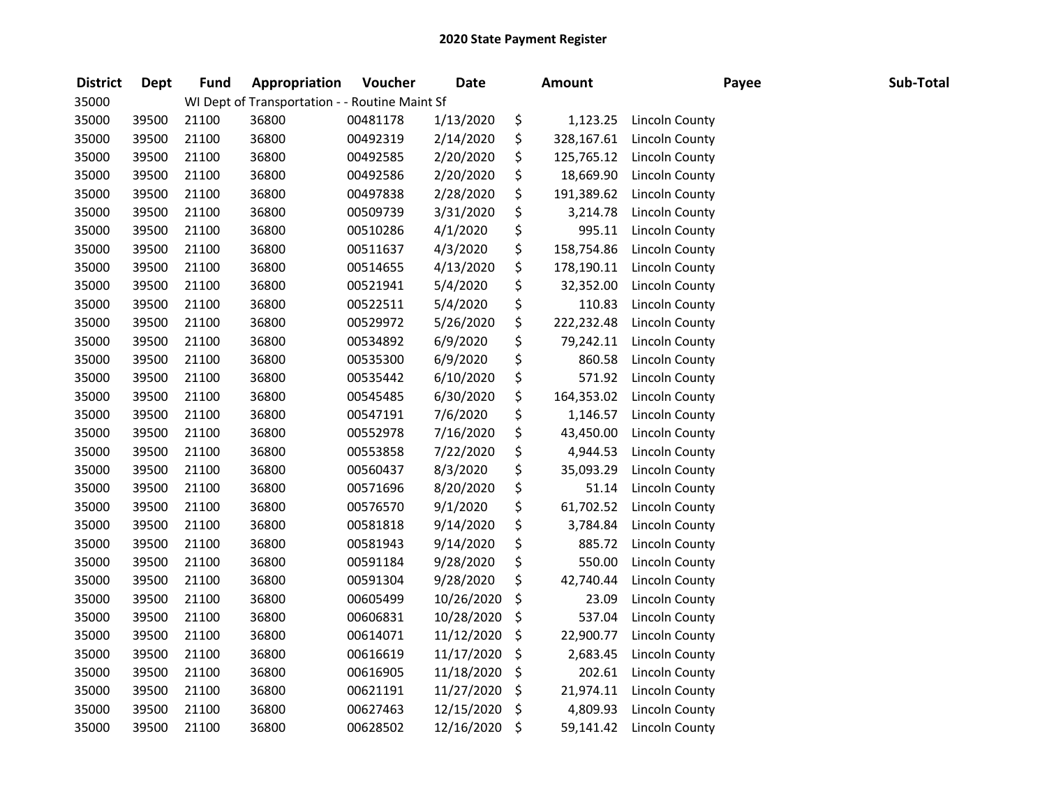# 2020 State Payment Register

| District | Dept | Fund | Appropriation | Voucher | Date | Amount | Payee | Sub-Total |
|---|---|---|---|---|---|---|---|---|
| 35000 | | WI Dept of Transportation - - Routine Maint Sf | | | | | | |
| 35000 | 39500 | 21100 | 36800 | 00481178 | 1/13/2020 | $ 1,123.25 | Lincoln County | |
| 35000 | 39500 | 21100 | 36800 | 00492319 | 2/14/2020 | $ 328,167.61 | Lincoln County | |
| 35000 | 39500 | 21100 | 36800 | 00492585 | 2/20/2020 | $ 125,765.12 | Lincoln County | |
| 35000 | 39500 | 21100 | 36800 | 00492586 | 2/20/2020 | $ 18,669.90 | Lincoln County | |
| 35000 | 39500 | 21100 | 36800 | 00497838 | 2/28/2020 | $ 191,389.62 | Lincoln County | |
| 35000 | 39500 | 21100 | 36800 | 00509739 | 3/31/2020 | $ 3,214.78 | Lincoln County | |
| 35000 | 39500 | 21100 | 36800 | 00510286 | 4/1/2020 | $ 995.11 | Lincoln County | |
| 35000 | 39500 | 21100 | 36800 | 00511637 | 4/3/2020 | $ 158,754.86 | Lincoln County | |
| 35000 | 39500 | 21100 | 36800 | 00514655 | 4/13/2020 | $ 178,190.11 | Lincoln County | |
| 35000 | 39500 | 21100 | 36800 | 00521941 | 5/4/2020 | $ 32,352.00 | Lincoln County | |
| 35000 | 39500 | 21100 | 36800 | 00522511 | 5/4/2020 | $ 110.83 | Lincoln County | |
| 35000 | 39500 | 21100 | 36800 | 00529972 | 5/26/2020 | $ 222,232.48 | Lincoln County | |
| 35000 | 39500 | 21100 | 36800 | 00534892 | 6/9/2020 | $ 79,242.11 | Lincoln County | |
| 35000 | 39500 | 21100 | 36800 | 00535300 | 6/9/2020 | $ 860.58 | Lincoln County | |
| 35000 | 39500 | 21100 | 36800 | 00535442 | 6/10/2020 | $ 571.92 | Lincoln County | |
| 35000 | 39500 | 21100 | 36800 | 00545485 | 6/30/2020 | $ 164,353.02 | Lincoln County | |
| 35000 | 39500 | 21100 | 36800 | 00547191 | 7/6/2020 | $ 1,146.57 | Lincoln County | |
| 35000 | 39500 | 21100 | 36800 | 00552978 | 7/16/2020 | $ 43,450.00 | Lincoln County | |
| 35000 | 39500 | 21100 | 36800 | 00553858 | 7/22/2020 | $ 4,944.53 | Lincoln County | |
| 35000 | 39500 | 21100 | 36800 | 00560437 | 8/3/2020 | $ 35,093.29 | Lincoln County | |
| 35000 | 39500 | 21100 | 36800 | 00571696 | 8/20/2020 | $ 51.14 | Lincoln County | |
| 35000 | 39500 | 21100 | 36800 | 00576570 | 9/1/2020 | $ 61,702.52 | Lincoln County | |
| 35000 | 39500 | 21100 | 36800 | 00581818 | 9/14/2020 | $ 3,784.84 | Lincoln County | |
| 35000 | 39500 | 21100 | 36800 | 00581943 | 9/14/2020 | $ 885.72 | Lincoln County | |
| 35000 | 39500 | 21100 | 36800 | 00591184 | 9/28/2020 | $ 550.00 | Lincoln County | |
| 35000 | 39500 | 21100 | 36800 | 00591304 | 9/28/2020 | $ 42,740.44 | Lincoln County | |
| 35000 | 39500 | 21100 | 36800 | 00605499 | 10/26/2020 | $ 23.09 | Lincoln County | |
| 35000 | 39500 | 21100 | 36800 | 00606831 | 10/28/2020 | $ 537.04 | Lincoln County | |
| 35000 | 39500 | 21100 | 36800 | 00614071 | 11/12/2020 | $ 22,900.77 | Lincoln County | |
| 35000 | 39500 | 21100 | 36800 | 00616619 | 11/17/2020 | $ 2,683.45 | Lincoln County | |
| 35000 | 39500 | 21100 | 36800 | 00616905 | 11/18/2020 | $ 202.61 | Lincoln County | |
| 35000 | 39500 | 21100 | 36800 | 00621191 | 11/27/2020 | $ 21,974.11 | Lincoln County | |
| 35000 | 39500 | 21100 | 36800 | 00627463 | 12/15/2020 | $ 4,809.93 | Lincoln County | |
| 35000 | 39500 | 21100 | 36800 | 00628502 | 12/16/2020 | $ 59,141.42 | Lincoln County | |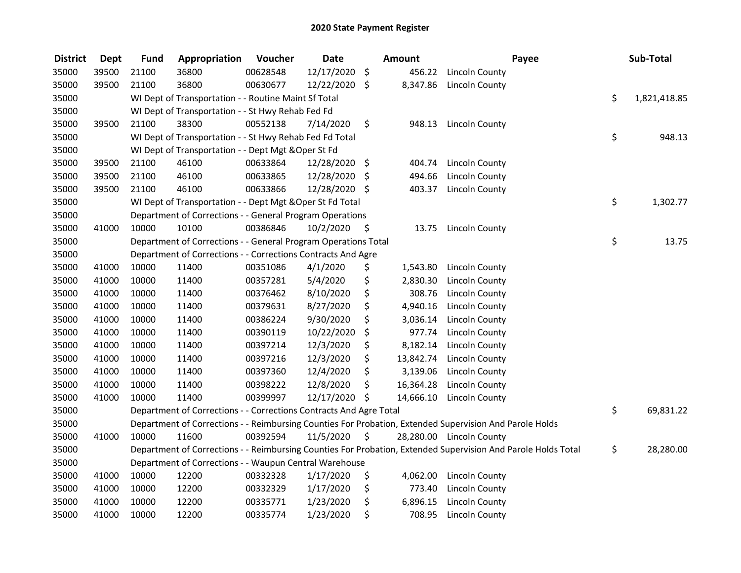# 2020 State Payment Register

| District | Dept | Fund | Appropriation | Voucher | Date | Amount | Payee | Sub-Total |
|---|---|---|---|---|---|---|---|---|
| 35000 | 39500 | 21100 | 36800 | 00628548 | 12/17/2020 | $ 456.22 | Lincoln County | |
| 35000 | 39500 | 21100 | 36800 | 00630677 | 12/22/2020 | $ 8,347.86 | Lincoln County | |
| 35000 | | WI Dept of Transportation - - Routine Maint Sf Total | | | | | | $ 1,821,418.85 |
| 35000 | | WI Dept of Transportation - - St Hwy Rehab Fed Fd | | | | | | |
| 35000 | 39500 | 21100 | 38300 | 00552138 | 7/14/2020 | $ 948.13 | Lincoln County | |
| 35000 | | WI Dept of Transportation - - St Hwy Rehab Fed Fd Total | | | | | | $ 948.13 |
| 35000 | | WI Dept of Transportation - - Dept Mgt &Oper St Fd | | | | | | |
| 35000 | 39500 | 21100 | 46100 | 00633864 | 12/28/2020 | $ 404.74 | Lincoln County | |
| 35000 | 39500 | 21100 | 46100 | 00633865 | 12/28/2020 | $ 494.66 | Lincoln County | |
| 35000 | 39500 | 21100 | 46100 | 00633866 | 12/28/2020 | $ 403.37 | Lincoln County | |
| 35000 | | WI Dept of Transportation - - Dept Mgt &Oper St Fd Total | | | | | | $ 1,302.77 |
| 35000 | | Department of Corrections - - General Program Operations | | | | | | |
| 35000 | 41000 | 10000 | 10100 | 00386846 | 10/2/2020 | $ 13.75 | Lincoln County | |
| 35000 | | Department of Corrections - - General Program Operations Total | | | | | | $ 13.75 |
| 35000 | | Department of Corrections - - Corrections Contracts And Agre | | | | | | |
| 35000 | 41000 | 10000 | 11400 | 00351086 | 4/1/2020 | $ 1,543.80 | Lincoln County | |
| 35000 | 41000 | 10000 | 11400 | 00357281 | 5/4/2020 | $ 2,830.30 | Lincoln County | |
| 35000 | 41000 | 10000 | 11400 | 00376462 | 8/10/2020 | $ 308.76 | Lincoln County | |
| 35000 | 41000 | 10000 | 11400 | 00379631 | 8/27/2020 | $ 4,940.16 | Lincoln County | |
| 35000 | 41000 | 10000 | 11400 | 00386224 | 9/30/2020 | $ 3,036.14 | Lincoln County | |
| 35000 | 41000 | 10000 | 11400 | 00390119 | 10/22/2020 | $ 977.74 | Lincoln County | |
| 35000 | 41000 | 10000 | 11400 | 00397214 | 12/3/2020 | $ 8,182.14 | Lincoln County | |
| 35000 | 41000 | 10000 | 11400 | 00397216 | 12/3/2020 | $ 13,842.74 | Lincoln County | |
| 35000 | 41000 | 10000 | 11400 | 00397360 | 12/4/2020 | $ 3,139.06 | Lincoln County | |
| 35000 | 41000 | 10000 | 11400 | 00398222 | 12/8/2020 | $ 16,364.28 | Lincoln County | |
| 35000 | 41000 | 10000 | 11400 | 00399997 | 12/17/2020 | $ 14,666.10 | Lincoln County | |
| 35000 | | Department of Corrections - - Corrections Contracts And Agre Total | | | | | | $ 69,831.22 |
| 35000 | | Department of Corrections - - Reimbursing Counties For Probation, Extended Supervision And Parole Holds | | | | | | |
| 35000 | 41000 | 10000 | 11600 | 00392594 | 11/5/2020 | $ 28,280.00 | Lincoln County | |
| 35000 | | Department of Corrections - - Reimbursing Counties For Probation, Extended Supervision And Parole Holds Total | | | | | | $ 28,280.00 |
| 35000 | | Department of Corrections - - Waupun Central Warehouse | | | | | | |
| 35000 | 41000 | 10000 | 12200 | 00332328 | 1/17/2020 | $ 4,062.00 | Lincoln County | |
| 35000 | 41000 | 10000 | 12200 | 00332329 | 1/17/2020 | $ 773.40 | Lincoln County | |
| 35000 | 41000 | 10000 | 12200 | 00335771 | 1/23/2020 | $ 6,896.15 | Lincoln County | |
| 35000 | 41000 | 10000 | 12200 | 00335774 | 1/23/2020 | $ 708.95 | Lincoln County | |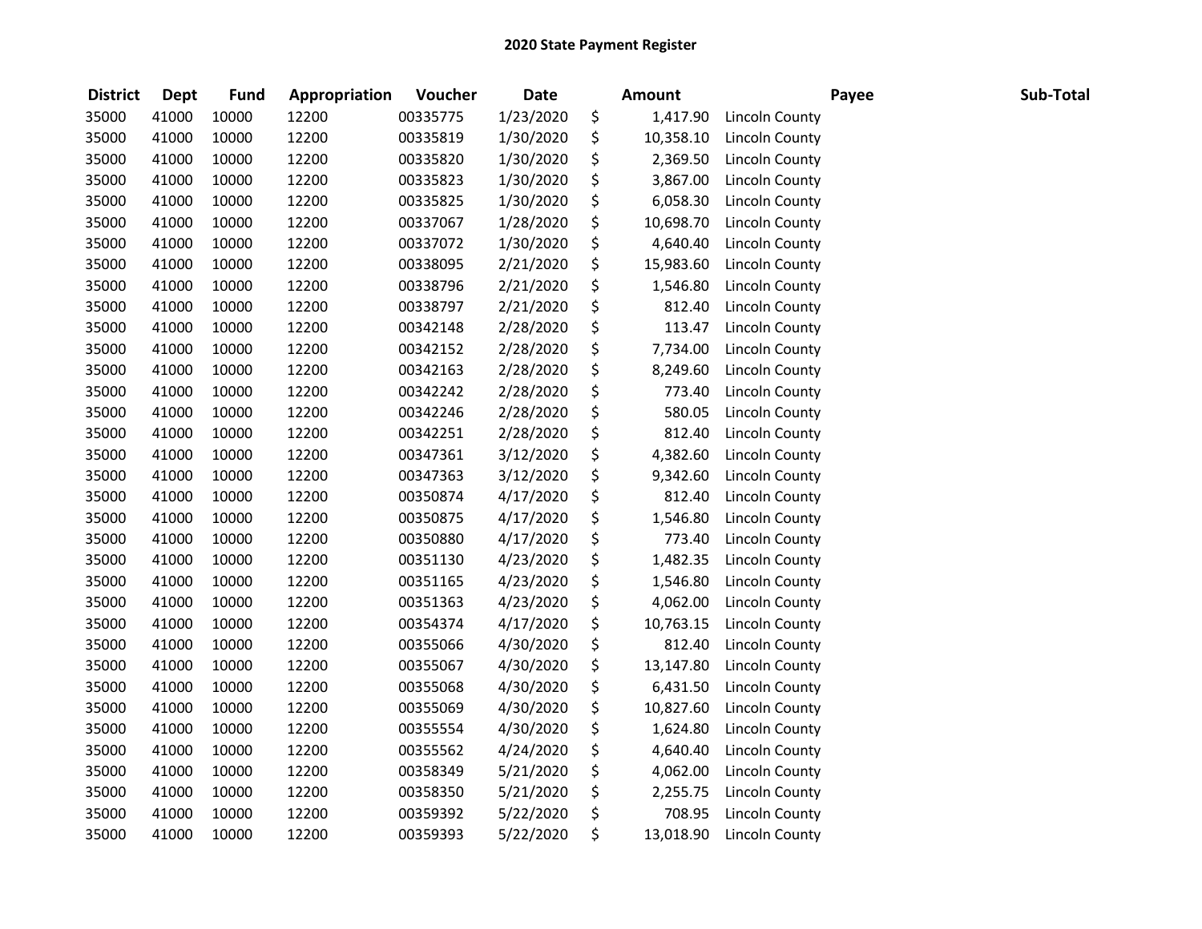## 2020 State Payment Register

| District | Dept | Fund | Appropriation | Voucher | Date | Amount | Payee | Sub-Total |
|---|---|---|---|---|---|---|---|---|
| 35000 | 41000 | 10000 | 12200 | 00335775 | 1/23/2020 | $ 1,417.90 | Lincoln County | |
| 35000 | 41000 | 10000 | 12200 | 00335819 | 1/30/2020 | $ 10,358.10 | Lincoln County | |
| 35000 | 41000 | 10000 | 12200 | 00335820 | 1/30/2020 | $ 2,369.50 | Lincoln County | |
| 35000 | 41000 | 10000 | 12200 | 00335823 | 1/30/2020 | $ 3,867.00 | Lincoln County | |
| 35000 | 41000 | 10000 | 12200 | 00335825 | 1/30/2020 | $ 6,058.30 | Lincoln County | |
| 35000 | 41000 | 10000 | 12200 | 00337067 | 1/28/2020 | $ 10,698.70 | Lincoln County | |
| 35000 | 41000 | 10000 | 12200 | 00337072 | 1/30/2020 | $ 4,640.40 | Lincoln County | |
| 35000 | 41000 | 10000 | 12200 | 00338095 | 2/21/2020 | $ 15,983.60 | Lincoln County | |
| 35000 | 41000 | 10000 | 12200 | 00338796 | 2/21/2020 | $ 1,546.80 | Lincoln County | |
| 35000 | 41000 | 10000 | 12200 | 00338797 | 2/21/2020 | $ 812.40 | Lincoln County | |
| 35000 | 41000 | 10000 | 12200 | 00342148 | 2/28/2020 | $ 113.47 | Lincoln County | |
| 35000 | 41000 | 10000 | 12200 | 00342152 | 2/28/2020 | $ 7,734.00 | Lincoln County | |
| 35000 | 41000 | 10000 | 12200 | 00342163 | 2/28/2020 | $ 8,249.60 | Lincoln County | |
| 35000 | 41000 | 10000 | 12200 | 00342242 | 2/28/2020 | $ 773.40 | Lincoln County | |
| 35000 | 41000 | 10000 | 12200 | 00342246 | 2/28/2020 | $ 580.05 | Lincoln County | |
| 35000 | 41000 | 10000 | 12200 | 00342251 | 2/28/2020 | $ 812.40 | Lincoln County | |
| 35000 | 41000 | 10000 | 12200 | 00347361 | 3/12/2020 | $ 4,382.60 | Lincoln County | |
| 35000 | 41000 | 10000 | 12200 | 00347363 | 3/12/2020 | $ 9,342.60 | Lincoln County | |
| 35000 | 41000 | 10000 | 12200 | 00350874 | 4/17/2020 | $ 812.40 | Lincoln County | |
| 35000 | 41000 | 10000 | 12200 | 00350875 | 4/17/2020 | $ 1,546.80 | Lincoln County | |
| 35000 | 41000 | 10000 | 12200 | 00350880 | 4/17/2020 | $ 773.40 | Lincoln County | |
| 35000 | 41000 | 10000 | 12200 | 00351130 | 4/23/2020 | $ 1,482.35 | Lincoln County | |
| 35000 | 41000 | 10000 | 12200 | 00351165 | 4/23/2020 | $ 1,546.80 | Lincoln County | |
| 35000 | 41000 | 10000 | 12200 | 00351363 | 4/23/2020 | $ 4,062.00 | Lincoln County | |
| 35000 | 41000 | 10000 | 12200 | 00354374 | 4/17/2020 | $ 10,763.15 | Lincoln County | |
| 35000 | 41000 | 10000 | 12200 | 00355066 | 4/30/2020 | $ 812.40 | Lincoln County | |
| 35000 | 41000 | 10000 | 12200 | 00355067 | 4/30/2020 | $ 13,147.80 | Lincoln County | |
| 35000 | 41000 | 10000 | 12200 | 00355068 | 4/30/2020 | $ 6,431.50 | Lincoln County | |
| 35000 | 41000 | 10000 | 12200 | 00355069 | 4/30/2020 | $ 10,827.60 | Lincoln County | |
| 35000 | 41000 | 10000 | 12200 | 00355554 | 4/30/2020 | $ 1,624.80 | Lincoln County | |
| 35000 | 41000 | 10000 | 12200 | 00355562 | 4/24/2020 | $ 4,640.40 | Lincoln County | |
| 35000 | 41000 | 10000 | 12200 | 00358349 | 5/21/2020 | $ 4,062.00 | Lincoln County | |
| 35000 | 41000 | 10000 | 12200 | 00358350 | 5/21/2020 | $ 2,255.75 | Lincoln County | |
| 35000 | 41000 | 10000 | 12200 | 00359392 | 5/22/2020 | $ 708.95 | Lincoln County | |
| 35000 | 41000 | 10000 | 12200 | 00359393 | 5/22/2020 | $ 13,018.90 | Lincoln County | |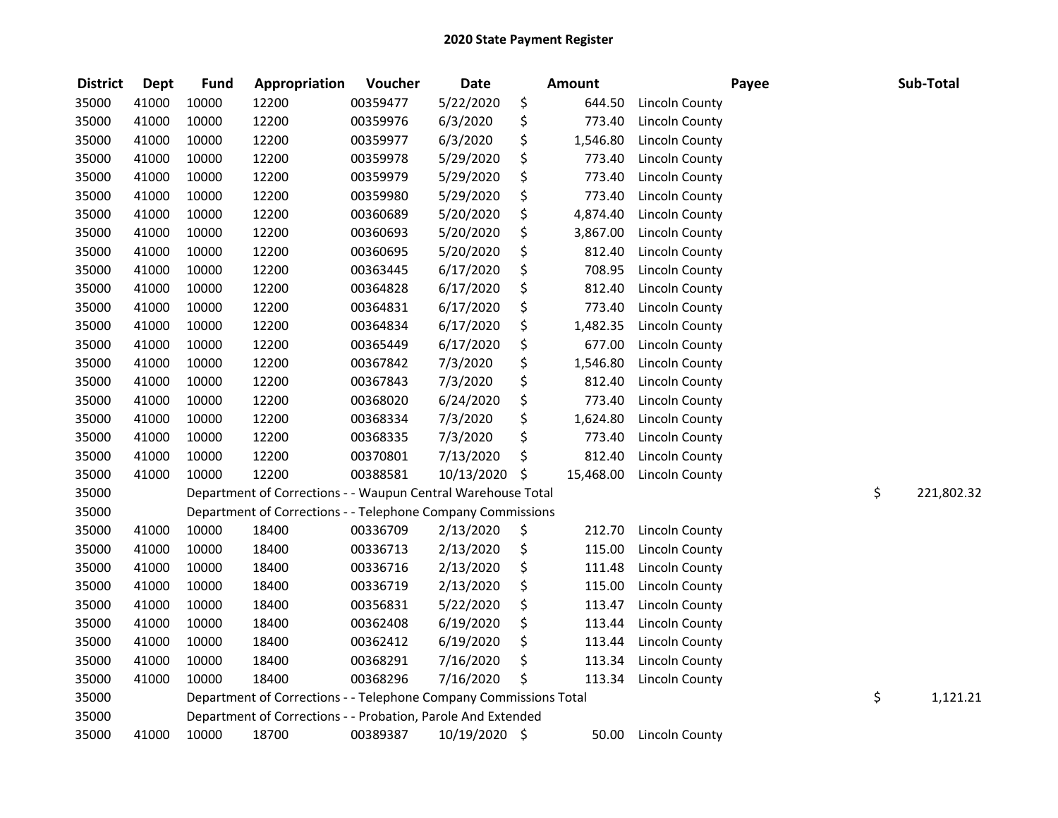# 2020 State Payment Register

| District | Dept | Fund | Appropriation | Voucher | Date | Amount | Payee | Sub-Total |
|---|---|---|---|---|---|---|---|---|
| 35000 | 41000 | 10000 | 12200 | 00359477 | 5/22/2020 | $ 644.50 | Lincoln County | |
| 35000 | 41000 | 10000 | 12200 | 00359976 | 6/3/2020 | $ 773.40 | Lincoln County | |
| 35000 | 41000 | 10000 | 12200 | 00359977 | 6/3/2020 | $ 1,546.80 | Lincoln County | |
| 35000 | 41000 | 10000 | 12200 | 00359978 | 5/29/2020 | $ 773.40 | Lincoln County | |
| 35000 | 41000 | 10000 | 12200 | 00359979 | 5/29/2020 | $ 773.40 | Lincoln County | |
| 35000 | 41000 | 10000 | 12200 | 00359980 | 5/29/2020 | $ 773.40 | Lincoln County | |
| 35000 | 41000 | 10000 | 12200 | 00360689 | 5/20/2020 | $ 4,874.40 | Lincoln County | |
| 35000 | 41000 | 10000 | 12200 | 00360693 | 5/20/2020 | $ 3,867.00 | Lincoln County | |
| 35000 | 41000 | 10000 | 12200 | 00360695 | 5/20/2020 | $ 812.40 | Lincoln County | |
| 35000 | 41000 | 10000 | 12200 | 00363445 | 6/17/2020 | $ 708.95 | Lincoln County | |
| 35000 | 41000 | 10000 | 12200 | 00364828 | 6/17/2020 | $ 812.40 | Lincoln County | |
| 35000 | 41000 | 10000 | 12200 | 00364831 | 6/17/2020 | $ 773.40 | Lincoln County | |
| 35000 | 41000 | 10000 | 12200 | 00364834 | 6/17/2020 | $ 1,482.35 | Lincoln County | |
| 35000 | 41000 | 10000 | 12200 | 00365449 | 6/17/2020 | $ 677.00 | Lincoln County | |
| 35000 | 41000 | 10000 | 12200 | 00367842 | 7/3/2020 | $ 1,546.80 | Lincoln County | |
| 35000 | 41000 | 10000 | 12200 | 00367843 | 7/3/2020 | $ 812.40 | Lincoln County | |
| 35000 | 41000 | 10000 | 12200 | 00368020 | 6/24/2020 | $ 773.40 | Lincoln County | |
| 35000 | 41000 | 10000 | 12200 | 00368334 | 7/3/2020 | $ 1,624.80 | Lincoln County | |
| 35000 | 41000 | 10000 | 12200 | 00368335 | 7/3/2020 | $ 773.40 | Lincoln County | |
| 35000 | 41000 | 10000 | 12200 | 00370801 | 7/13/2020 | $ 812.40 | Lincoln County | |
| 35000 | 41000 | 10000 | 12200 | 00388581 | 10/13/2020 | $ 15,468.00 | Lincoln County | |
| 35000 | | Department of Corrections - - Waupun Central Warehouse Total | | | | | | $ 221,802.32 |
| 35000 | | Department of Corrections - - Telephone Company Commissions | | | | | | |
| 35000 | 41000 | 10000 | 18400 | 00336709 | 2/13/2020 | $ 212.70 | Lincoln County | |
| 35000 | 41000 | 10000 | 18400 | 00336713 | 2/13/2020 | $ 115.00 | Lincoln County | |
| 35000 | 41000 | 10000 | 18400 | 00336716 | 2/13/2020 | $ 111.48 | Lincoln County | |
| 35000 | 41000 | 10000 | 18400 | 00336719 | 2/13/2020 | $ 115.00 | Lincoln County | |
| 35000 | 41000 | 10000 | 18400 | 00356831 | 5/22/2020 | $ 113.47 | Lincoln County | |
| 35000 | 41000 | 10000 | 18400 | 00362408 | 6/19/2020 | $ 113.44 | Lincoln County | |
| 35000 | 41000 | 10000 | 18400 | 00362412 | 6/19/2020 | $ 113.44 | Lincoln County | |
| 35000 | 41000 | 10000 | 18400 | 00368291 | 7/16/2020 | $ 113.34 | Lincoln County | |
| 35000 | 41000 | 10000 | 18400 | 00368296 | 7/16/2020 | $ 113.34 | Lincoln County | |
| 35000 | | Department of Corrections - - Telephone Company Commissions Total | | | | | | $ 1,121.21 |
| 35000 | | Department of Corrections - - Probation, Parole And Extended | | | | | | |
| 35000 | 41000 | 10000 | 18700 | 00389387 | 10/19/2020 | $ 50.00 | Lincoln County | |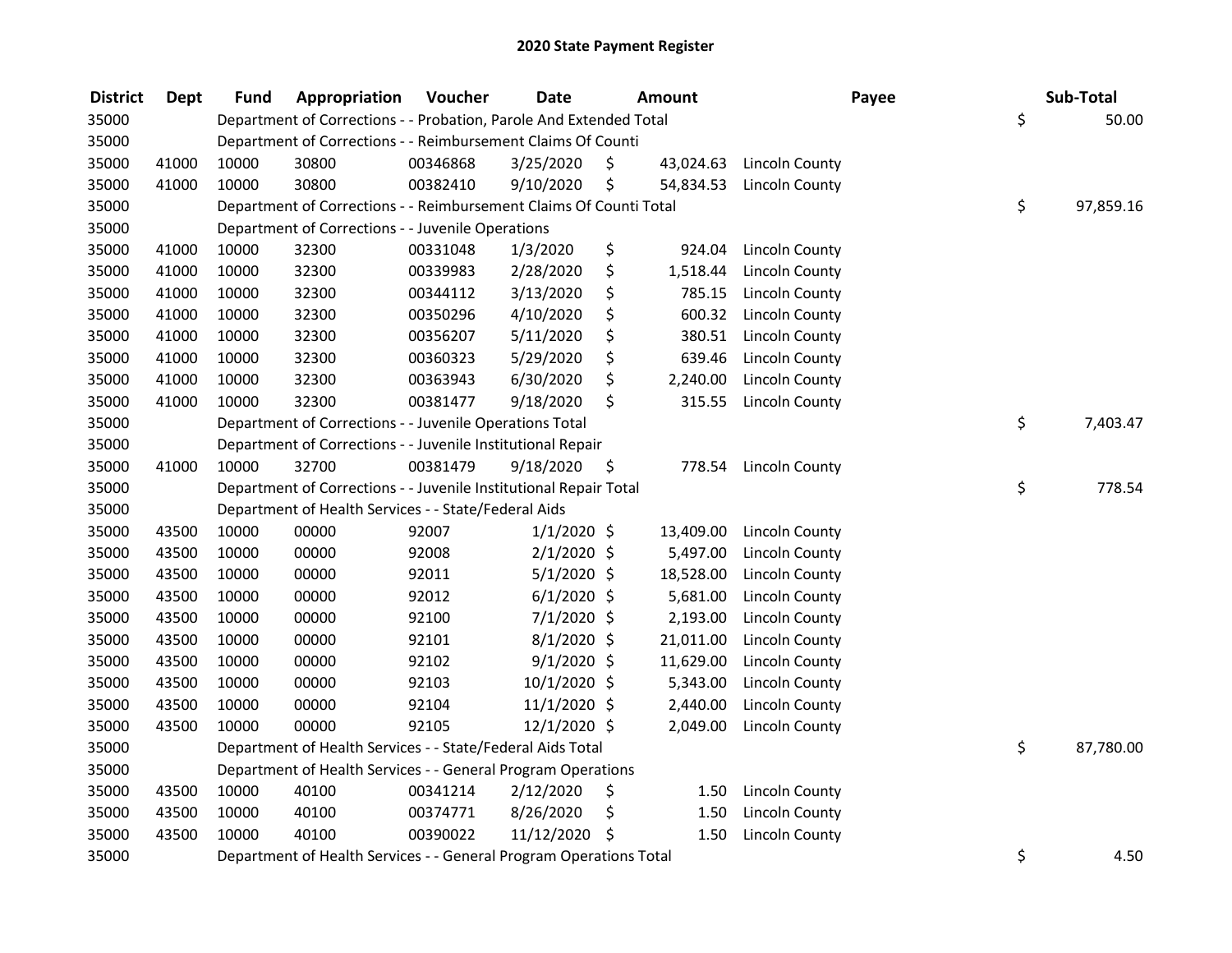# 2020 State Payment Register

| District | Dept | Fund | Appropriation | Voucher | Date | Amount | Payee | Sub-Total |
|---|---|---|---|---|---|---|---|---|
| 35000 | | | Department of Corrections - - Probation, Parole And Extended Total | | | | | $ 50.00 |
| 35000 | | | Department of Corrections - - Reimbursement Claims Of Counti | | | | | |
| 35000 | 41000 | 10000 | 30800 | 00346868 | 3/25/2020 | $ 43,024.63 | Lincoln County | |
| 35000 | 41000 | 10000 | 30800 | 00382410 | 9/10/2020 | $ 54,834.53 | Lincoln County | |
| 35000 | | | Department of Corrections - - Reimbursement Claims Of Counti Total | | | | | $ 97,859.16 |
| 35000 | | | Department of Corrections - - Juvenile Operations | | | | | |
| 35000 | 41000 | 10000 | 32300 | 00331048 | 1/3/2020 | $ 924.04 | Lincoln County | |
| 35000 | 41000 | 10000 | 32300 | 00339983 | 2/28/2020 | $ 1,518.44 | Lincoln County | |
| 35000 | 41000 | 10000 | 32300 | 00344112 | 3/13/2020 | $ 785.15 | Lincoln County | |
| 35000 | 41000 | 10000 | 32300 | 00350296 | 4/10/2020 | $ 600.32 | Lincoln County | |
| 35000 | 41000 | 10000 | 32300 | 00356207 | 5/11/2020 | $ 380.51 | Lincoln County | |
| 35000 | 41000 | 10000 | 32300 | 00360323 | 5/29/2020 | $ 639.46 | Lincoln County | |
| 35000 | 41000 | 10000 | 32300 | 00363943 | 6/30/2020 | $ 2,240.00 | Lincoln County | |
| 35000 | 41000 | 10000 | 32300 | 00381477 | 9/18/2020 | $ 315.55 | Lincoln County | |
| 35000 | | | Department of Corrections - - Juvenile Operations Total | | | | | $ 7,403.47 |
| 35000 | | | Department of Corrections - - Juvenile Institutional Repair | | | | | |
| 35000 | 41000 | 10000 | 32700 | 00381479 | 9/18/2020 | $ 778.54 | Lincoln County | |
| 35000 | | | Department of Corrections - - Juvenile Institutional Repair Total | | | | | $ 778.54 |
| 35000 | | | Department of Health Services - - State/Federal Aids | | | | | |
| 35000 | 43500 | 10000 | 00000 | 92007 | 1/1/2020 | $ 13,409.00 | Lincoln County | |
| 35000 | 43500 | 10000 | 00000 | 92008 | 2/1/2020 | $ 5,497.00 | Lincoln County | |
| 35000 | 43500 | 10000 | 00000 | 92011 | 5/1/2020 | $ 18,528.00 | Lincoln County | |
| 35000 | 43500 | 10000 | 00000 | 92012 | 6/1/2020 | $ 5,681.00 | Lincoln County | |
| 35000 | 43500 | 10000 | 00000 | 92100 | 7/1/2020 | $ 2,193.00 | Lincoln County | |
| 35000 | 43500 | 10000 | 00000 | 92101 | 8/1/2020 | $ 21,011.00 | Lincoln County | |
| 35000 | 43500 | 10000 | 00000 | 92102 | 9/1/2020 | $ 11,629.00 | Lincoln County | |
| 35000 | 43500 | 10000 | 00000 | 92103 | 10/1/2020 | $ 5,343.00 | Lincoln County | |
| 35000 | 43500 | 10000 | 00000 | 92104 | 11/1/2020 | $ 2,440.00 | Lincoln County | |
| 35000 | 43500 | 10000 | 00000 | 92105 | 12/1/2020 | $ 2,049.00 | Lincoln County | |
| 35000 | | | Department of Health Services - - State/Federal Aids Total | | | | | $ 87,780.00 |
| 35000 | | | Department of Health Services - - General Program Operations | | | | | |
| 35000 | 43500 | 10000 | 40100 | 00341214 | 2/12/2020 | $ 1.50 | Lincoln County | |
| 35000 | 43500 | 10000 | 40100 | 00374771 | 8/26/2020 | $ 1.50 | Lincoln County | |
| 35000 | 43500 | 10000 | 40100 | 00390022 | 11/12/2020 | $ 1.50 | Lincoln County | |
| 35000 | | | Department of Health Services - - General Program Operations Total | | | | | $ 4.50 |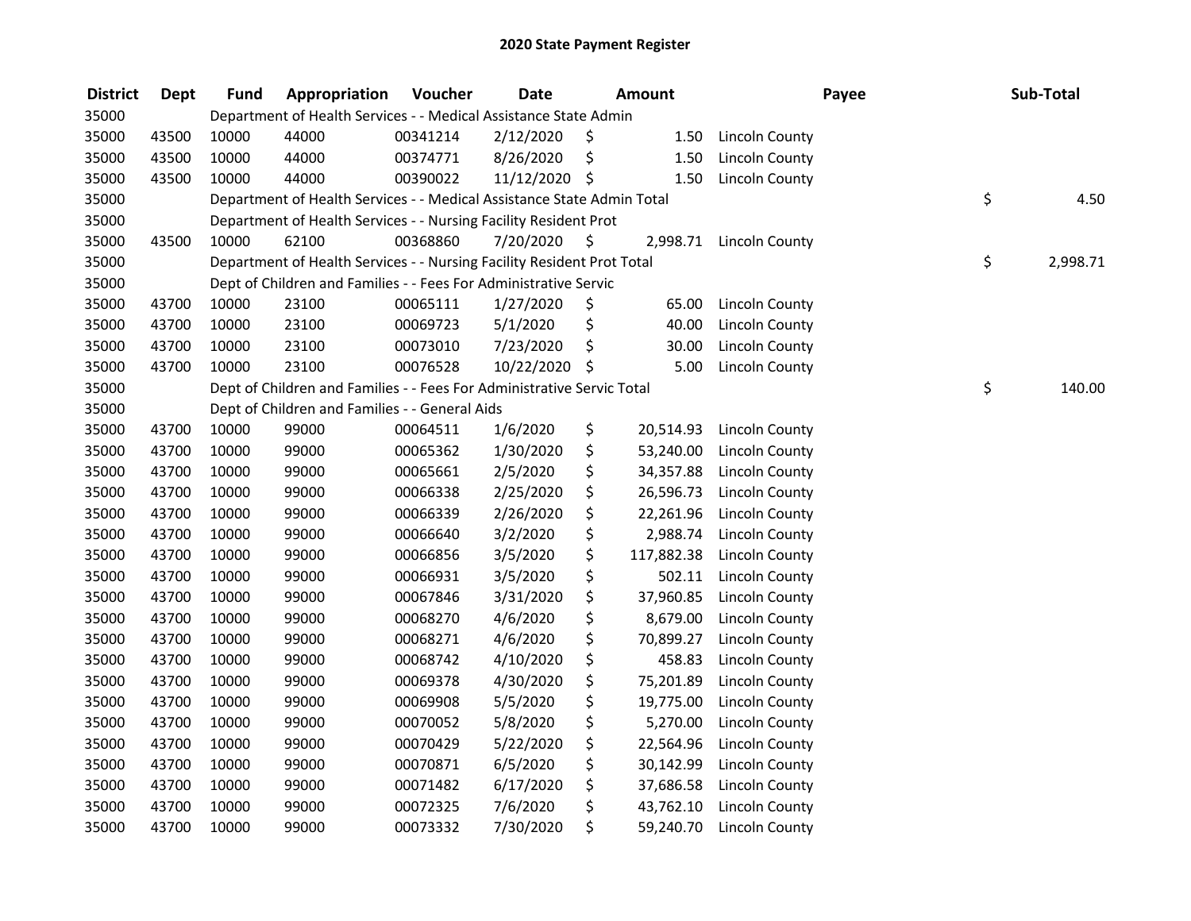# 2020 State Payment Register

| District | Dept | Fund | Appropriation | Voucher | Date | Amount | Payee | Sub-Total |
|---|---|---|---|---|---|---|---|---|
| 35000 | | Department of Health Services - - Medical Assistance State Admin | | | | | | |
| 35000 | 43500 | 10000 | 44000 | 00341214 | 2/12/2020 | $ 1.50 | Lincoln County | |
| 35000 | 43500 | 10000 | 44000 | 00374771 | 8/26/2020 | $ 1.50 | Lincoln County | |
| 35000 | 43500 | 10000 | 44000 | 00390022 | 11/12/2020 | $ 1.50 | Lincoln County | |
| 35000 | | Department of Health Services - - Medical Assistance State Admin Total | | | | | | $ 4.50 |
| 35000 | | Department of Health Services - - Nursing Facility Resident Prot | | | | | | |
| 35000 | 43500 | 10000 | 62100 | 00368860 | 7/20/2020 | $ 2,998.71 | Lincoln County | |
| 35000 | | Department of Health Services - - Nursing Facility Resident Prot Total | | | | | | $ 2,998.71 |
| 35000 | | Dept of Children and Families - - Fees For Administrative Servic | | | | | | |
| 35000 | 43700 | 10000 | 23100 | 00065111 | 1/27/2020 | $ 65.00 | Lincoln County | |
| 35000 | 43700 | 10000 | 23100 | 00069723 | 5/1/2020 | $ 40.00 | Lincoln County | |
| 35000 | 43700 | 10000 | 23100 | 00073010 | 7/23/2020 | $ 30.00 | Lincoln County | |
| 35000 | 43700 | 10000 | 23100 | 00076528 | 10/22/2020 | $ 5.00 | Lincoln County | |
| 35000 | | Dept of Children and Families - - Fees For Administrative Servic Total | | | | | | $ 140.00 |
| 35000 | | Dept of Children and Families - - General Aids | | | | | | |
| 35000 | 43700 | 10000 | 99000 | 00064511 | 1/6/2020 | $ 20,514.93 | Lincoln County | |
| 35000 | 43700 | 10000 | 99000 | 00065362 | 1/30/2020 | $ 53,240.00 | Lincoln County | |
| 35000 | 43700 | 10000 | 99000 | 00065661 | 2/5/2020 | $ 34,357.88 | Lincoln County | |
| 35000 | 43700 | 10000 | 99000 | 00066338 | 2/25/2020 | $ 26,596.73 | Lincoln County | |
| 35000 | 43700 | 10000 | 99000 | 00066339 | 2/26/2020 | $ 22,261.96 | Lincoln County | |
| 35000 | 43700 | 10000 | 99000 | 00066640 | 3/2/2020 | $ 2,988.74 | Lincoln County | |
| 35000 | 43700 | 10000 | 99000 | 00066856 | 3/5/2020 | $ 117,882.38 | Lincoln County | |
| 35000 | 43700 | 10000 | 99000 | 00066931 | 3/5/2020 | $ 502.11 | Lincoln County | |
| 35000 | 43700 | 10000 | 99000 | 00067846 | 3/31/2020 | $ 37,960.85 | Lincoln County | |
| 35000 | 43700 | 10000 | 99000 | 00068270 | 4/6/2020 | $ 8,679.00 | Lincoln County | |
| 35000 | 43700 | 10000 | 99000 | 00068271 | 4/6/2020 | $ 70,899.27 | Lincoln County | |
| 35000 | 43700 | 10000 | 99000 | 00068742 | 4/10/2020 | $ 458.83 | Lincoln County | |
| 35000 | 43700 | 10000 | 99000 | 00069378 | 4/30/2020 | $ 75,201.89 | Lincoln County | |
| 35000 | 43700 | 10000 | 99000 | 00069908 | 5/5/2020 | $ 19,775.00 | Lincoln County | |
| 35000 | 43700 | 10000 | 99000 | 00070052 | 5/8/2020 | $ 5,270.00 | Lincoln County | |
| 35000 | 43700 | 10000 | 99000 | 00070429 | 5/22/2020 | $ 22,564.96 | Lincoln County | |
| 35000 | 43700 | 10000 | 99000 | 00070871 | 6/5/2020 | $ 30,142.99 | Lincoln County | |
| 35000 | 43700 | 10000 | 99000 | 00071482 | 6/17/2020 | $ 37,686.58 | Lincoln County | |
| 35000 | 43700 | 10000 | 99000 | 00072325 | 7/6/2020 | $ 43,762.10 | Lincoln County | |
| 35000 | 43700 | 10000 | 99000 | 00073332 | 7/30/2020 | $ 59,240.70 | Lincoln County | |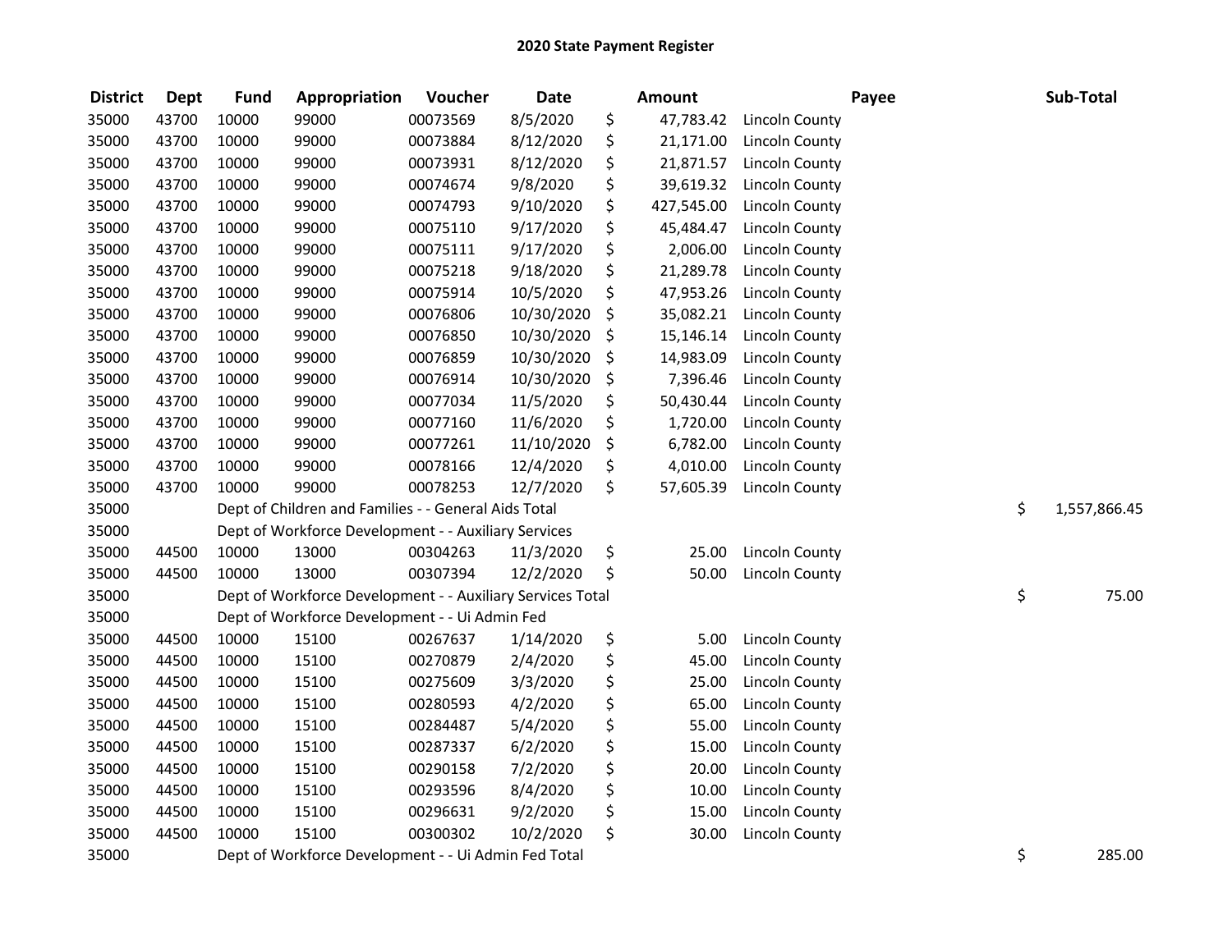# 2020 State Payment Register

| District | Dept | Fund | Appropriation | Voucher | Date | Amount | Payee | Sub-Total |
|---|---|---|---|---|---|---|---|---|
| 35000 | 43700 | 10000 | 99000 | 00073569 | 8/5/2020 | $ 47,783.42 | Lincoln County | |
| 35000 | 43700 | 10000 | 99000 | 00073884 | 8/12/2020 | $ 21,171.00 | Lincoln County | |
| 35000 | 43700 | 10000 | 99000 | 00073931 | 8/12/2020 | $ 21,871.57 | Lincoln County | |
| 35000 | 43700 | 10000 | 99000 | 00074674 | 9/8/2020 | $ 39,619.32 | Lincoln County | |
| 35000 | 43700 | 10000 | 99000 | 00074793 | 9/10/2020 | $ 427,545.00 | Lincoln County | |
| 35000 | 43700 | 10000 | 99000 | 00075110 | 9/17/2020 | $ 45,484.47 | Lincoln County | |
| 35000 | 43700 | 10000 | 99000 | 00075111 | 9/17/2020 | $ 2,006.00 | Lincoln County | |
| 35000 | 43700 | 10000 | 99000 | 00075218 | 9/18/2020 | $ 21,289.78 | Lincoln County | |
| 35000 | 43700 | 10000 | 99000 | 00075914 | 10/5/2020 | $ 47,953.26 | Lincoln County | |
| 35000 | 43700 | 10000 | 99000 | 00076806 | 10/30/2020 | $ 35,082.21 | Lincoln County | |
| 35000 | 43700 | 10000 | 99000 | 00076850 | 10/30/2020 | $ 15,146.14 | Lincoln County | |
| 35000 | 43700 | 10000 | 99000 | 00076859 | 10/30/2020 | $ 14,983.09 | Lincoln County | |
| 35000 | 43700 | 10000 | 99000 | 00076914 | 10/30/2020 | $ 7,396.46 | Lincoln County | |
| 35000 | 43700 | 10000 | 99000 | 00077034 | 11/5/2020 | $ 50,430.44 | Lincoln County | |
| 35000 | 43700 | 10000 | 99000 | 00077160 | 11/6/2020 | $ 1,720.00 | Lincoln County | |
| 35000 | 43700 | 10000 | 99000 | 00077261 | 11/10/2020 | $ 6,782.00 | Lincoln County | |
| 35000 | 43700 | 10000 | 99000 | 00078166 | 12/4/2020 | $ 4,010.00 | Lincoln County | |
| 35000 | 43700 | 10000 | 99000 | 00078253 | 12/7/2020 | $ 57,605.39 | Lincoln County | |
| 35000 | | Dept of Children and Families - - General Aids Total | | | | | | $ 1,557,866.45 |
| 35000 | | Dept of Workforce Development - - Auxiliary Services | | | | | | |
| 35000 | 44500 | 10000 | 13000 | 00304263 | 11/3/2020 | $ 25.00 | Lincoln County | |
| 35000 | 44500 | 10000 | 13000 | 00307394 | 12/2/2020 | $ 50.00 | Lincoln County | |
| 35000 | | Dept of Workforce Development - - Auxiliary Services Total | | | | | | $ 75.00 |
| 35000 | | Dept of Workforce Development - - Ui Admin Fed | | | | | | |
| 35000 | 44500 | 10000 | 15100 | 00267637 | 1/14/2020 | $ 5.00 | Lincoln County | |
| 35000 | 44500 | 10000 | 15100 | 00270879 | 2/4/2020 | $ 45.00 | Lincoln County | |
| 35000 | 44500 | 10000 | 15100 | 00275609 | 3/3/2020 | $ 25.00 | Lincoln County | |
| 35000 | 44500 | 10000 | 15100 | 00280593 | 4/2/2020 | $ 65.00 | Lincoln County | |
| 35000 | 44500 | 10000 | 15100 | 00284487 | 5/4/2020 | $ 55.00 | Lincoln County | |
| 35000 | 44500 | 10000 | 15100 | 00287337 | 6/2/2020 | $ 15.00 | Lincoln County | |
| 35000 | 44500 | 10000 | 15100 | 00290158 | 7/2/2020 | $ 20.00 | Lincoln County | |
| 35000 | 44500 | 10000 | 15100 | 00293596 | 8/4/2020 | $ 10.00 | Lincoln County | |
| 35000 | 44500 | 10000 | 15100 | 00296631 | 9/2/2020 | $ 15.00 | Lincoln County | |
| 35000 | 44500 | 10000 | 15100 | 00300302 | 10/2/2020 | $ 30.00 | Lincoln County | |
| 35000 | | Dept of Workforce Development - - Ui Admin Fed Total | | | | | | $ 285.00 |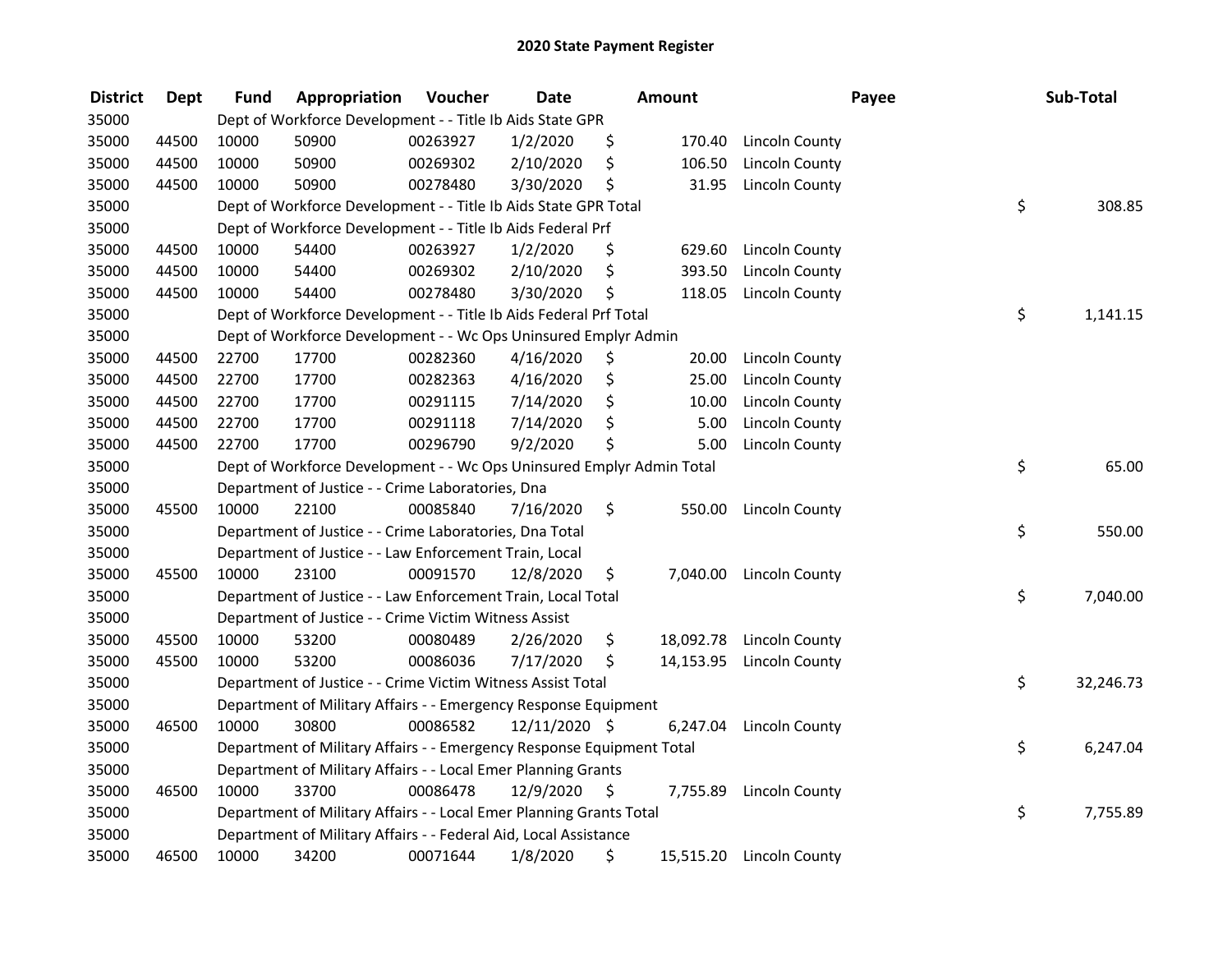## 2020 State Payment Register

| District | Dept | Fund | Appropriation | Voucher | Date | Amount | Payee | Sub-Total |
|---|---|---|---|---|---|---|---|---|
| 35000 | | Dept of Workforce Development - - Title Ib Aids State GPR | | | | | | |
| 35000 | 44500 | 10000 | 50900 | 00263927 | 1/2/2020 | $ 170.40 | Lincoln County | |
| 35000 | 44500 | 10000 | 50900 | 00269302 | 2/10/2020 | $ 106.50 | Lincoln County | |
| 35000 | 44500 | 10000 | 50900 | 00278480 | 3/30/2020 | $ 31.95 | Lincoln County | |
| 35000 | | Dept of Workforce Development - - Title Ib Aids State GPR Total | | | | | | $ 308.85 |
| 35000 | | Dept of Workforce Development - - Title Ib Aids Federal Prf | | | | | | |
| 35000 | 44500 | 10000 | 54400 | 00263927 | 1/2/2020 | $ 629.60 | Lincoln County | |
| 35000 | 44500 | 10000 | 54400 | 00269302 | 2/10/2020 | $ 393.50 | Lincoln County | |
| 35000 | 44500 | 10000 | 54400 | 00278480 | 3/30/2020 | $ 118.05 | Lincoln County | |
| 35000 | | Dept of Workforce Development - - Title Ib Aids Federal Prf Total | | | | | | $ 1,141.15 |
| 35000 | | Dept of Workforce Development - - Wc Ops Uninsured Emplyr Admin | | | | | | |
| 35000 | 44500 | 22700 | 17700 | 00282360 | 4/16/2020 | $ 20.00 | Lincoln County | |
| 35000 | 44500 | 22700 | 17700 | 00282363 | 4/16/2020 | $ 25.00 | Lincoln County | |
| 35000 | 44500 | 22700 | 17700 | 00291115 | 7/14/2020 | $ 10.00 | Lincoln County | |
| 35000 | 44500 | 22700 | 17700 | 00291118 | 7/14/2020 | $ 5.00 | Lincoln County | |
| 35000 | 44500 | 22700 | 17700 | 00296790 | 9/2/2020 | $ 5.00 | Lincoln County | |
| 35000 | | Dept of Workforce Development - - Wc Ops Uninsured Emplyr Admin Total | | | | | | $ 65.00 |
| 35000 | | Department of Justice - - Crime Laboratories, Dna | | | | | | |
| 35000 | 45500 | 10000 | 22100 | 00085840 | 7/16/2020 | $ 550.00 | Lincoln County | |
| 35000 | | Department of Justice - - Crime Laboratories, Dna Total | | | | | | $ 550.00 |
| 35000 | | Department of Justice - - Law Enforcement Train, Local | | | | | | |
| 35000 | 45500 | 10000 | 23100 | 00091570 | 12/8/2020 | $ 7,040.00 | Lincoln County | |
| 35000 | | Department of Justice - - Law Enforcement Train, Local Total | | | | | | $ 7,040.00 |
| 35000 | | Department of Justice - - Crime Victim Witness Assist | | | | | | |
| 35000 | 45500 | 10000 | 53200 | 00080489 | 2/26/2020 | $ 18,092.78 | Lincoln County | |
| 35000 | 45500 | 10000 | 53200 | 00086036 | 7/17/2020 | $ 14,153.95 | Lincoln County | |
| 35000 | | Department of Justice - - Crime Victim Witness Assist Total | | | | | | $ 32,246.73 |
| 35000 | | Department of Military Affairs - - Emergency Response Equipment | | | | | | |
| 35000 | 46500 | 10000 | 30800 | 00086582 | 12/11/2020 | $ 6,247.04 | Lincoln County | |
| 35000 | | Department of Military Affairs - - Emergency Response Equipment Total | | | | | | $ 6,247.04 |
| 35000 | | Department of Military Affairs - - Local Emer Planning Grants | | | | | | |
| 35000 | 46500 | 10000 | 33700 | 00086478 | 12/9/2020 | $ 7,755.89 | Lincoln County | |
| 35000 | | Department of Military Affairs - - Local Emer Planning Grants Total | | | | | | $ 7,755.89 |
| 35000 | | Department of Military Affairs - - Federal Aid, Local Assistance | | | | | | |
| 35000 | 46500 | 10000 | 34200 | 00071644 | 1/8/2020 | $ 15,515.20 | Lincoln County | |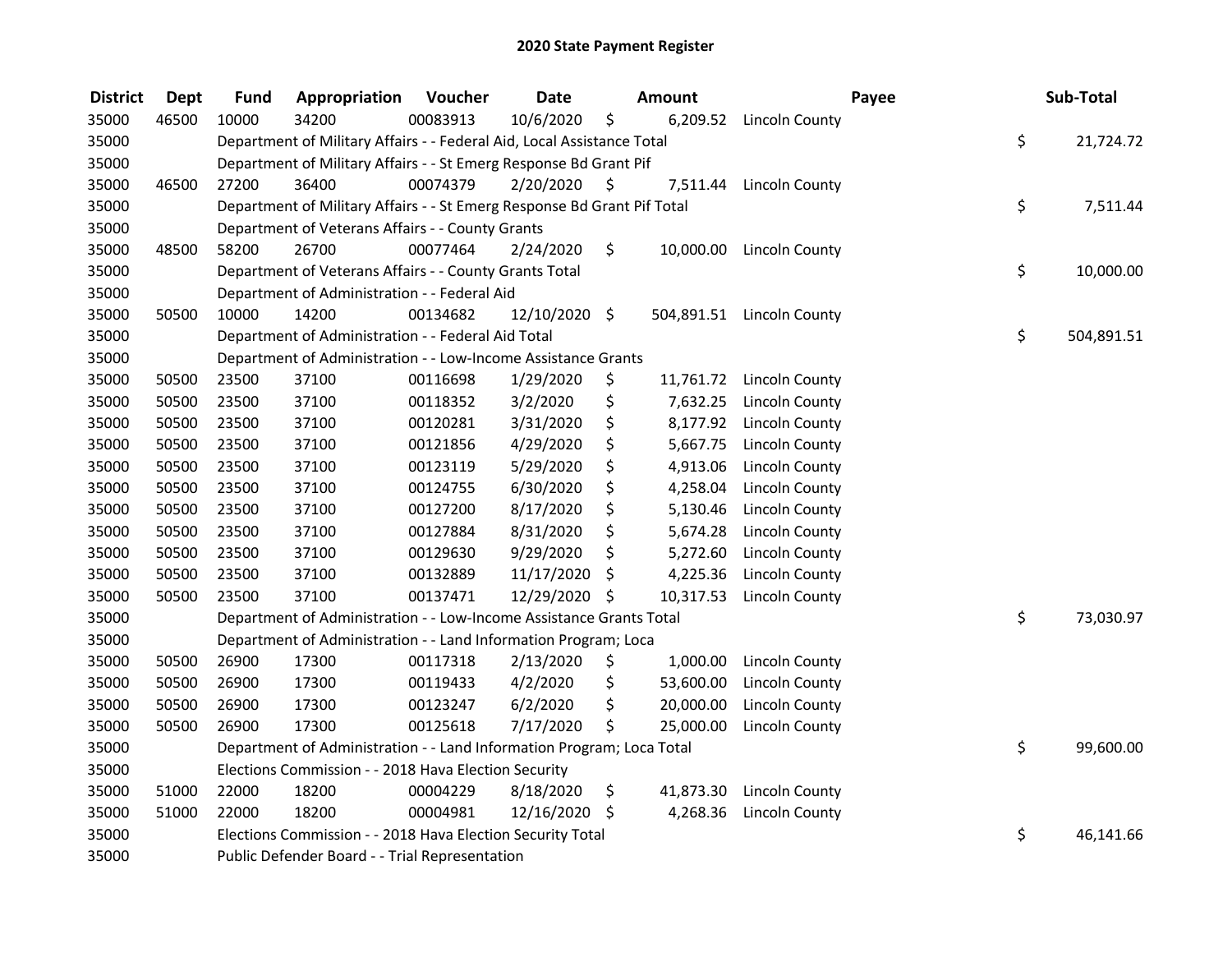# 2020 State Payment Register

| District | Dept | Fund | Appropriation | Voucher | Date | Amount | Payee | Sub-Total |
|---|---|---|---|---|---|---|---|---|
| 35000 | 46500 | 10000 | 34200 | 00083913 | 10/6/2020 | $ 6,209.52 | Lincoln County | |
| 35000 | | Department of Military Affairs - - Federal Aid, Local Assistance Total | | | | | | $ 21,724.72 |
| 35000 | | Department of Military Affairs - - St Emerg Response Bd Grant Pif | | | | | | |
| 35000 | 46500 | 27200 | 36400 | 00074379 | 2/20/2020 | $ 7,511.44 | Lincoln County | |
| 35000 | | Department of Military Affairs - - St Emerg Response Bd Grant Pif Total | | | | | | $ 7,511.44 |
| 35000 | | Department of Veterans Affairs - - County Grants | | | | | | |
| 35000 | 48500 | 58200 | 26700 | 00077464 | 2/24/2020 | $ 10,000.00 | Lincoln County | |
| 35000 | | Department of Veterans Affairs - - County Grants Total | | | | | | $ 10,000.00 |
| 35000 | | Department of Administration - - Federal Aid | | | | | | |
| 35000 | 50500 | 10000 | 14200 | 00134682 | 12/10/2020 | $ 504,891.51 | Lincoln County | |
| 35000 | | Department of Administration - - Federal Aid Total | | | | | | $ 504,891.51 |
| 35000 | | Department of Administration - - Low-Income Assistance Grants | | | | | | |
| 35000 | 50500 | 23500 | 37100 | 00116698 | 1/29/2020 | $ 11,761.72 | Lincoln County | |
| 35000 | 50500 | 23500 | 37100 | 00118352 | 3/2/2020 | $ 7,632.25 | Lincoln County | |
| 35000 | 50500 | 23500 | 37100 | 00120281 | 3/31/2020 | $ 8,177.92 | Lincoln County | |
| 35000 | 50500 | 23500 | 37100 | 00121856 | 4/29/2020 | $ 5,667.75 | Lincoln County | |
| 35000 | 50500 | 23500 | 37100 | 00123119 | 5/29/2020 | $ 4,913.06 | Lincoln County | |
| 35000 | 50500 | 23500 | 37100 | 00124755 | 6/30/2020 | $ 4,258.04 | Lincoln County | |
| 35000 | 50500 | 23500 | 37100 | 00127200 | 8/17/2020 | $ 5,130.46 | Lincoln County | |
| 35000 | 50500 | 23500 | 37100 | 00127884 | 8/31/2020 | $ 5,674.28 | Lincoln County | |
| 35000 | 50500 | 23500 | 37100 | 00129630 | 9/29/2020 | $ 5,272.60 | Lincoln County | |
| 35000 | 50500 | 23500 | 37100 | 00132889 | 11/17/2020 | $ 4,225.36 | Lincoln County | |
| 35000 | 50500 | 23500 | 37100 | 00137471 | 12/29/2020 | $ 10,317.53 | Lincoln County | |
| 35000 | | Department of Administration - - Low-Income Assistance Grants Total | | | | | | $ 73,030.97 |
| 35000 | | Department of Administration - - Land Information Program; Loca | | | | | | |
| 35000 | 50500 | 26900 | 17300 | 00117318 | 2/13/2020 | $ 1,000.00 | Lincoln County | |
| 35000 | 50500 | 26900 | 17300 | 00119433 | 4/2/2020 | $ 53,600.00 | Lincoln County | |
| 35000 | 50500 | 26900 | 17300 | 00123247 | 6/2/2020 | $ 20,000.00 | Lincoln County | |
| 35000 | 50500 | 26900 | 17300 | 00125618 | 7/17/2020 | $ 25,000.00 | Lincoln County | |
| 35000 | | Department of Administration - - Land Information Program; Loca Total | | | | | | $ 99,600.00 |
| 35000 | | Elections Commission - - 2018 Hava Election Security | | | | | | |
| 35000 | 51000 | 22000 | 18200 | 00004229 | 8/18/2020 | $ 41,873.30 | Lincoln County | |
| 35000 | 51000 | 22000 | 18200 | 00004981 | 12/16/2020 | $ 4,268.36 | Lincoln County | |
| 35000 | | Elections Commission - - 2018 Hava Election Security Total | | | | | | $ 46,141.66 |
| 35000 | | Public Defender Board - - Trial Representation | | | | | | |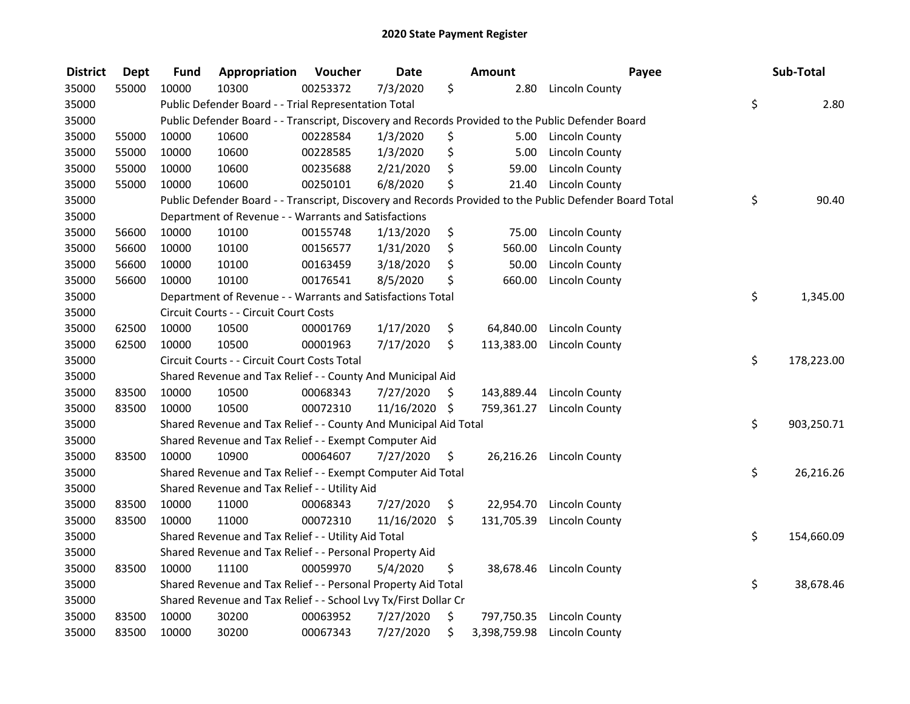# 2020 State Payment Register

| District | Dept | Fund | Appropriation | Voucher | Date | Amount | Payee | Sub-Total |
|---|---|---|---|---|---|---|---|---|
| 35000 | 55000 | 10000 | 10300 | 00253372 | 7/3/2020 | $ 2.80 | Lincoln County | |
| 35000 | | Public Defender Board - - Trial Representation Total | | | | | | $ 2.80 |
| 35000 | | Public Defender Board - - Transcript, Discovery and Records Provided to the Public Defender Board | | | | | | |
| 35000 | 55000 | 10000 | 10600 | 00228584 | 1/3/2020 | $ 5.00 | Lincoln County | |
| 35000 | 55000 | 10000 | 10600 | 00228585 | 1/3/2020 | $ 5.00 | Lincoln County | |
| 35000 | 55000 | 10000 | 10600 | 00235688 | 2/21/2020 | $ 59.00 | Lincoln County | |
| 35000 | 55000 | 10000 | 10600 | 00250101 | 6/8/2020 | $ 21.40 | Lincoln County | |
| 35000 | | Public Defender Board - - Transcript, Discovery and Records Provided to the Public Defender Board Total | | | | | | $ 90.40 |
| 35000 | | Department of Revenue - - Warrants and Satisfactions | | | | | | |
| 35000 | 56600 | 10000 | 10100 | 00155748 | 1/13/2020 | $ 75.00 | Lincoln County | |
| 35000 | 56600 | 10000 | 10100 | 00156577 | 1/31/2020 | $ 560.00 | Lincoln County | |
| 35000 | 56600 | 10000 | 10100 | 00163459 | 3/18/2020 | $ 50.00 | Lincoln County | |
| 35000 | 56600 | 10000 | 10100 | 00176541 | 8/5/2020 | $ 660.00 | Lincoln County | |
| 35000 | | Department of Revenue - - Warrants and Satisfactions Total | | | | | | $ 1,345.00 |
| 35000 | | Circuit Courts - - Circuit Court Costs | | | | | | |
| 35000 | 62500 | 10000 | 10500 | 00001769 | 1/17/2020 | $ 64,840.00 | Lincoln County | |
| 35000 | 62500 | 10000 | 10500 | 00001963 | 7/17/2020 | $ 113,383.00 | Lincoln County | |
| 35000 | | Circuit Courts - - Circuit Court Costs Total | | | | | | $ 178,223.00 |
| 35000 | | Shared Revenue and Tax Relief - - County And Municipal Aid | | | | | | |
| 35000 | 83500 | 10000 | 10500 | 00068343 | 7/27/2020 | $ 143,889.44 | Lincoln County | |
| 35000 | 83500 | 10000 | 10500 | 00072310 | 11/16/2020 | $ 759,361.27 | Lincoln County | |
| 35000 | | Shared Revenue and Tax Relief - - County And Municipal Aid Total | | | | | | $ 903,250.71 |
| 35000 | | Shared Revenue and Tax Relief - - Exempt Computer Aid | | | | | | |
| 35000 | 83500 | 10000 | 10900 | 00064607 | 7/27/2020 | $ 26,216.26 | Lincoln County | |
| 35000 | | Shared Revenue and Tax Relief - - Exempt Computer Aid Total | | | | | | $ 26,216.26 |
| 35000 | | Shared Revenue and Tax Relief - - Utility Aid | | | | | | |
| 35000 | 83500 | 10000 | 11000 | 00068343 | 7/27/2020 | $ 22,954.70 | Lincoln County | |
| 35000 | 83500 | 10000 | 11000 | 00072310 | 11/16/2020 | $ 131,705.39 | Lincoln County | |
| 35000 | | Shared Revenue and Tax Relief - - Utility Aid Total | | | | | | $ 154,660.09 |
| 35000 | | Shared Revenue and Tax Relief - - Personal Property Aid | | | | | | |
| 35000 | 83500 | 10000 | 11100 | 00059970 | 5/4/2020 | $ 38,678.46 | Lincoln County | |
| 35000 | | Shared Revenue and Tax Relief - - Personal Property Aid Total | | | | | | $ 38,678.46 |
| 35000 | | Shared Revenue and Tax Relief - - School Lvy Tx/First Dollar Cr | | | | | | |
| 35000 | 83500 | 10000 | 30200 | 00063952 | 7/27/2020 | $ 797,750.35 | Lincoln County | |
| 35000 | 83500 | 10000 | 30200 | 00067343 | 7/27/2020 | $ 3,398,759.98 | Lincoln County | |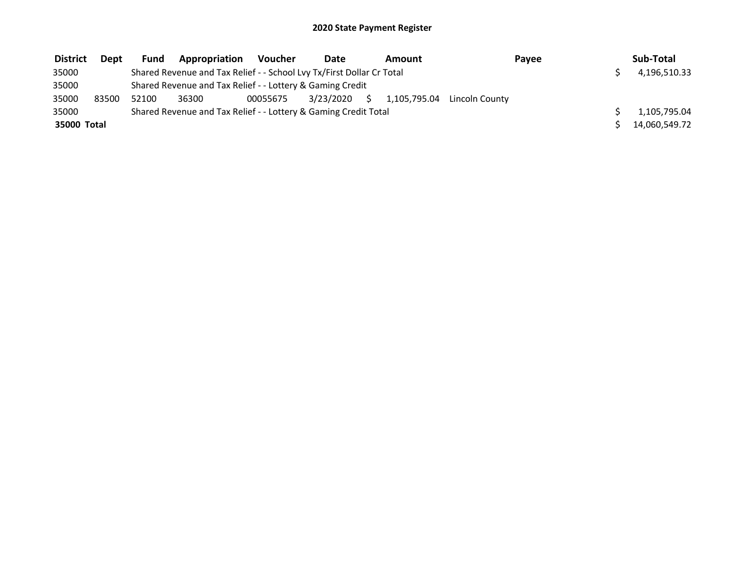## 2020 State Payment Register

| District | Dept | Fund | Appropriation | Voucher | Date | Amount | Payee | Sub-Total |
|---|---|---|---|---|---|---|---|---|
| 35000 | | Shared Revenue and Tax Relief - - School Lvy Tx/First Dollar Cr Total | | | | | | $ 4,196,510.33 |
| 35000 | | Shared Revenue and Tax Relief - - Lottery & Gaming Credit | | | | | | |
| 35000 | 83500 | 52100 | 36300 | 00055675 | 3/23/2020 | $ 1,105,795.04 | Lincoln County | |
| 35000 | | Shared Revenue and Tax Relief - - Lottery & Gaming Credit Total | | | | | | $ 1,105,795.04 |
| **35000 Total** | | | | | | | | $ 14,060,549.72 |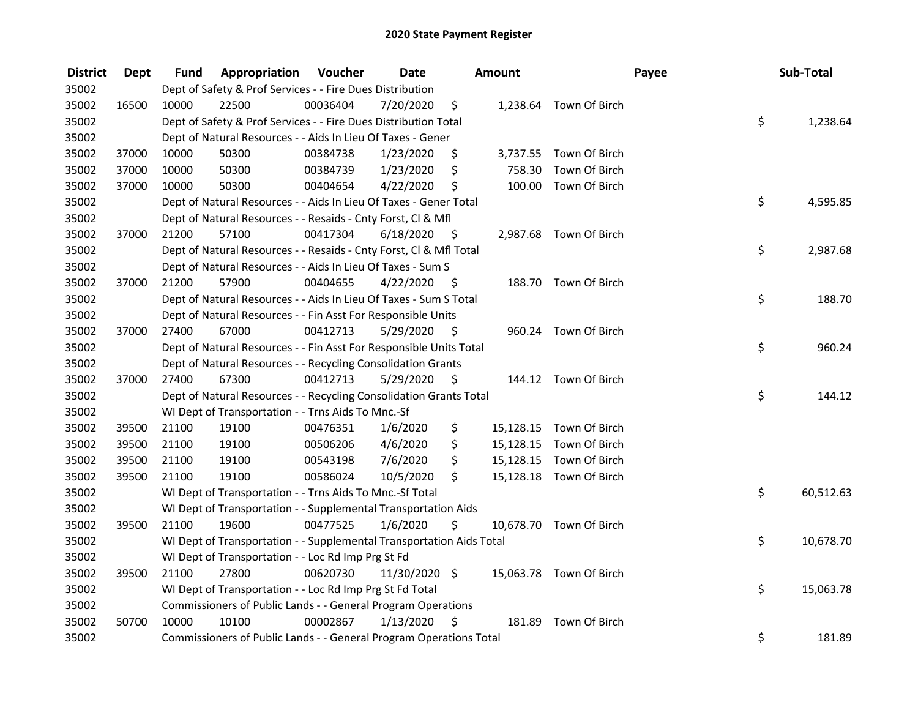# 2020 State Payment Register

| District | Dept | Fund | Appropriation | Voucher | Date | Amount | Payee | Sub-Total |
|---|---|---|---|---|---|---|---|---|
| 35002 | | Dept of Safety & Prof Services - - Fire Dues Distribution | | | | | | |
| 35002 | 16500 | 10000 | 22500 | 00036404 | 7/20/2020 | $ 1,238.64 | Town Of Birch | |
| 35002 | | Dept of Safety & Prof Services - - Fire Dues Distribution Total | | | | | | $ 1,238.64 |
| 35002 | | Dept of Natural Resources - - Aids In Lieu Of Taxes - Gener | | | | | | |
| 35002 | 37000 | 10000 | 50300 | 00384738 | 1/23/2020 | $ 3,737.55 | Town Of Birch | |
| 35002 | 37000 | 10000 | 50300 | 00384739 | 1/23/2020 | $ 758.30 | Town Of Birch | |
| 35002 | 37000 | 10000 | 50300 | 00404654 | 4/22/2020 | $ 100.00 | Town Of Birch | |
| 35002 | | Dept of Natural Resources - - Aids In Lieu Of Taxes - Gener Total | | | | | | $ 4,595.85 |
| 35002 | | Dept of Natural Resources - - Resaids - Cnty Forst, Cl & Mfl | | | | | | |
| 35002 | 37000 | 21200 | 57100 | 00417304 | 6/18/2020 | $ 2,987.68 | Town Of Birch | |
| 35002 | | Dept of Natural Resources - - Resaids - Cnty Forst, Cl & Mfl Total | | | | | | $ 2,987.68 |
| 35002 | | Dept of Natural Resources - - Aids In Lieu Of Taxes - Sum S | | | | | | |
| 35002 | 37000 | 21200 | 57900 | 00404655 | 4/22/2020 | $ 188.70 | Town Of Birch | |
| 35002 | | Dept of Natural Resources - - Aids In Lieu Of Taxes - Sum S Total | | | | | | $ 188.70 |
| 35002 | | Dept of Natural Resources - - Fin Asst For Responsible Units | | | | | | |
| 35002 | 37000 | 27400 | 67000 | 00412713 | 5/29/2020 | $ 960.24 | Town Of Birch | |
| 35002 | | Dept of Natural Resources - - Fin Asst For Responsible Units Total | | | | | | $ 960.24 |
| 35002 | | Dept of Natural Resources - - Recycling Consolidation Grants | | | | | | |
| 35002 | 37000 | 27400 | 67300 | 00412713 | 5/29/2020 | $ 144.12 | Town Of Birch | |
| 35002 | | Dept of Natural Resources - - Recycling Consolidation Grants Total | | | | | | $ 144.12 |
| 35002 | | WI Dept of Transportation - - Trns Aids To Mnc.-Sf | | | | | | |
| 35002 | 39500 | 21100 | 19100 | 00476351 | 1/6/2020 | $ 15,128.15 | Town Of Birch | |
| 35002 | 39500 | 21100 | 19100 | 00506206 | 4/6/2020 | $ 15,128.15 | Town Of Birch | |
| 35002 | 39500 | 21100 | 19100 | 00543198 | 7/6/2020 | $ 15,128.15 | Town Of Birch | |
| 35002 | 39500 | 21100 | 19100 | 00586024 | 10/5/2020 | $ 15,128.18 | Town Of Birch | |
| 35002 | | WI Dept of Transportation - - Trns Aids To Mnc.-Sf Total | | | | | | $ 60,512.63 |
| 35002 | | WI Dept of Transportation - - Supplemental Transportation Aids | | | | | | |
| 35002 | 39500 | 21100 | 19600 | 00477525 | 1/6/2020 | $ 10,678.70 | Town Of Birch | |
| 35002 | | WI Dept of Transportation - - Supplemental Transportation Aids Total | | | | | | $ 10,678.70 |
| 35002 | | WI Dept of Transportation - - Loc Rd Imp Prg St Fd | | | | | | |
| 35002 | 39500 | 21100 | 27800 | 00620730 | 11/30/2020 | $ 15,063.78 | Town Of Birch | |
| 35002 | | WI Dept of Transportation - - Loc Rd Imp Prg St Fd Total | | | | | | $ 15,063.78 |
| 35002 | | Commissioners of Public Lands - - General Program Operations | | | | | | |
| 35002 | 50700 | 10000 | 10100 | 00002867 | 1/13/2020 | $ 181.89 | Town Of Birch | |
| 35002 | | Commissioners of Public Lands - - General Program Operations Total | | | | | | $ 181.89 |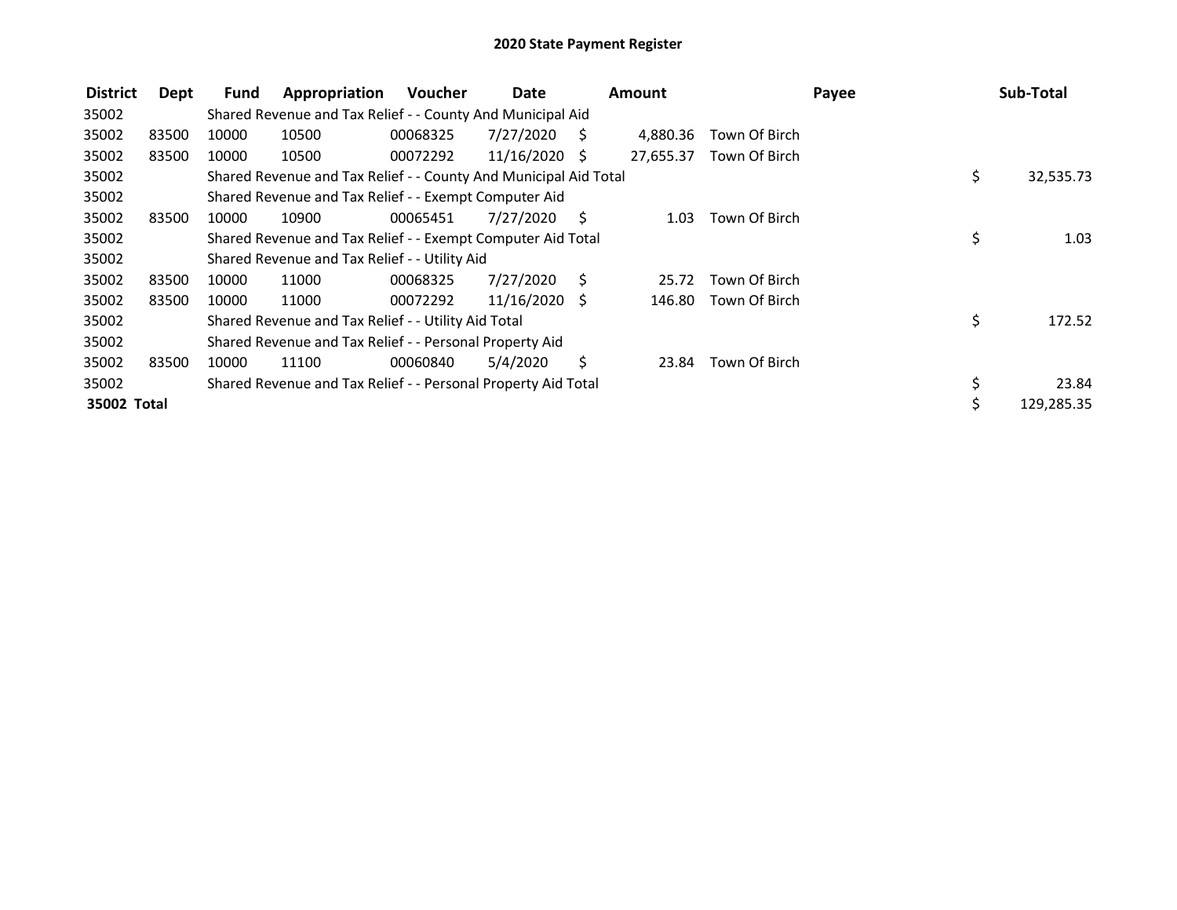# 2020 State Payment Register

| District | Dept | Fund | Appropriation | Voucher | Date | Amount | Payee | Sub-Total |
|---|---|---|---|---|---|---|---|---|
| 35002 | | Shared Revenue and Tax Relief - - County And Municipal Aid | | | | | | |
| 35002 | 83500 | 10000 | 10500 | 00068325 | 7/27/2020 | $ 4,880.36 | Town Of Birch | |
| 35002 | 83500 | 10000 | 10500 | 00072292 | 11/16/2020 | $ 27,655.37 | Town Of Birch | |
| 35002 | | Shared Revenue and Tax Relief - - County And Municipal Aid Total | | | | | | $ 32,535.73 |
| 35002 | | Shared Revenue and Tax Relief - - Exempt Computer Aid | | | | | | |
| 35002 | 83500 | 10000 | 10900 | 00065451 | 7/27/2020 | $ 1.03 | Town Of Birch | |
| 35002 | | Shared Revenue and Tax Relief - - Exempt Computer Aid Total | | | | | | $ 1.03 |
| 35002 | | Shared Revenue and Tax Relief - - Utility Aid | | | | | | |
| 35002 | 83500 | 10000 | 11000 | 00068325 | 7/27/2020 | $ 25.72 | Town Of Birch | |
| 35002 | 83500 | 10000 | 11000 | 00072292 | 11/16/2020 | $ 146.80 | Town Of Birch | |
| 35002 | | Shared Revenue and Tax Relief - - Utility Aid Total | | | | | | $ 172.52 |
| 35002 | | Shared Revenue and Tax Relief - - Personal Property Aid | | | | | | |
| 35002 | 83500 | 10000 | 11100 | 00060840 | 5/4/2020 | $ 23.84 | Town Of Birch | |
| 35002 | | Shared Revenue and Tax Relief - - Personal Property Aid Total | | | | | | $ 23.84 |
| **35002 Total** | | | | | | | | $ 129,285.35 |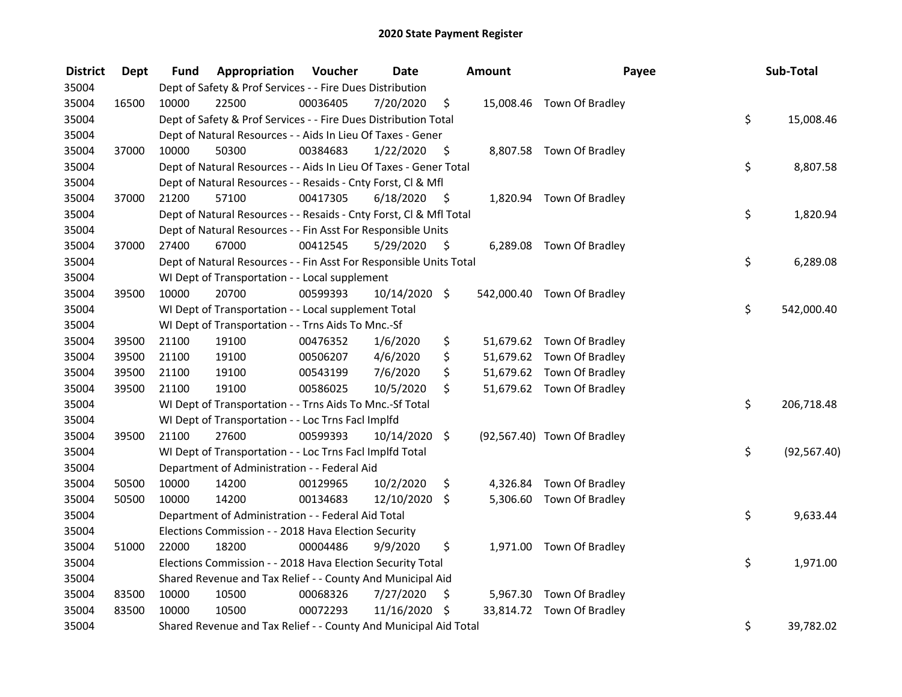## 2020 State Payment Register

| District | Dept | Fund | Appropriation | Voucher | Date | Amount | Payee | Sub-Total |
|---|---|---|---|---|---|---|---|---|
| 35004 | | Dept of Safety & Prof Services - - Fire Dues Distribution | | | | | | |
| 35004 | 16500 | 10000 | 22500 | 00036405 | 7/20/2020 | $ 15,008.46 | Town Of Bradley | |
| 35004 | | Dept of Safety & Prof Services - - Fire Dues Distribution Total | | | | | | $ 15,008.46 |
| 35004 | | Dept of Natural Resources - - Aids In Lieu Of Taxes - Gener | | | | | | |
| 35004 | 37000 | 10000 | 50300 | 00384683 | 1/22/2020 | $ 8,807.58 | Town Of Bradley | |
| 35004 | | Dept of Natural Resources - - Aids In Lieu Of Taxes - Gener Total | | | | | | $ 8,807.58 |
| 35004 | | Dept of Natural Resources - - Resaids - Cnty Forst, Cl & Mfl | | | | | | |
| 35004 | 37000 | 21200 | 57100 | 00417305 | 6/18/2020 | $ 1,820.94 | Town Of Bradley | |
| 35004 | | Dept of Natural Resources - - Resaids - Cnty Forst, Cl & Mfl Total | | | | | | $ 1,820.94 |
| 35004 | | Dept of Natural Resources - - Fin Asst For Responsible Units | | | | | | |
| 35004 | 37000 | 27400 | 67000 | 00412545 | 5/29/2020 | $ 6,289.08 | Town Of Bradley | |
| 35004 | | Dept of Natural Resources - - Fin Asst For Responsible Units Total | | | | | | $ 6,289.08 |
| 35004 | | WI Dept of Transportation - - Local supplement | | | | | | |
| 35004 | 39500 | 10000 | 20700 | 00599393 | 10/14/2020 | $ 542,000.40 | Town Of Bradley | |
| 35004 | | WI Dept of Transportation - - Local supplement Total | | | | | | $ 542,000.40 |
| 35004 | | WI Dept of Transportation - - Trns Aids To Mnc.-Sf | | | | | | |
| 35004 | 39500 | 21100 | 19100 | 00476352 | 1/6/2020 | $ 51,679.62 | Town Of Bradley | |
| 35004 | 39500 | 21100 | 19100 | 00506207 | 4/6/2020 | $ 51,679.62 | Town Of Bradley | |
| 35004 | 39500 | 21100 | 19100 | 00543199 | 7/6/2020 | $ 51,679.62 | Town Of Bradley | |
| 35004 | 39500 | 21100 | 19100 | 00586025 | 10/5/2020 | $ 51,679.62 | Town Of Bradley | |
| 35004 | | WI Dept of Transportation - - Trns Aids To Mnc.-Sf Total | | | | | | $ 206,718.48 |
| 35004 | | WI Dept of Transportation - - Loc Trns Facl Implfd | | | | | | |
| 35004 | 39500 | 21100 | 27600 | 00599393 | 10/14/2020 | $ (92,567.40) | Town Of Bradley | |
| 35004 | | WI Dept of Transportation - - Loc Trns Facl Implfd Total | | | | | | $ (92,567.40) |
| 35004 | | Department of Administration - - Federal Aid | | | | | | |
| 35004 | 50500 | 10000 | 14200 | 00129965 | 10/2/2020 | $ 4,326.84 | Town Of Bradley | |
| 35004 | 50500 | 10000 | 14200 | 00134683 | 12/10/2020 | $ 5,306.60 | Town Of Bradley | |
| 35004 | | Department of Administration - - Federal Aid Total | | | | | | $ 9,633.44 |
| 35004 | | Elections Commission - - 2018 Hava Election Security | | | | | | |
| 35004 | 51000 | 22000 | 18200 | 00004486 | 9/9/2020 | $ 1,971.00 | Town Of Bradley | |
| 35004 | | Elections Commission - - 2018 Hava Election Security Total | | | | | | $ 1,971.00 |
| 35004 | | Shared Revenue and Tax Relief - - County And Municipal Aid | | | | | | |
| 35004 | 83500 | 10000 | 10500 | 00068326 | 7/27/2020 | $ 5,967.30 | Town Of Bradley | |
| 35004 | 83500 | 10000 | 10500 | 00072293 | 11/16/2020 | $ 33,814.72 | Town Of Bradley | |
| 35004 | | Shared Revenue and Tax Relief - - County And Municipal Aid Total | | | | | | $ 39,782.02 |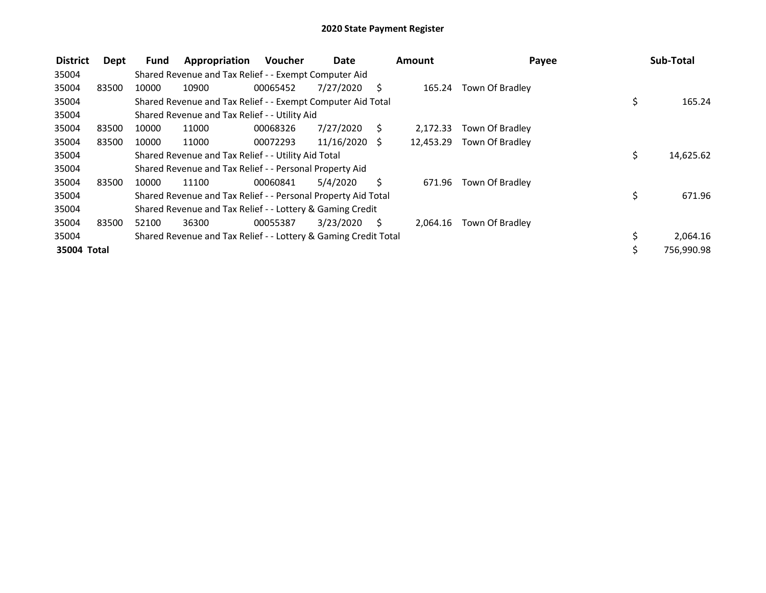# 2020 State Payment Register

| District | Dept | Fund | Appropriation | Voucher | Date | Amount | Payee | Sub-Total |
|---|---|---|---|---|---|---|---|---|
| 35004 | | Shared Revenue and Tax Relief - - Exempt Computer Aid | | | | | | |
| 35004 | 83500 | 10000 | 10900 | 00065452 | 7/27/2020 | $ 165.24 | Town Of Bradley | |
| 35004 | | Shared Revenue and Tax Relief - - Exempt Computer Aid Total | | | | | | $ 165.24 |
| 35004 | | Shared Revenue and Tax Relief - - Utility Aid | | | | | | |
| 35004 | 83500 | 10000 | 11000 | 00068326 | 7/27/2020 | $ 2,172.33 | Town Of Bradley | |
| 35004 | 83500 | 10000 | 11000 | 00072293 | 11/16/2020 | $ 12,453.29 | Town Of Bradley | |
| 35004 | | Shared Revenue and Tax Relief - - Utility Aid Total | | | | | | $ 14,625.62 |
| 35004 | | Shared Revenue and Tax Relief - - Personal Property Aid | | | | | | |
| 35004 | 83500 | 10000 | 11100 | 00060841 | 5/4/2020 | $ 671.96 | Town Of Bradley | |
| 35004 | | Shared Revenue and Tax Relief - - Personal Property Aid Total | | | | | | $ 671.96 |
| 35004 | | Shared Revenue and Tax Relief - - Lottery & Gaming Credit | | | | | | |
| 35004 | 83500 | 52100 | 36300 | 00055387 | 3/23/2020 | $ 2,064.16 | Town Of Bradley | |
| 35004 | | Shared Revenue and Tax Relief - - Lottery & Gaming Credit Total | | | | | | $ 2,064.16 |
| **35004 Total** | | | | | | | | $ 756,990.98 |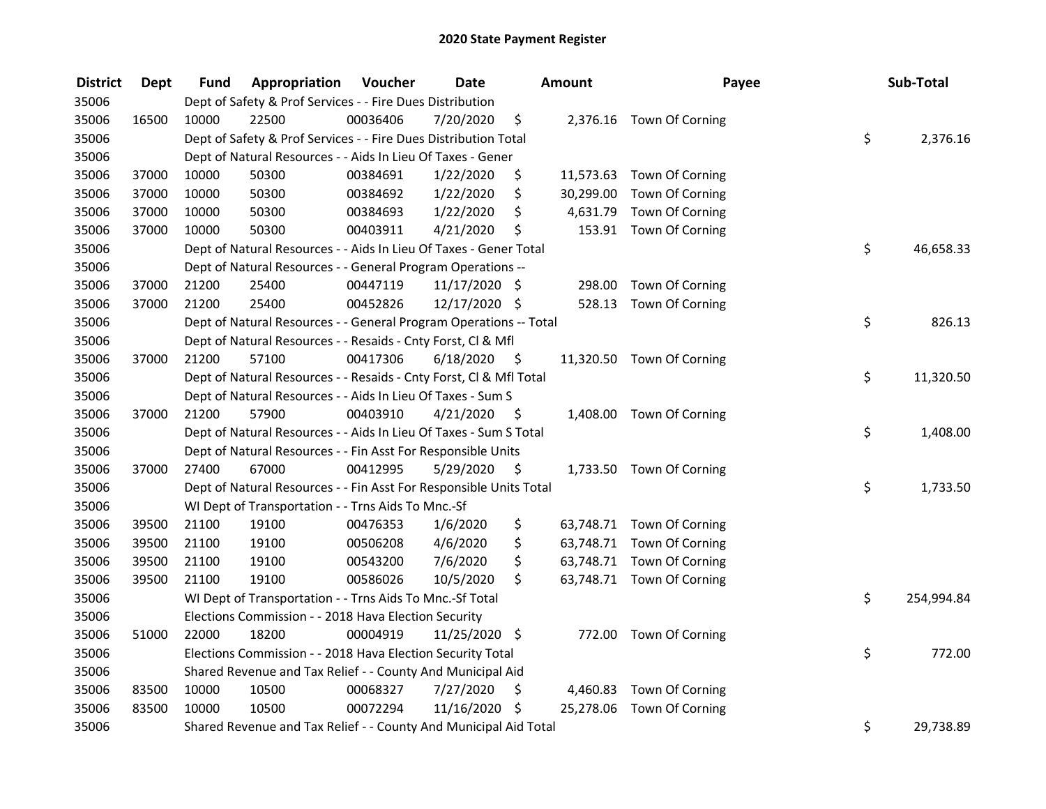## 2020 State Payment Register

| District | Dept | Fund | Appropriation | Voucher | Date | Amount | Payee | Sub-Total |
|---|---|---|---|---|---|---|---|---|
| 35006 | | Dept of Safety & Prof Services - - Fire Dues Distribution | | | | | | |
| 35006 | 16500 | 10000 | 22500 | 00036406 | 7/20/2020 | $ 2,376.16 | Town Of Corning | |
| 35006 | | Dept of Safety & Prof Services - - Fire Dues Distribution Total | | | | | | $ 2,376.16 |
| 35006 | | Dept of Natural Resources - - Aids In Lieu Of Taxes - Gener | | | | | | |
| 35006 | 37000 | 10000 | 50300 | 00384691 | 1/22/2020 | $ 11,573.63 | Town Of Corning | |
| 35006 | 37000 | 10000 | 50300 | 00384692 | 1/22/2020 | $ 30,299.00 | Town Of Corning | |
| 35006 | 37000 | 10000 | 50300 | 00384693 | 1/22/2020 | $ 4,631.79 | Town Of Corning | |
| 35006 | 37000 | 10000 | 50300 | 00403911 | 4/21/2020 | $ 153.91 | Town Of Corning | |
| 35006 | | Dept of Natural Resources - - Aids In Lieu Of Taxes - Gener Total | | | | | | $ 46,658.33 |
| 35006 | | Dept of Natural Resources - - General Program Operations -- | | | | | | |
| 35006 | 37000 | 21200 | 25400 | 00447119 | 11/17/2020 | $ 298.00 | Town Of Corning | |
| 35006 | 37000 | 21200 | 25400 | 00452826 | 12/17/2020 | $ 528.13 | Town Of Corning | |
| 35006 | | Dept of Natural Resources - - General Program Operations -- Total | | | | | | $ 826.13 |
| 35006 | | Dept of Natural Resources - - Resaids - Cnty Forst, Cl & Mfl | | | | | | |
| 35006 | 37000 | 21200 | 57100 | 00417306 | 6/18/2020 | $ 11,320.50 | Town Of Corning | |
| 35006 | | Dept of Natural Resources - - Resaids - Cnty Forst, Cl & Mfl Total | | | | | | $ 11,320.50 |
| 35006 | | Dept of Natural Resources - - Aids In Lieu Of Taxes - Sum S | | | | | | |
| 35006 | 37000 | 21200 | 57900 | 00403910 | 4/21/2020 | $ 1,408.00 | Town Of Corning | |
| 35006 | | Dept of Natural Resources - - Aids In Lieu Of Taxes - Sum S Total | | | | | | $ 1,408.00 |
| 35006 | | Dept of Natural Resources - - Fin Asst For Responsible Units | | | | | | |
| 35006 | 37000 | 27400 | 67000 | 00412995 | 5/29/2020 | $ 1,733.50 | Town Of Corning | |
| 35006 | | Dept of Natural Resources - - Fin Asst For Responsible Units Total | | | | | | $ 1,733.50 |
| 35006 | | WI Dept of Transportation - - Trns Aids To Mnc.-Sf | | | | | | |
| 35006 | 39500 | 21100 | 19100 | 00476353 | 1/6/2020 | $ 63,748.71 | Town Of Corning | |
| 35006 | 39500 | 21100 | 19100 | 00506208 | 4/6/2020 | $ 63,748.71 | Town Of Corning | |
| 35006 | 39500 | 21100 | 19100 | 00543200 | 7/6/2020 | $ 63,748.71 | Town Of Corning | |
| 35006 | 39500 | 21100 | 19100 | 00586026 | 10/5/2020 | $ 63,748.71 | Town Of Corning | |
| 35006 | | WI Dept of Transportation - - Trns Aids To Mnc.-Sf Total | | | | | | $ 254,994.84 |
| 35006 | | Elections Commission - - 2018 Hava Election Security | | | | | | |
| 35006 | 51000 | 22000 | 18200 | 00004919 | 11/25/2020 | $ 772.00 | Town Of Corning | |
| 35006 | | Elections Commission - - 2018 Hava Election Security Total | | | | | | $ 772.00 |
| 35006 | | Shared Revenue and Tax Relief - - County And Municipal Aid | | | | | | |
| 35006 | 83500 | 10000 | 10500 | 00068327 | 7/27/2020 | $ 4,460.83 | Town Of Corning | |
| 35006 | 83500 | 10000 | 10500 | 00072294 | 11/16/2020 | $ 25,278.06 | Town Of Corning | |
| 35006 | | Shared Revenue and Tax Relief - - County And Municipal Aid Total | | | | | | $ 29,738.89 |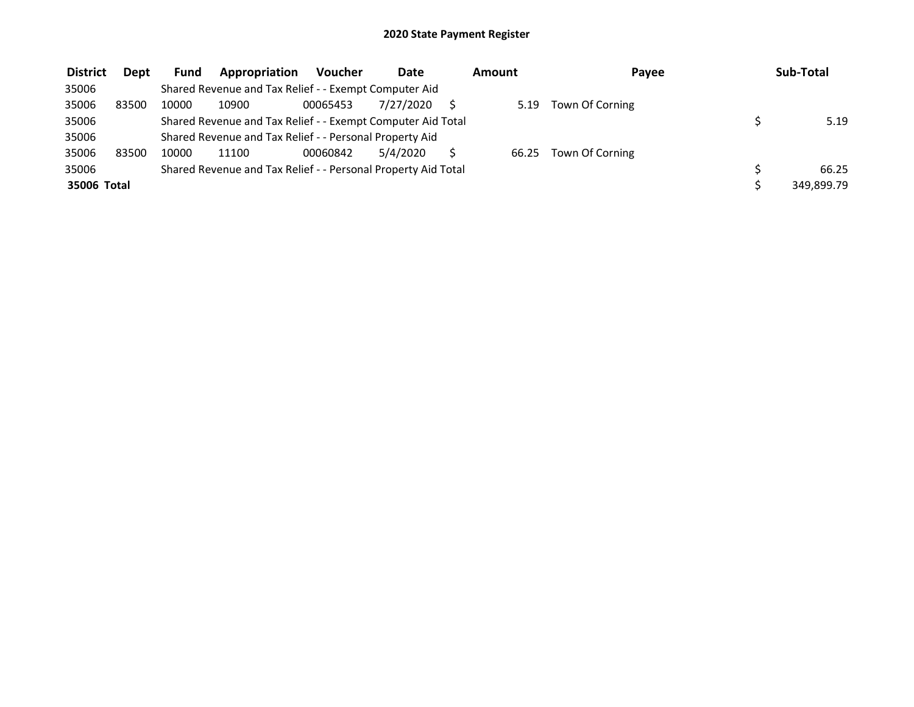# 2020 State Payment Register

| District | Dept | Fund | Appropriation | Voucher | Date | Amount | Payee | Sub-Total |
|---|---|---|---|---|---|---|---|---|
| 35006 | | Shared Revenue and Tax Relief - - Exempt Computer Aid | | | | | | |
| 35006 | 83500 | 10000 | 10900 | 00065453 | 7/27/2020 | $ 5.19 | Town Of Corning | |
| 35006 | | Shared Revenue and Tax Relief - - Exempt Computer Aid Total | | | | | | $ 5.19 |
| 35006 | | Shared Revenue and Tax Relief - - Personal Property Aid | | | | | | |
| 35006 | 83500 | 10000 | 11100 | 00060842 | 5/4/2020 | $ 66.25 | Town Of Corning | |
| 35006 | | Shared Revenue and Tax Relief - - Personal Property Aid Total | | | | | | $ 66.25 |
| **35006 Total** | | | | | | | | $ 349,899.79 |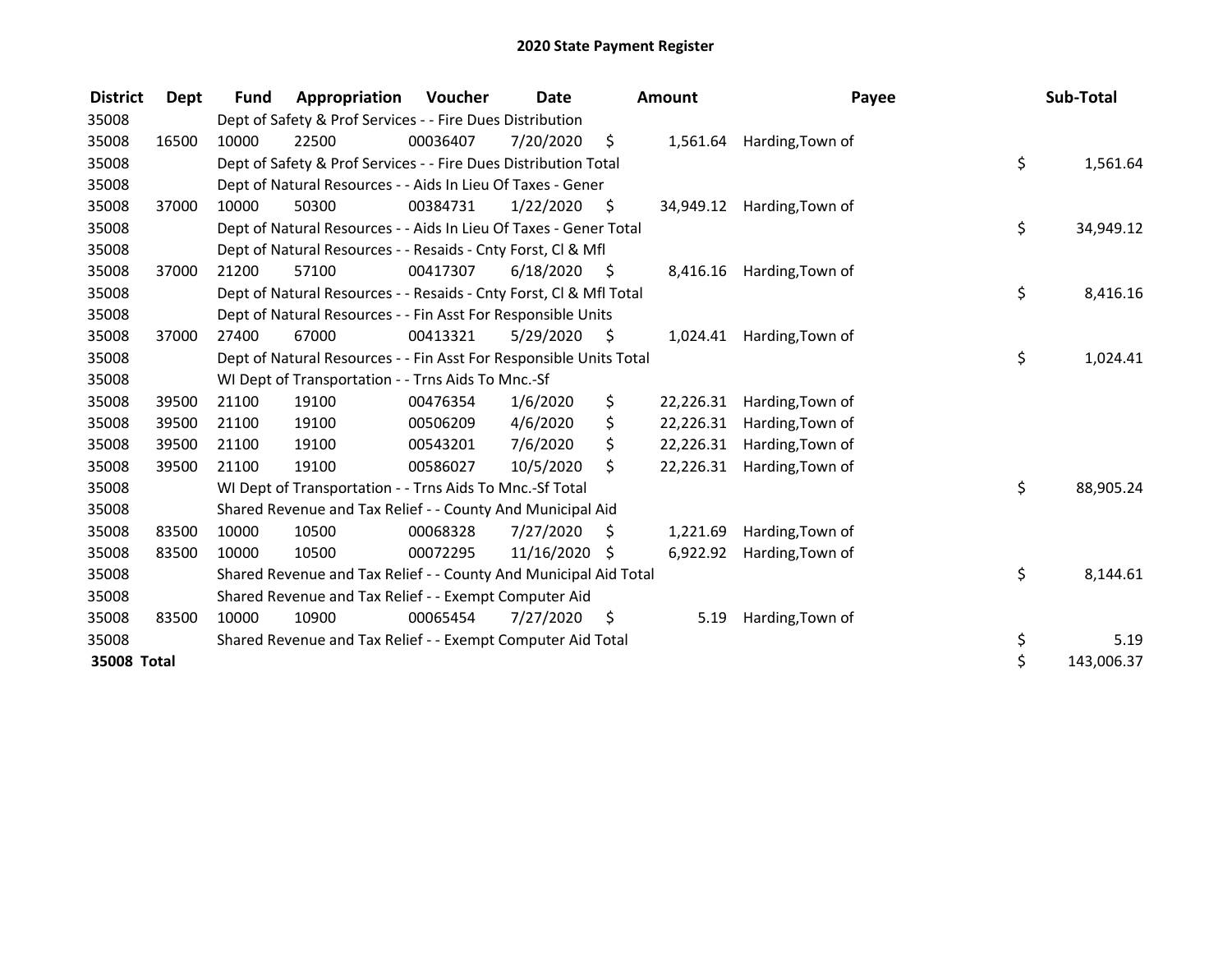# 2020 State Payment Register

| District | Dept | Fund | Appropriation | Voucher | Date | Amount | Payee | Sub-Total |
|---|---|---|---|---|---|---|---|---|
| 35008 | | Dept of Safety & Prof Services - - Fire Dues Distribution | | | | | | |
| 35008 | 16500 | 10000 | 22500 | 00036407 | 7/20/2020 | $ 1,561.64 | Harding,Town of | |
| 35008 | | Dept of Safety & Prof Services - - Fire Dues Distribution Total | | | | | | $ 1,561.64 |
| 35008 | | Dept of Natural Resources - - Aids In Lieu Of Taxes - Gener | | | | | | |
| 35008 | 37000 | 10000 | 50300 | 00384731 | 1/22/2020 | $ 34,949.12 | Harding,Town of | |
| 35008 | | Dept of Natural Resources - - Aids In Lieu Of Taxes - Gener Total | | | | | | $ 34,949.12 |
| 35008 | | Dept of Natural Resources - - Resaids - Cnty Forst, Cl & Mfl | | | | | | |
| 35008 | 37000 | 21200 | 57100 | 00417307 | 6/18/2020 | $ 8,416.16 | Harding,Town of | |
| 35008 | | Dept of Natural Resources - - Resaids - Cnty Forst, Cl & Mfl Total | | | | | | $ 8,416.16 |
| 35008 | | Dept of Natural Resources - - Fin Asst For Responsible Units | | | | | | |
| 35008 | 37000 | 27400 | 67000 | 00413321 | 5/29/2020 | $ 1,024.41 | Harding,Town of | |
| 35008 | | Dept of Natural Resources - - Fin Asst For Responsible Units Total | | | | | | $ 1,024.41 |
| 35008 | | WI Dept of Transportation - - Trns Aids To Mnc.-Sf | | | | | | |
| 35008 | 39500 | 21100 | 19100 | 00476354 | 1/6/2020 | $ 22,226.31 | Harding,Town of | |
| 35008 | 39500 | 21100 | 19100 | 00506209 | 4/6/2020 | $ 22,226.31 | Harding,Town of | |
| 35008 | 39500 | 21100 | 19100 | 00543201 | 7/6/2020 | $ 22,226.31 | Harding,Town of | |
| 35008 | 39500 | 21100 | 19100 | 00586027 | 10/5/2020 | $ 22,226.31 | Harding,Town of | |
| 35008 | | WI Dept of Transportation - - Trns Aids To Mnc.-Sf Total | | | | | | $ 88,905.24 |
| 35008 | | Shared Revenue and Tax Relief - - County And Municipal Aid | | | | | | |
| 35008 | 83500 | 10000 | 10500 | 00068328 | 7/27/2020 | $ 1,221.69 | Harding,Town of | |
| 35008 | 83500 | 10000 | 10500 | 00072295 | 11/16/2020 | $ 6,922.92 | Harding,Town of | |
| 35008 | | Shared Revenue and Tax Relief - - County And Municipal Aid Total | | | | | | $ 8,144.61 |
| 35008 | | Shared Revenue and Tax Relief - - Exempt Computer Aid | | | | | | |
| 35008 | 83500 | 10000 | 10900 | 00065454 | 7/27/2020 | $ 5.19 | Harding,Town of | |
| 35008 | | Shared Revenue and Tax Relief - - Exempt Computer Aid Total | | | | | | $ 5.19 |
| **35008 Total** | | | | | | | | $ 143,006.37 |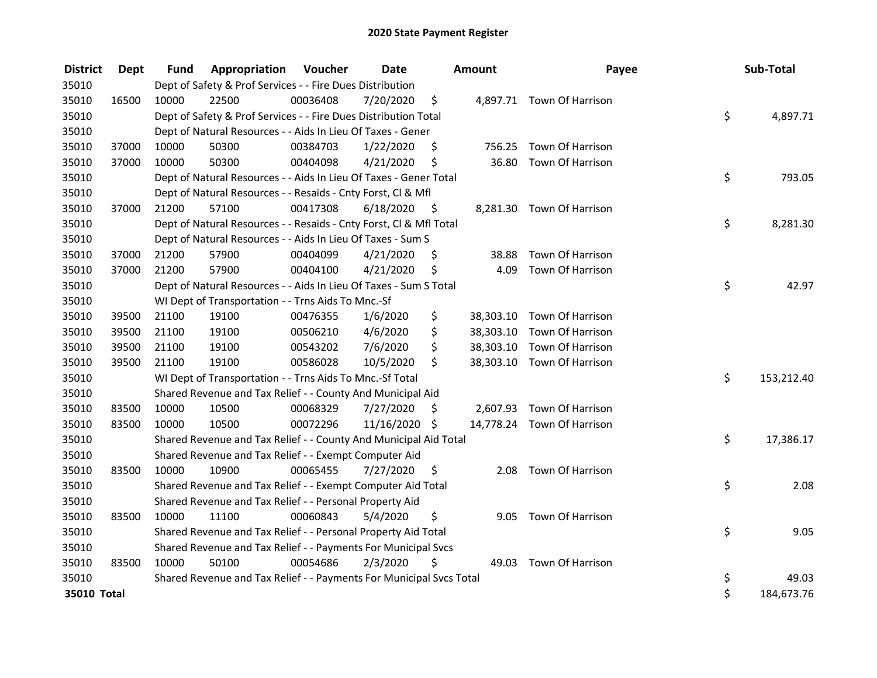# 2020 State Payment Register

| District | Dept | Fund | Appropriation | Voucher | Date | Amount | Payee | Sub-Total |
|---|---|---|---|---|---|---|---|---|
| 35010 | | Dept of Safety & Prof Services - - Fire Dues Distribution | | | | | | |
| 35010 | 16500 | 10000 | 22500 | 00036408 | 7/20/2020 | $ 4,897.71 | Town Of Harrison | |
| 35010 | | Dept of Safety & Prof Services - - Fire Dues Distribution Total | | | | | | $ 4,897.71 |
| 35010 | | Dept of Natural Resources - - Aids In Lieu Of Taxes - Gener | | | | | | |
| 35010 | 37000 | 10000 | 50300 | 00384703 | 1/22/2020 | $ 756.25 | Town Of Harrison | |
| 35010 | 37000 | 10000 | 50300 | 00404098 | 4/21/2020 | $ 36.80 | Town Of Harrison | |
| 35010 | | Dept of Natural Resources - - Aids In Lieu Of Taxes - Gener Total | | | | | | $ 793.05 |
| 35010 | | Dept of Natural Resources - - Resaids - Cnty Forst, Cl & Mfl | | | | | | |
| 35010 | 37000 | 21200 | 57100 | 00417308 | 6/18/2020 | $ 8,281.30 | Town Of Harrison | |
| 35010 | | Dept of Natural Resources - - Resaids - Cnty Forst, Cl & Mfl Total | | | | | | $ 8,281.30 |
| 35010 | | Dept of Natural Resources - - Aids In Lieu Of Taxes - Sum S | | | | | | |
| 35010 | 37000 | 21200 | 57900 | 00404099 | 4/21/2020 | $ 38.88 | Town Of Harrison | |
| 35010 | 37000 | 21200 | 57900 | 00404100 | 4/21/2020 | $ 4.09 | Town Of Harrison | |
| 35010 | | Dept of Natural Resources - - Aids In Lieu Of Taxes - Sum S Total | | | | | | $ 42.97 |
| 35010 | | WI Dept of Transportation - - Trns Aids To Mnc.-Sf | | | | | | |
| 35010 | 39500 | 21100 | 19100 | 00476355 | 1/6/2020 | $ 38,303.10 | Town Of Harrison | |
| 35010 | 39500 | 21100 | 19100 | 00506210 | 4/6/2020 | $ 38,303.10 | Town Of Harrison | |
| 35010 | 39500 | 21100 | 19100 | 00543202 | 7/6/2020 | $ 38,303.10 | Town Of Harrison | |
| 35010 | 39500 | 21100 | 19100 | 00586028 | 10/5/2020 | $ 38,303.10 | Town Of Harrison | |
| 35010 | | WI Dept of Transportation - - Trns Aids To Mnc.-Sf Total | | | | | | $ 153,212.40 |
| 35010 | | Shared Revenue and Tax Relief - - County And Municipal Aid | | | | | | |
| 35010 | 83500 | 10000 | 10500 | 00068329 | 7/27/2020 | $ 2,607.93 | Town Of Harrison | |
| 35010 | 83500 | 10000 | 10500 | 00072296 | 11/16/2020 | $ 14,778.24 | Town Of Harrison | |
| 35010 | | Shared Revenue and Tax Relief - - County And Municipal Aid Total | | | | | | $ 17,386.17 |
| 35010 | | Shared Revenue and Tax Relief - - Exempt Computer Aid | | | | | | |
| 35010 | 83500 | 10000 | 10900 | 00065455 | 7/27/2020 | $ 2.08 | Town Of Harrison | |
| 35010 | | Shared Revenue and Tax Relief - - Exempt Computer Aid Total | | | | | | $ 2.08 |
| 35010 | | Shared Revenue and Tax Relief - - Personal Property Aid | | | | | | |
| 35010 | 83500 | 10000 | 11100 | 00060843 | 5/4/2020 | $ 9.05 | Town Of Harrison | |
| 35010 | | Shared Revenue and Tax Relief - - Personal Property Aid Total | | | | | | $ 9.05 |
| 35010 | | Shared Revenue and Tax Relief - - Payments For Municipal Svcs | | | | | | |
| 35010 | 83500 | 10000 | 50100 | 00054686 | 2/3/2020 | $ 49.03 | Town Of Harrison | |
| 35010 | | Shared Revenue and Tax Relief - - Payments For Municipal Svcs Total | | | | | | $ 49.03 |
| **35010 Total** | | | | | | | | $ 184,673.76 |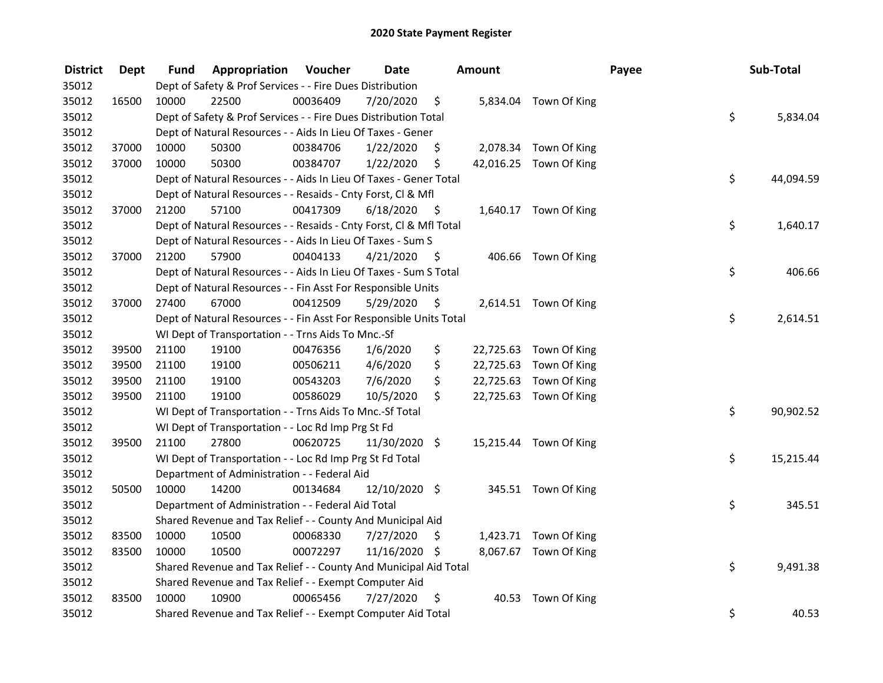# 2020 State Payment Register

| District | Dept | Fund | Appropriation | Voucher | Date | Amount | Payee | Sub-Total |
|---|---|---|---|---|---|---|---|---|
| 35012 | | Dept of Safety & Prof Services - - Fire Dues Distribution | | | | | | |
| 35012 | 16500 | 10000 | 22500 | 00036409 | 7/20/2020 | $ 5,834.04 | Town Of King | |
| 35012 | | Dept of Safety & Prof Services - - Fire Dues Distribution Total | | | | | | $ 5,834.04 |
| 35012 | | Dept of Natural Resources - - Aids In Lieu Of Taxes - Gener | | | | | | |
| 35012 | 37000 | 10000 | 50300 | 00384706 | 1/22/2020 | $ 2,078.34 | Town Of King | |
| 35012 | 37000 | 10000 | 50300 | 00384707 | 1/22/2020 | $ 42,016.25 | Town Of King | |
| 35012 | | Dept of Natural Resources - - Aids In Lieu Of Taxes - Gener Total | | | | | | $ 44,094.59 |
| 35012 | | Dept of Natural Resources - - Resaids - Cnty Forst, Cl & Mfl | | | | | | |
| 35012 | 37000 | 21200 | 57100 | 00417309 | 6/18/2020 | $ 1,640.17 | Town Of King | |
| 35012 | | Dept of Natural Resources - - Resaids - Cnty Forst, Cl & Mfl Total | | | | | | $ 1,640.17 |
| 35012 | | Dept of Natural Resources - - Aids In Lieu Of Taxes - Sum S | | | | | | |
| 35012 | 37000 | 21200 | 57900 | 00404133 | 4/21/2020 | $ 406.66 | Town Of King | |
| 35012 | | Dept of Natural Resources - - Aids In Lieu Of Taxes - Sum S Total | | | | | | $ 406.66 |
| 35012 | | Dept of Natural Resources - - Fin Asst For Responsible Units | | | | | | |
| 35012 | 37000 | 27400 | 67000 | 00412509 | 5/29/2020 | $ 2,614.51 | Town Of King | |
| 35012 | | Dept of Natural Resources - - Fin Asst For Responsible Units Total | | | | | | $ 2,614.51 |
| 35012 | | WI Dept of Transportation - - Trns Aids To Mnc.-Sf | | | | | | |
| 35012 | 39500 | 21100 | 19100 | 00476356 | 1/6/2020 | $ 22,725.63 | Town Of King | |
| 35012 | 39500 | 21100 | 19100 | 00506211 | 4/6/2020 | $ 22,725.63 | Town Of King | |
| 35012 | 39500 | 21100 | 19100 | 00543203 | 7/6/2020 | $ 22,725.63 | Town Of King | |
| 35012 | 39500 | 21100 | 19100 | 00586029 | 10/5/2020 | $ 22,725.63 | Town Of King | |
| 35012 | | WI Dept of Transportation - - Trns Aids To Mnc.-Sf Total | | | | | | $ 90,902.52 |
| 35012 | | WI Dept of Transportation - - Loc Rd Imp Prg St Fd | | | | | | |
| 35012 | 39500 | 21100 | 27800 | 00620725 | 11/30/2020 | $ 15,215.44 | Town Of King | |
| 35012 | | WI Dept of Transportation - - Loc Rd Imp Prg St Fd Total | | | | | | $ 15,215.44 |
| 35012 | | Department of Administration - - Federal Aid | | | | | | |
| 35012 | 50500 | 10000 | 14200 | 00134684 | 12/10/2020 | $ 345.51 | Town Of King | |
| 35012 | | Department of Administration - - Federal Aid Total | | | | | | $ 345.51 |
| 35012 | | Shared Revenue and Tax Relief - - County And Municipal Aid | | | | | | |
| 35012 | 83500 | 10000 | 10500 | 00068330 | 7/27/2020 | $ 1,423.71 | Town Of King | |
| 35012 | 83500 | 10000 | 10500 | 00072297 | 11/16/2020 | $ 8,067.67 | Town Of King | |
| 35012 | | Shared Revenue and Tax Relief - - County And Municipal Aid Total | | | | | | $ 9,491.38 |
| 35012 | | Shared Revenue and Tax Relief - - Exempt Computer Aid | | | | | | |
| 35012 | 83500 | 10000 | 10900 | 00065456 | 7/27/2020 | $ 40.53 | Town Of King | |
| 35012 | | Shared Revenue and Tax Relief - - Exempt Computer Aid Total | | | | | | $ 40.53 |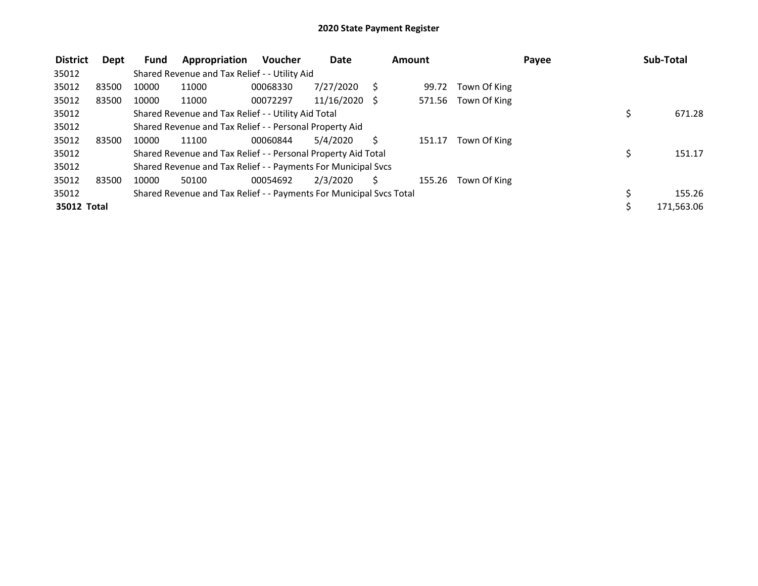# 2020 State Payment Register

| District | Dept | Fund | Appropriation | Voucher | Date | Amount | Payee | Sub-Total |
|---|---|---|---|---|---|---|---|---|
| 35012 | | Shared Revenue and Tax Relief - - Utility Aid | | | | | | |
| 35012 | 83500 | 10000 | 11000 | 00068330 | 7/27/2020 | $ 99.72 | Town Of King | |
| 35012 | 83500 | 10000 | 11000 | 00072297 | 11/16/2020 | $ 571.56 | Town Of King | |
| 35012 | | Shared Revenue and Tax Relief - - Utility Aid Total | | | | | | $ 671.28 |
| 35012 | | Shared Revenue and Tax Relief - - Personal Property Aid | | | | | | |
| 35012 | 83500 | 10000 | 11100 | 00060844 | 5/4/2020 | $ 151.17 | Town Of King | |
| 35012 | | Shared Revenue and Tax Relief - - Personal Property Aid Total | | | | | | $ 151.17 |
| 35012 | | Shared Revenue and Tax Relief - - Payments For Municipal Svcs | | | | | | |
| 35012 | 83500 | 10000 | 50100 | 00054692 | 2/3/2020 | $ 155.26 | Town Of King | |
| 35012 | | Shared Revenue and Tax Relief - - Payments For Municipal Svcs Total | | | | | | $ 155.26 |
| **35012 Total** | | | | | | | | $ 171,563.06 |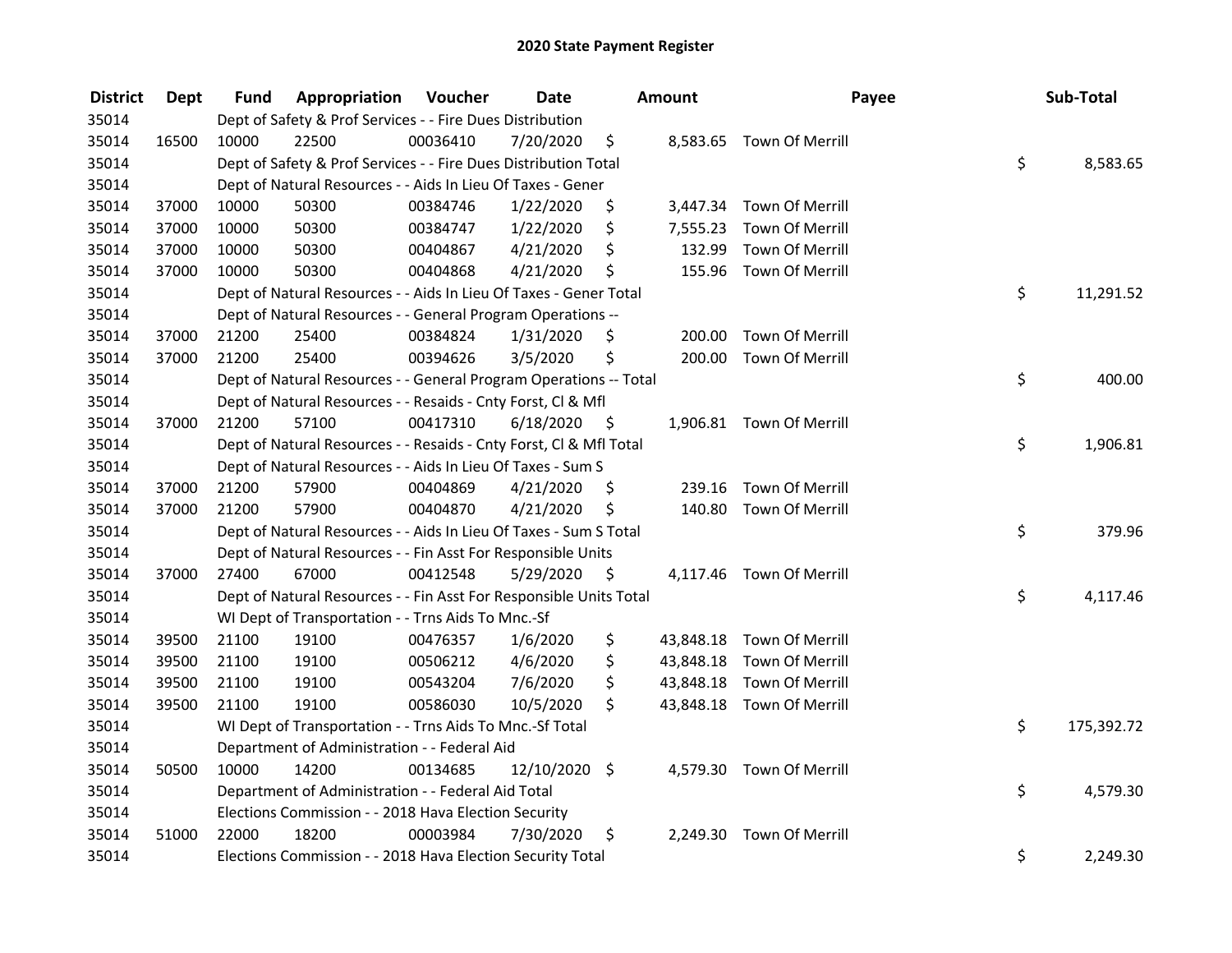# 2020 State Payment Register

| District | Dept | Fund | Appropriation | Voucher | Date | Amount | Payee | Sub-Total |
|---|---|---|---|---|---|---|---|---|
| 35014 | | Dept of Safety & Prof Services - - Fire Dues Distribution | | | | | | |
| 35014 | 16500 | 10000 | 22500 | 00036410 | 7/20/2020 | $ 8,583.65 | Town Of Merrill | |
| 35014 | | Dept of Safety & Prof Services - - Fire Dues Distribution Total | | | | | | $ 8,583.65 |
| 35014 | | Dept of Natural Resources - - Aids In Lieu Of Taxes - Gener | | | | | | |
| 35014 | 37000 | 10000 | 50300 | 00384746 | 1/22/2020 | $ 3,447.34 | Town Of Merrill | |
| 35014 | 37000 | 10000 | 50300 | 00384747 | 1/22/2020 | $ 7,555.23 | Town Of Merrill | |
| 35014 | 37000 | 10000 | 50300 | 00404867 | 4/21/2020 | $ 132.99 | Town Of Merrill | |
| 35014 | 37000 | 10000 | 50300 | 00404868 | 4/21/2020 | $ 155.96 | Town Of Merrill | |
| 35014 | | Dept of Natural Resources - - Aids In Lieu Of Taxes - Gener Total | | | | | | $ 11,291.52 |
| 35014 | | Dept of Natural Resources - - General Program Operations -- | | | | | | |
| 35014 | 37000 | 21200 | 25400 | 00384824 | 1/31/2020 | $ 200.00 | Town Of Merrill | |
| 35014 | 37000 | 21200 | 25400 | 00394626 | 3/5/2020 | $ 200.00 | Town Of Merrill | |
| 35014 | | Dept of Natural Resources - - General Program Operations -- Total | | | | | | $ 400.00 |
| 35014 | | Dept of Natural Resources - - Resaids - Cnty Forst, Cl & Mfl | | | | | | |
| 35014 | 37000 | 21200 | 57100 | 00417310 | 6/18/2020 | $ 1,906.81 | Town Of Merrill | |
| 35014 | | Dept of Natural Resources - - Resaids - Cnty Forst, Cl & Mfl Total | | | | | | $ 1,906.81 |
| 35014 | | Dept of Natural Resources - - Aids In Lieu Of Taxes - Sum S | | | | | | |
| 35014 | 37000 | 21200 | 57900 | 00404869 | 4/21/2020 | $ 239.16 | Town Of Merrill | |
| 35014 | 37000 | 21200 | 57900 | 00404870 | 4/21/2020 | $ 140.80 | Town Of Merrill | |
| 35014 | | Dept of Natural Resources - - Aids In Lieu Of Taxes - Sum S Total | | | | | | $ 379.96 |
| 35014 | | Dept of Natural Resources - - Fin Asst For Responsible Units | | | | | | |
| 35014 | 37000 | 27400 | 67000 | 00412548 | 5/29/2020 | $ 4,117.46 | Town Of Merrill | |
| 35014 | | Dept of Natural Resources - - Fin Asst For Responsible Units Total | | | | | | $ 4,117.46 |
| 35014 | | WI Dept of Transportation - - Trns Aids To Mnc.-Sf | | | | | | |
| 35014 | 39500 | 21100 | 19100 | 00476357 | 1/6/2020 | $ 43,848.18 | Town Of Merrill | |
| 35014 | 39500 | 21100 | 19100 | 00506212 | 4/6/2020 | $ 43,848.18 | Town Of Merrill | |
| 35014 | 39500 | 21100 | 19100 | 00543204 | 7/6/2020 | $ 43,848.18 | Town Of Merrill | |
| 35014 | 39500 | 21100 | 19100 | 00586030 | 10/5/2020 | $ 43,848.18 | Town Of Merrill | |
| 35014 | | WI Dept of Transportation - - Trns Aids To Mnc.-Sf Total | | | | | | $ 175,392.72 |
| 35014 | | Department of Administration - - Federal Aid | | | | | | |
| 35014 | 50500 | 10000 | 14200 | 00134685 | 12/10/2020 | $ 4,579.30 | Town Of Merrill | |
| 35014 | | Department of Administration - - Federal Aid Total | | | | | | $ 4,579.30 |
| 35014 | | Elections Commission - - 2018 Hava Election Security | | | | | | |
| 35014 | 51000 | 22000 | 18200 | 00003984 | 7/30/2020 | $ 2,249.30 | Town Of Merrill | |
| 35014 | | Elections Commission - - 2018 Hava Election Security Total | | | | | | $ 2,249.30 |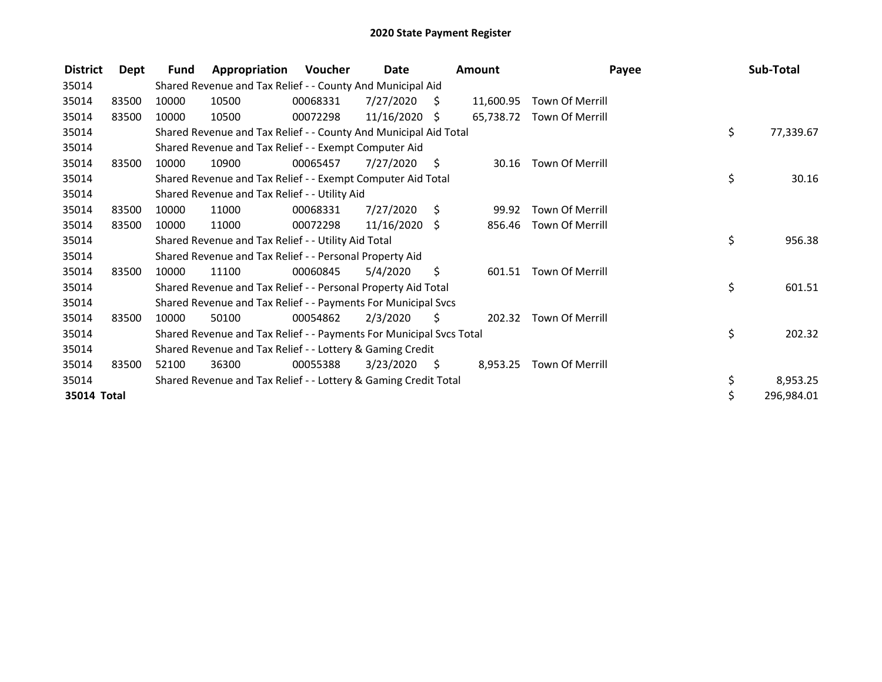# 2020 State Payment Register

| District | Dept | Fund | Appropriation | Voucher | Date | Amount | Payee | Sub-Total |
|---|---|---|---|---|---|---|---|---|
| 35014 | | Shared Revenue and Tax Relief - - County And Municipal Aid | | | | | | |
| 35014 | 83500 | 10000 | 10500 | 00068331 | 7/27/2020 | $ 11,600.95 | Town Of Merrill | |
| 35014 | 83500 | 10000 | 10500 | 00072298 | 11/16/2020 | $ 65,738.72 | Town Of Merrill | |
| 35014 | | Shared Revenue and Tax Relief - - County And Municipal Aid Total | | | | | | $ 77,339.67 |
| 35014 | | Shared Revenue and Tax Relief - - Exempt Computer Aid | | | | | | |
| 35014 | 83500 | 10000 | 10900 | 00065457 | 7/27/2020 | $ 30.16 | Town Of Merrill | |
| 35014 | | Shared Revenue and Tax Relief - - Exempt Computer Aid Total | | | | | | $ 30.16 |
| 35014 | | Shared Revenue and Tax Relief - - Utility Aid | | | | | | |
| 35014 | 83500 | 10000 | 11000 | 00068331 | 7/27/2020 | $ 99.92 | Town Of Merrill | |
| 35014 | 83500 | 10000 | 11000 | 00072298 | 11/16/2020 | $ 856.46 | Town Of Merrill | |
| 35014 | | Shared Revenue and Tax Relief - - Utility Aid Total | | | | | | $ 956.38 |
| 35014 | | Shared Revenue and Tax Relief - - Personal Property Aid | | | | | | |
| 35014 | 83500 | 10000 | 11100 | 00060845 | 5/4/2020 | $ 601.51 | Town Of Merrill | |
| 35014 | | Shared Revenue and Tax Relief - - Personal Property Aid Total | | | | | | $ 601.51 |
| 35014 | | Shared Revenue and Tax Relief - - Payments For Municipal Svcs | | | | | | |
| 35014 | 83500 | 10000 | 50100 | 00054862 | 2/3/2020 | $ 202.32 | Town Of Merrill | |
| 35014 | | Shared Revenue and Tax Relief - - Payments For Municipal Svcs Total | | | | | | $ 202.32 |
| 35014 | | Shared Revenue and Tax Relief - - Lottery & Gaming Credit | | | | | | |
| 35014 | 83500 | 52100 | 36300 | 00055388 | 3/23/2020 | $ 8,953.25 | Town Of Merrill | |
| 35014 | | Shared Revenue and Tax Relief - - Lottery & Gaming Credit Total | | | | | | $ 8,953.25 |
| **35014 Total** | | | | | | | | $ 296,984.01 |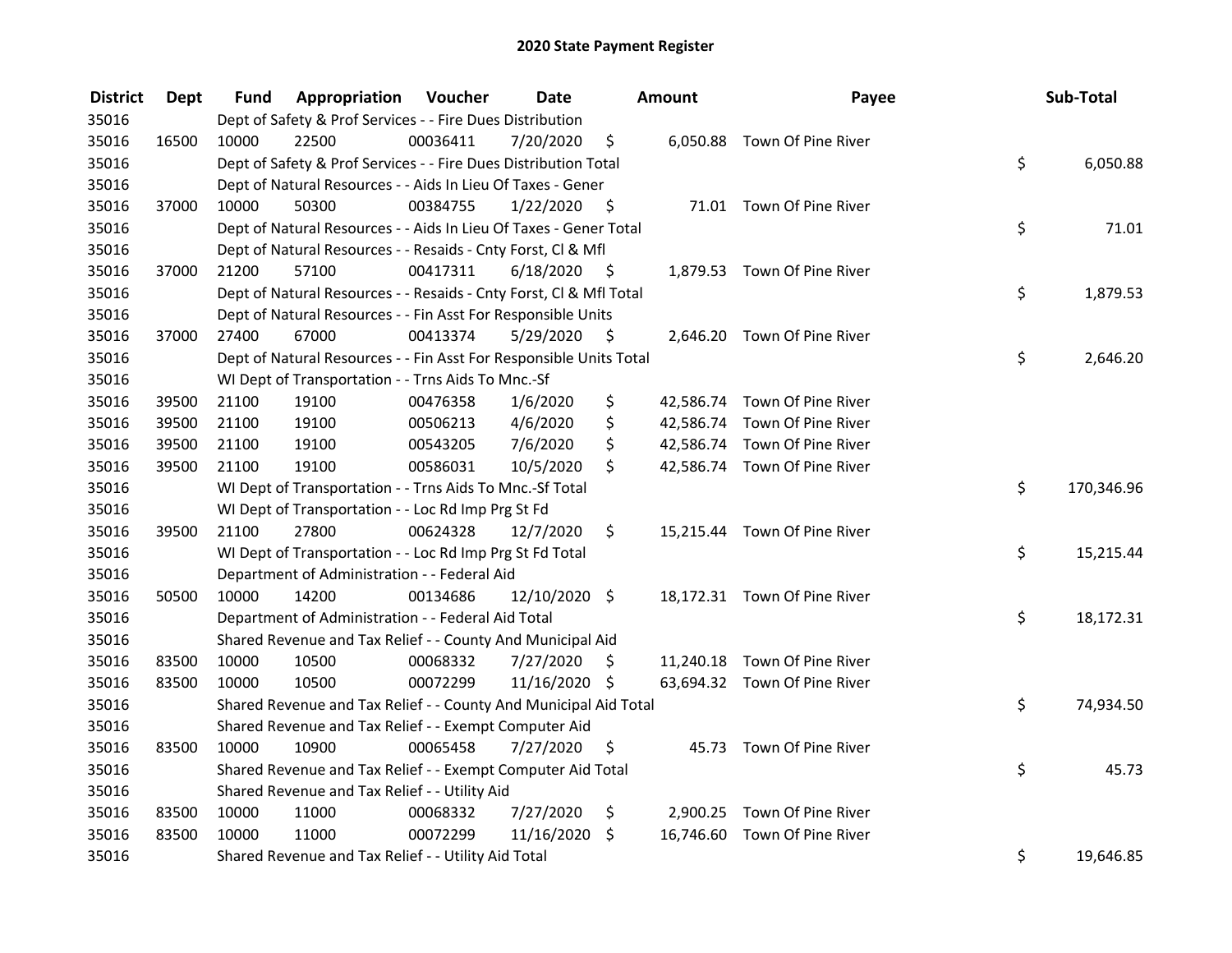# 2020 State Payment Register

| District | Dept | Fund | Appropriation | Voucher | Date | Amount | Payee | Sub-Total |
|---|---|---|---|---|---|---|---|---|
| 35016 | | Dept of Safety & Prof Services - - Fire Dues Distribution | | | | | | |
| 35016 | 16500 | 10000 | 22500 | 00036411 | 7/20/2020 | $ 6,050.88 | Town Of Pine River | |
| 35016 | | Dept of Safety & Prof Services - - Fire Dues Distribution Total | | | | | | $ 6,050.88 |
| 35016 | | Dept of Natural Resources - - Aids In Lieu Of Taxes - Gener | | | | | | |
| 35016 | 37000 | 10000 | 50300 | 00384755 | 1/22/2020 | $ 71.01 | Town Of Pine River | |
| 35016 | | Dept of Natural Resources - - Aids In Lieu Of Taxes - Gener Total | | | | | | $ 71.01 |
| 35016 | | Dept of Natural Resources - - Resaids - Cnty Forst, Cl & Mfl | | | | | | |
| 35016 | 37000 | 21200 | 57100 | 00417311 | 6/18/2020 | $ 1,879.53 | Town Of Pine River | |
| 35016 | | Dept of Natural Resources - - Resaids - Cnty Forst, Cl & Mfl Total | | | | | | $ 1,879.53 |
| 35016 | | Dept of Natural Resources - - Fin Asst For Responsible Units | | | | | | |
| 35016 | 37000 | 27400 | 67000 | 00413374 | 5/29/2020 | $ 2,646.20 | Town Of Pine River | |
| 35016 | | Dept of Natural Resources - - Fin Asst For Responsible Units Total | | | | | | $ 2,646.20 |
| 35016 | | WI Dept of Transportation - - Trns Aids To Mnc.-Sf | | | | | | |
| 35016 | 39500 | 21100 | 19100 | 00476358 | 1/6/2020 | $ 42,586.74 | Town Of Pine River | |
| 35016 | 39500 | 21100 | 19100 | 00506213 | 4/6/2020 | $ 42,586.74 | Town Of Pine River | |
| 35016 | 39500 | 21100 | 19100 | 00543205 | 7/6/2020 | $ 42,586.74 | Town Of Pine River | |
| 35016 | 39500 | 21100 | 19100 | 00586031 | 10/5/2020 | $ 42,586.74 | Town Of Pine River | |
| 35016 | | WI Dept of Transportation - - Trns Aids To Mnc.-Sf Total | | | | | | $ 170,346.96 |
| 35016 | | WI Dept of Transportation - - Loc Rd Imp Prg St Fd | | | | | | |
| 35016 | 39500 | 21100 | 27800 | 00624328 | 12/7/2020 | $ 15,215.44 | Town Of Pine River | |
| 35016 | | WI Dept of Transportation - - Loc Rd Imp Prg St Fd Total | | | | | | $ 15,215.44 |
| 35016 | | Department of Administration - - Federal Aid | | | | | | |
| 35016 | 50500 | 10000 | 14200 | 00134686 | 12/10/2020 | $ 18,172.31 | Town Of Pine River | |
| 35016 | | Department of Administration - - Federal Aid Total | | | | | | $ 18,172.31 |
| 35016 | | Shared Revenue and Tax Relief - - County And Municipal Aid | | | | | | |
| 35016 | 83500 | 10000 | 10500 | 00068332 | 7/27/2020 | $ 11,240.18 | Town Of Pine River | |
| 35016 | 83500 | 10000 | 10500 | 00072299 | 11/16/2020 | $ 63,694.32 | Town Of Pine River | |
| 35016 | | Shared Revenue and Tax Relief - - County And Municipal Aid Total | | | | | | $ 74,934.50 |
| 35016 | | Shared Revenue and Tax Relief - - Exempt Computer Aid | | | | | | |
| 35016 | 83500 | 10000 | 10900 | 00065458 | 7/27/2020 | $ 45.73 | Town Of Pine River | |
| 35016 | | Shared Revenue and Tax Relief - - Exempt Computer Aid Total | | | | | | $ 45.73 |
| 35016 | | Shared Revenue and Tax Relief - - Utility Aid | | | | | | |
| 35016 | 83500 | 10000 | 11000 | 00068332 | 7/27/2020 | $ 2,900.25 | Town Of Pine River | |
| 35016 | 83500 | 10000 | 11000 | 00072299 | 11/16/2020 | $ 16,746.60 | Town Of Pine River | |
| 35016 | | Shared Revenue and Tax Relief - - Utility Aid Total | | | | | | $ 19,646.85 |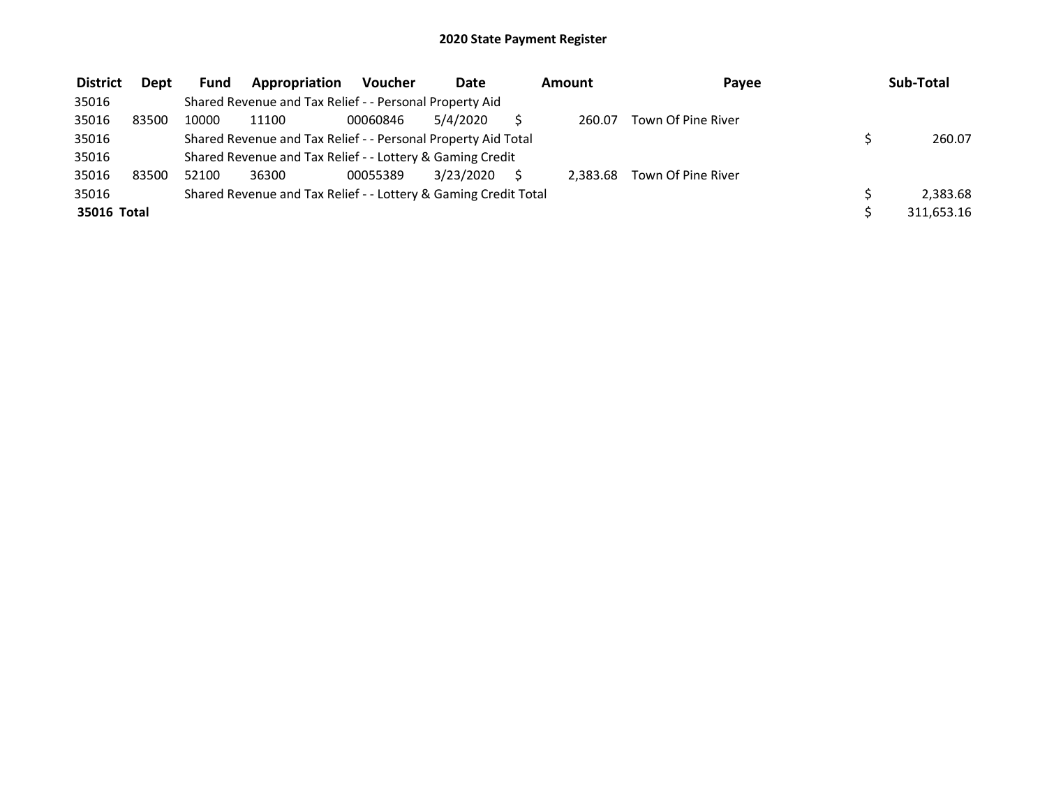# 2020 State Payment Register

| District | Dept | Fund | Appropriation | Voucher | Date | Amount | Payee | Sub-Total |
|---|---|---|---|---|---|---|---|---|
| 35016 | | Shared Revenue and Tax Relief - - Personal Property Aid | | | | | | |
| 35016 | 83500 | 10000 | 11100 | 00060846 | 5/4/2020 | $ 260.07 | Town Of Pine River | |
| 35016 | | Shared Revenue and Tax Relief - - Personal Property Aid Total | | | | | | $ 260.07 |
| 35016 | | Shared Revenue and Tax Relief - - Lottery & Gaming Credit | | | | | | |
| 35016 | 83500 | 52100 | 36300 | 00055389 | 3/23/2020 | $ 2,383.68 | Town Of Pine River | |
| 35016 | | Shared Revenue and Tax Relief - - Lottery & Gaming Credit Total | | | | | | $ 2,383.68 |
| **35016 Total** | | | | | | | | $ 311,653.16 |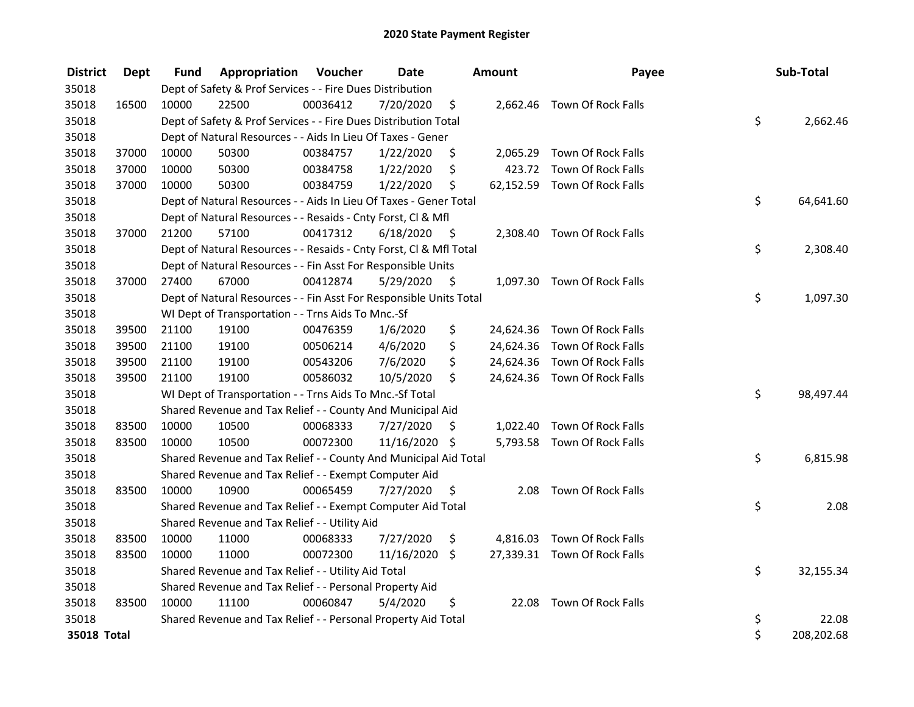# 2020 State Payment Register

| District | Dept | Fund | Appropriation | Voucher | Date | Amount | Payee | Sub-Total |
|---|---|---|---|---|---|---|---|---|
| 35018 | | Dept of Safety & Prof Services - - Fire Dues Distribution | | | | | | |
| 35018 | 16500 | 10000 | 22500 | 00036412 | 7/20/2020 | $ 2,662.46 | Town Of Rock Falls | |
| 35018 | | Dept of Safety & Prof Services - - Fire Dues Distribution Total | | | | | | $ 2,662.46 |
| 35018 | | Dept of Natural Resources - - Aids In Lieu Of Taxes - Gener | | | | | | |
| 35018 | 37000 | 10000 | 50300 | 00384757 | 1/22/2020 | $ 2,065.29 | Town Of Rock Falls | |
| 35018 | 37000 | 10000 | 50300 | 00384758 | 1/22/2020 | $ 423.72 | Town Of Rock Falls | |
| 35018 | 37000 | 10000 | 50300 | 00384759 | 1/22/2020 | $ 62,152.59 | Town Of Rock Falls | |
| 35018 | | Dept of Natural Resources - - Aids In Lieu Of Taxes - Gener Total | | | | | | $ 64,641.60 |
| 35018 | | Dept of Natural Resources - - Resaids - Cnty Forst, Cl & Mfl | | | | | | |
| 35018 | 37000 | 21200 | 57100 | 00417312 | 6/18/2020 | $ 2,308.40 | Town Of Rock Falls | |
| 35018 | | Dept of Natural Resources - - Resaids - Cnty Forst, Cl & Mfl Total | | | | | | $ 2,308.40 |
| 35018 | | Dept of Natural Resources - - Fin Asst For Responsible Units | | | | | | |
| 35018 | 37000 | 27400 | 67000 | 00412874 | 5/29/2020 | $ 1,097.30 | Town Of Rock Falls | |
| 35018 | | Dept of Natural Resources - - Fin Asst For Responsible Units Total | | | | | | $ 1,097.30 |
| 35018 | | WI Dept of Transportation - - Trns Aids To Mnc.-Sf | | | | | | |
| 35018 | 39500 | 21100 | 19100 | 00476359 | 1/6/2020 | $ 24,624.36 | Town Of Rock Falls | |
| 35018 | 39500 | 21100 | 19100 | 00506214 | 4/6/2020 | $ 24,624.36 | Town Of Rock Falls | |
| 35018 | 39500 | 21100 | 19100 | 00543206 | 7/6/2020 | $ 24,624.36 | Town Of Rock Falls | |
| 35018 | 39500 | 21100 | 19100 | 00586032 | 10/5/2020 | $ 24,624.36 | Town Of Rock Falls | |
| 35018 | | WI Dept of Transportation - - Trns Aids To Mnc.-Sf Total | | | | | | $ 98,497.44 |
| 35018 | | Shared Revenue and Tax Relief - - County And Municipal Aid | | | | | | |
| 35018 | 83500 | 10000 | 10500 | 00068333 | 7/27/2020 | $ 1,022.40 | Town Of Rock Falls | |
| 35018 | 83500 | 10000 | 10500 | 00072300 | 11/16/2020 | $ 5,793.58 | Town Of Rock Falls | |
| 35018 | | Shared Revenue and Tax Relief - - County And Municipal Aid Total | | | | | | $ 6,815.98 |
| 35018 | | Shared Revenue and Tax Relief - - Exempt Computer Aid | | | | | | |
| 35018 | 83500 | 10000 | 10900 | 00065459 | 7/27/2020 | $ 2.08 | Town Of Rock Falls | |
| 35018 | | Shared Revenue and Tax Relief - - Exempt Computer Aid Total | | | | | | $ 2.08 |
| 35018 | | Shared Revenue and Tax Relief - - Utility Aid | | | | | | |
| 35018 | 83500 | 10000 | 11000 | 00068333 | 7/27/2020 | $ 4,816.03 | Town Of Rock Falls | |
| 35018 | 83500 | 10000 | 11000 | 00072300 | 11/16/2020 | $ 27,339.31 | Town Of Rock Falls | |
| 35018 | | Shared Revenue and Tax Relief - - Utility Aid Total | | | | | | $ 32,155.34 |
| 35018 | | Shared Revenue and Tax Relief - - Personal Property Aid | | | | | | |
| 35018 | 83500 | 10000 | 11100 | 00060847 | 5/4/2020 | $ 22.08 | Town Of Rock Falls | |
| 35018 | | Shared Revenue and Tax Relief - - Personal Property Aid Total | | | | | | $ 22.08 |
| **35018 Total** | | | | | | | | $ 208,202.68 |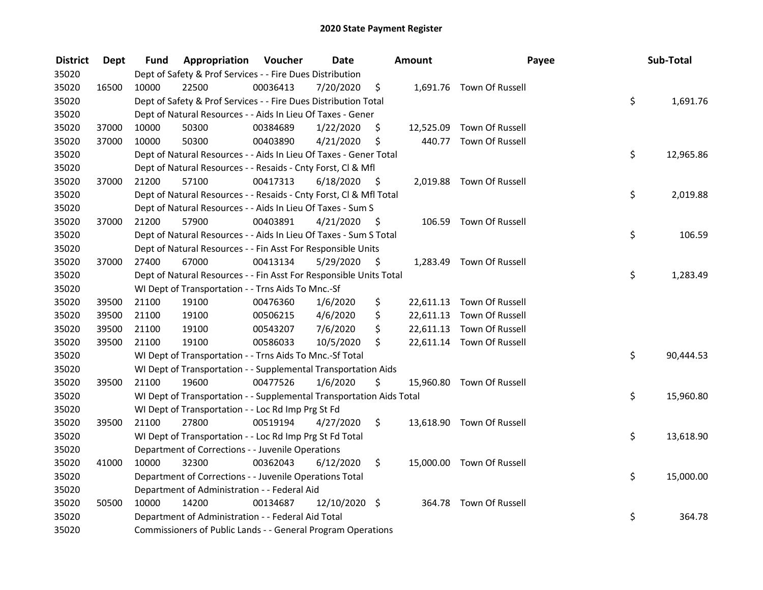# 2020 State Payment Register

| District | Dept | Fund | Appropriation | Voucher | Date | Amount | Payee | Sub-Total |
|---|---|---|---|---|---|---|---|---|
| 35020 | | Dept of Safety & Prof Services - - Fire Dues Distribution | | | | | | |
| 35020 | 16500 | 10000 | 22500 | 00036413 | 7/20/2020 | $ 1,691.76 | Town Of Russell | |
| 35020 | | Dept of Safety & Prof Services - - Fire Dues Distribution Total | | | | | | $ 1,691.76 |
| 35020 | | Dept of Natural Resources - - Aids In Lieu Of Taxes - Gener | | | | | | |
| 35020 | 37000 | 10000 | 50300 | 00384689 | 1/22/2020 | $ 12,525.09 | Town Of Russell | |
| 35020 | 37000 | 10000 | 50300 | 00403890 | 4/21/2020 | $ 440.77 | Town Of Russell | |
| 35020 | | Dept of Natural Resources - - Aids In Lieu Of Taxes - Gener Total | | | | | | $ 12,965.86 |
| 35020 | | Dept of Natural Resources - - Resaids - Cnty Forst, Cl & Mfl | | | | | | |
| 35020 | 37000 | 21200 | 57100 | 00417313 | 6/18/2020 | $ 2,019.88 | Town Of Russell | |
| 35020 | | Dept of Natural Resources - - Resaids - Cnty Forst, Cl & Mfl Total | | | | | | $ 2,019.88 |
| 35020 | | Dept of Natural Resources - - Aids In Lieu Of Taxes - Sum S | | | | | | |
| 35020 | 37000 | 21200 | 57900 | 00403891 | 4/21/2020 | $ 106.59 | Town Of Russell | |
| 35020 | | Dept of Natural Resources - - Aids In Lieu Of Taxes - Sum S Total | | | | | | $ 106.59 |
| 35020 | | Dept of Natural Resources - - Fin Asst For Responsible Units | | | | | | |
| 35020 | 37000 | 27400 | 67000 | 00413134 | 5/29/2020 | $ 1,283.49 | Town Of Russell | |
| 35020 | | Dept of Natural Resources - - Fin Asst For Responsible Units Total | | | | | | $ 1,283.49 |
| 35020 | | WI Dept of Transportation - - Trns Aids To Mnc.-Sf | | | | | | |
| 35020 | 39500 | 21100 | 19100 | 00476360 | 1/6/2020 | $ 22,611.13 | Town Of Russell | |
| 35020 | 39500 | 21100 | 19100 | 00506215 | 4/6/2020 | $ 22,611.13 | Town Of Russell | |
| 35020 | 39500 | 21100 | 19100 | 00543207 | 7/6/2020 | $ 22,611.13 | Town Of Russell | |
| 35020 | 39500 | 21100 | 19100 | 00586033 | 10/5/2020 | $ 22,611.14 | Town Of Russell | |
| 35020 | | WI Dept of Transportation - - Trns Aids To Mnc.-Sf Total | | | | | | $ 90,444.53 |
| 35020 | | WI Dept of Transportation - - Supplemental Transportation Aids | | | | | | |
| 35020 | 39500 | 21100 | 19600 | 00477526 | 1/6/2020 | $ 15,960.80 | Town Of Russell | |
| 35020 | | WI Dept of Transportation - - Supplemental Transportation Aids Total | | | | | | $ 15,960.80 |
| 35020 | | WI Dept of Transportation - - Loc Rd Imp Prg St Fd | | | | | | |
| 35020 | 39500 | 21100 | 27800 | 00519194 | 4/27/2020 | $ 13,618.90 | Town Of Russell | |
| 35020 | | WI Dept of Transportation - - Loc Rd Imp Prg St Fd Total | | | | | | $ 13,618.90 |
| 35020 | | Department of Corrections - - Juvenile Operations | | | | | | |
| 35020 | 41000 | 10000 | 32300 | 00362043 | 6/12/2020 | $ 15,000.00 | Town Of Russell | |
| 35020 | | Department of Corrections - - Juvenile Operations Total | | | | | | $ 15,000.00 |
| 35020 | | Department of Administration - - Federal Aid | | | | | | |
| 35020 | 50500 | 10000 | 14200 | 00134687 | 12/10/2020 | $ 364.78 | Town Of Russell | |
| 35020 | | Department of Administration - - Federal Aid Total | | | | | | $ 364.78 |
| 35020 | | Commissioners of Public Lands - - General Program Operations | | | | | | |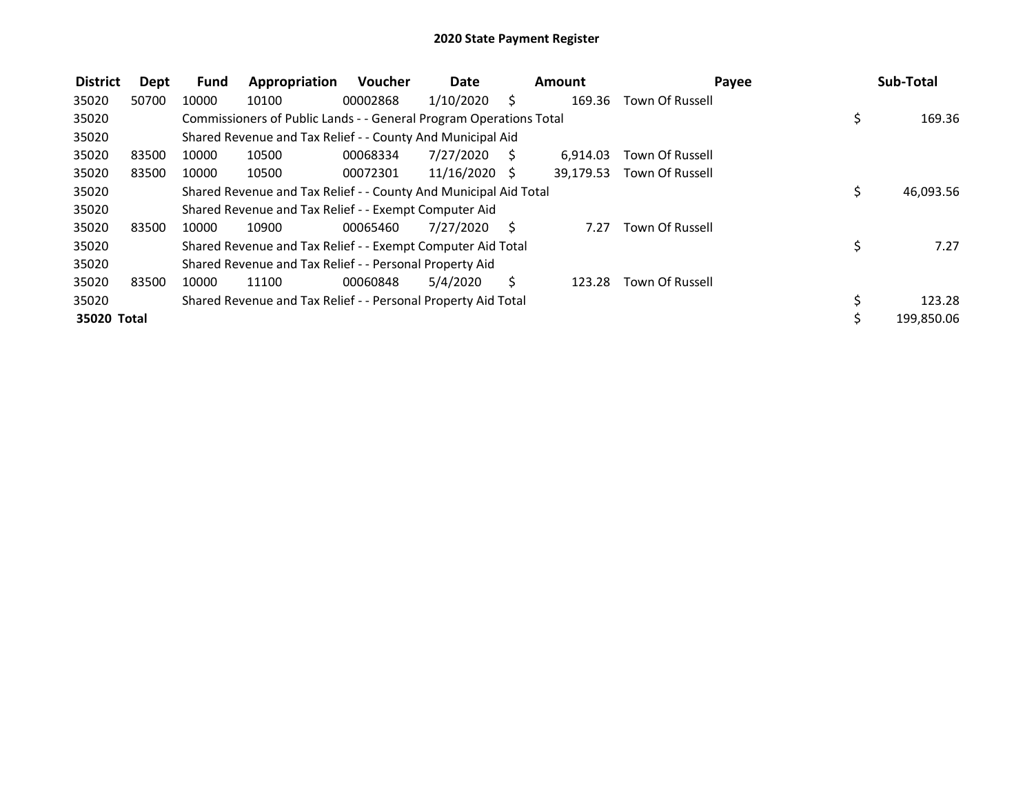# 2020 State Payment Register

| District | Dept | Fund | Appropriation | Voucher | Date | Amount | Payee | Sub-Total |
|---|---|---|---|---|---|---|---|---|
| 35020 | 50700 | 10000 | 10100 | 00002868 | 1/10/2020 | $ 169.36 | Town Of Russell | |
| 35020 | | Commissioners of Public Lands - - General Program Operations Total | | | | | | $ 169.36 |
| 35020 | | Shared Revenue and Tax Relief - - County And Municipal Aid | | | | | | |
| 35020 | 83500 | 10000 | 10500 | 00068334 | 7/27/2020 | $ 6,914.03 | Town Of Russell | |
| 35020 | 83500 | 10000 | 10500 | 00072301 | 11/16/2020 | $ 39,179.53 | Town Of Russell | |
| 35020 | | Shared Revenue and Tax Relief - - County And Municipal Aid Total | | | | | | $ 46,093.56 |
| 35020 | | Shared Revenue and Tax Relief - - Exempt Computer Aid | | | | | | |
| 35020 | 83500 | 10000 | 10900 | 00065460 | 7/27/2020 | $ 7.27 | Town Of Russell | |
| 35020 | | Shared Revenue and Tax Relief - - Exempt Computer Aid Total | | | | | | $ 7.27 |
| 35020 | | Shared Revenue and Tax Relief - - Personal Property Aid | | | | | | |
| 35020 | 83500 | 10000 | 11100 | 00060848 | 5/4/2020 | $ 123.28 | Town Of Russell | |
| 35020 | | Shared Revenue and Tax Relief - - Personal Property Aid Total | | | | | | $ 123.28 |
| **35020 Total** | | | | | | | | $ 199,850.06 |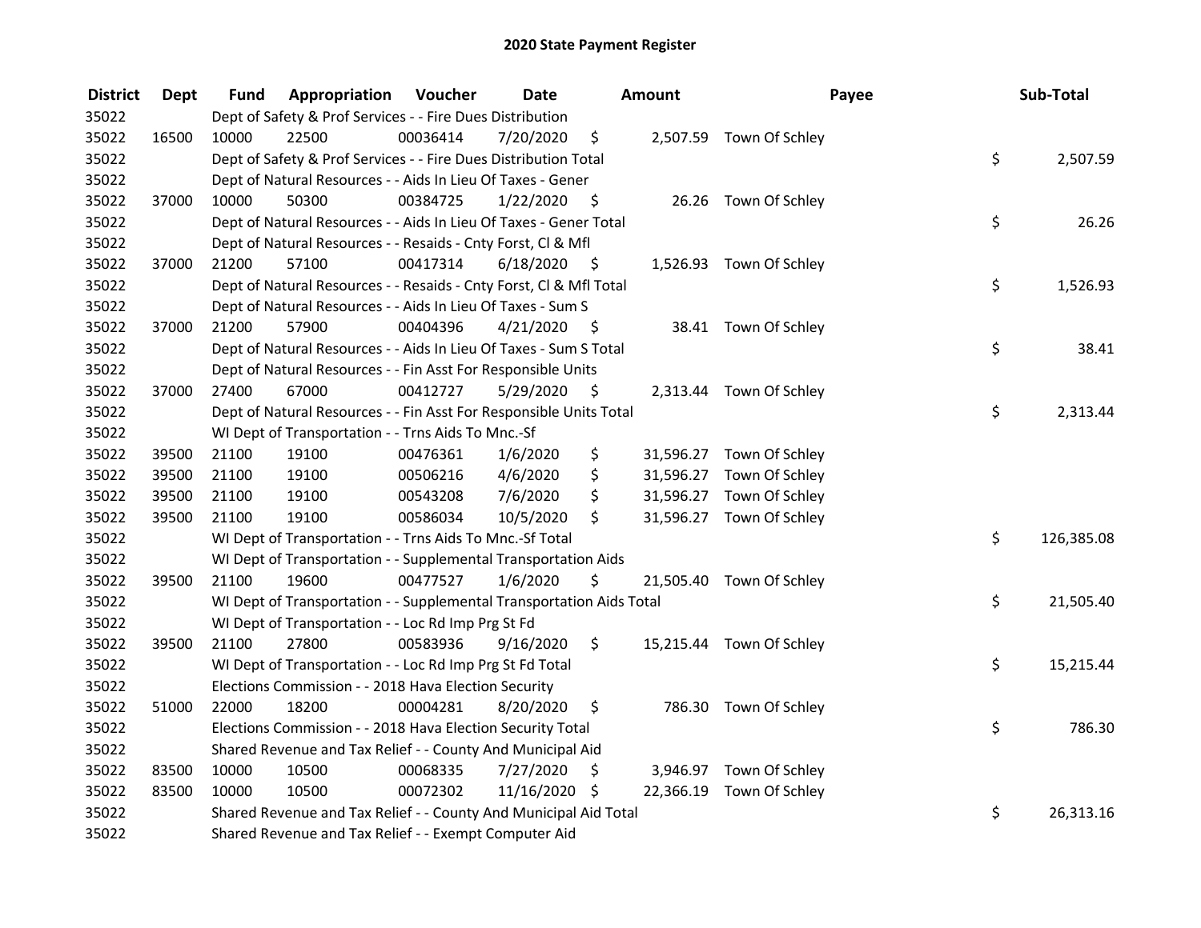# 2020 State Payment Register

| District | Dept | Fund | Appropriation | Voucher | Date | Amount | Payee | Sub-Total |
|---|---|---|---|---|---|---|---|---|
| 35022 | | Dept of Safety & Prof Services - - Fire Dues Distribution | | | | | | |
| 35022 | 16500 | 10000 | 22500 | 00036414 | 7/20/2020 | $ 2,507.59 | Town Of Schley | |
| 35022 | | Dept of Safety & Prof Services - - Fire Dues Distribution Total | | | | | | $ 2,507.59 |
| 35022 | | Dept of Natural Resources - - Aids In Lieu Of Taxes - Gener | | | | | | |
| 35022 | 37000 | 10000 | 50300 | 00384725 | 1/22/2020 | $ 26.26 | Town Of Schley | |
| 35022 | | Dept of Natural Resources - - Aids In Lieu Of Taxes - Gener Total | | | | | | $ 26.26 |
| 35022 | | Dept of Natural Resources - - Resaids - Cnty Forst, Cl & Mfl | | | | | | |
| 35022 | 37000 | 21200 | 57100 | 00417314 | 6/18/2020 | $ 1,526.93 | Town Of Schley | |
| 35022 | | Dept of Natural Resources - - Resaids - Cnty Forst, Cl & Mfl Total | | | | | | $ 1,526.93 |
| 35022 | | Dept of Natural Resources - - Aids In Lieu Of Taxes - Sum S | | | | | | |
| 35022 | 37000 | 21200 | 57900 | 00404396 | 4/21/2020 | $ 38.41 | Town Of Schley | |
| 35022 | | Dept of Natural Resources - - Aids In Lieu Of Taxes - Sum S Total | | | | | | $ 38.41 |
| 35022 | | Dept of Natural Resources - - Fin Asst For Responsible Units | | | | | | |
| 35022 | 37000 | 27400 | 67000 | 00412727 | 5/29/2020 | $ 2,313.44 | Town Of Schley | |
| 35022 | | Dept of Natural Resources - - Fin Asst For Responsible Units Total | | | | | | $ 2,313.44 |
| 35022 | | WI Dept of Transportation - - Trns Aids To Mnc.-Sf | | | | | | |
| 35022 | 39500 | 21100 | 19100 | 00476361 | 1/6/2020 | $ 31,596.27 | Town Of Schley | |
| 35022 | 39500 | 21100 | 19100 | 00506216 | 4/6/2020 | $ 31,596.27 | Town Of Schley | |
| 35022 | 39500 | 21100 | 19100 | 00543208 | 7/6/2020 | $ 31,596.27 | Town Of Schley | |
| 35022 | 39500 | 21100 | 19100 | 00586034 | 10/5/2020 | $ 31,596.27 | Town Of Schley | |
| 35022 | | WI Dept of Transportation - - Trns Aids To Mnc.-Sf Total | | | | | | $ 126,385.08 |
| 35022 | | WI Dept of Transportation - - Supplemental Transportation Aids | | | | | | |
| 35022 | 39500 | 21100 | 19600 | 00477527 | 1/6/2020 | $ 21,505.40 | Town Of Schley | |
| 35022 | | WI Dept of Transportation - - Supplemental Transportation Aids Total | | | | | | $ 21,505.40 |
| 35022 | | WI Dept of Transportation - - Loc Rd Imp Prg St Fd | | | | | | |
| 35022 | 39500 | 21100 | 27800 | 00583936 | 9/16/2020 | $ 15,215.44 | Town Of Schley | |
| 35022 | | WI Dept of Transportation - - Loc Rd Imp Prg St Fd Total | | | | | | $ 15,215.44 |
| 35022 | | Elections Commission - - 2018 Hava Election Security | | | | | | |
| 35022 | 51000 | 22000 | 18200 | 00004281 | 8/20/2020 | $ 786.30 | Town Of Schley | |
| 35022 | | Elections Commission - - 2018 Hava Election Security Total | | | | | | $ 786.30 |
| 35022 | | Shared Revenue and Tax Relief - - County And Municipal Aid | | | | | | |
| 35022 | 83500 | 10000 | 10500 | 00068335 | 7/27/2020 | $ 3,946.97 | Town Of Schley | |
| 35022 | 83500 | 10000 | 10500 | 00072302 | 11/16/2020 | $ 22,366.19 | Town Of Schley | |
| 35022 | | Shared Revenue and Tax Relief - - County And Municipal Aid Total | | | | | | $ 26,313.16 |
| 35022 | | Shared Revenue and Tax Relief - - Exempt Computer Aid | | | | | | |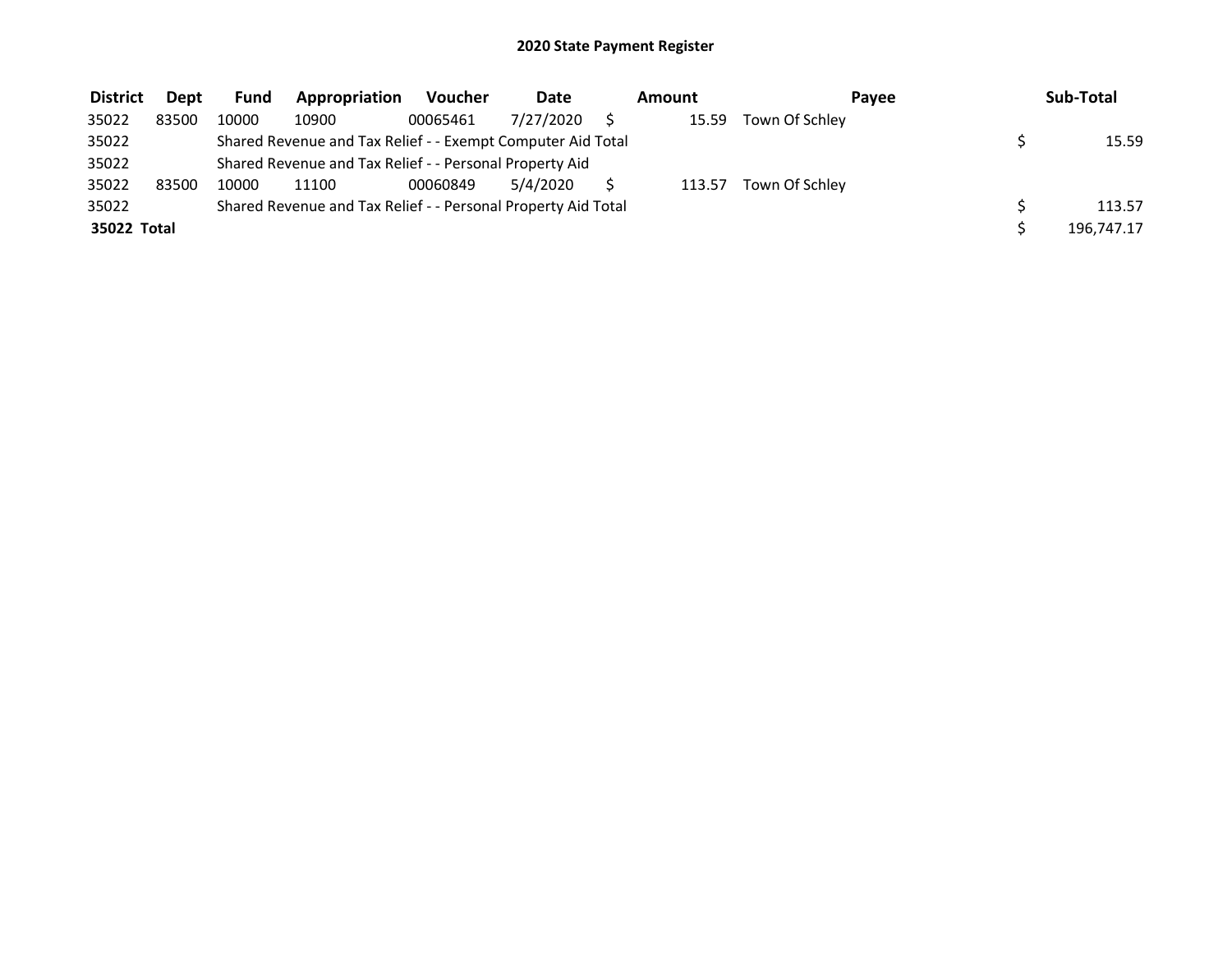# 2020 State Payment Register

| District | Dept | Fund | Appropriation | Voucher | Date | Amount | Payee | Sub-Total |
|---|---|---|---|---|---|---|---|---|
| 35022 | 83500 | 10000 | 10900 | 00065461 | 7/27/2020 | $ 15.59 | Town Of Schley | |
| 35022 | | Shared Revenue and Tax Relief - - Exempt Computer Aid Total | | | | | | $ 15.59 |
| 35022 | | Shared Revenue and Tax Relief - - Personal Property Aid | | | | | | |
| 35022 | 83500 | 10000 | 11100 | 00060849 | 5/4/2020 | $ 113.57 | Town Of Schley | |
| 35022 | | Shared Revenue and Tax Relief - - Personal Property Aid Total | | | | | | $ 113.57 |
| **35022 Total** | | | | | | | | $ 196,747.17 |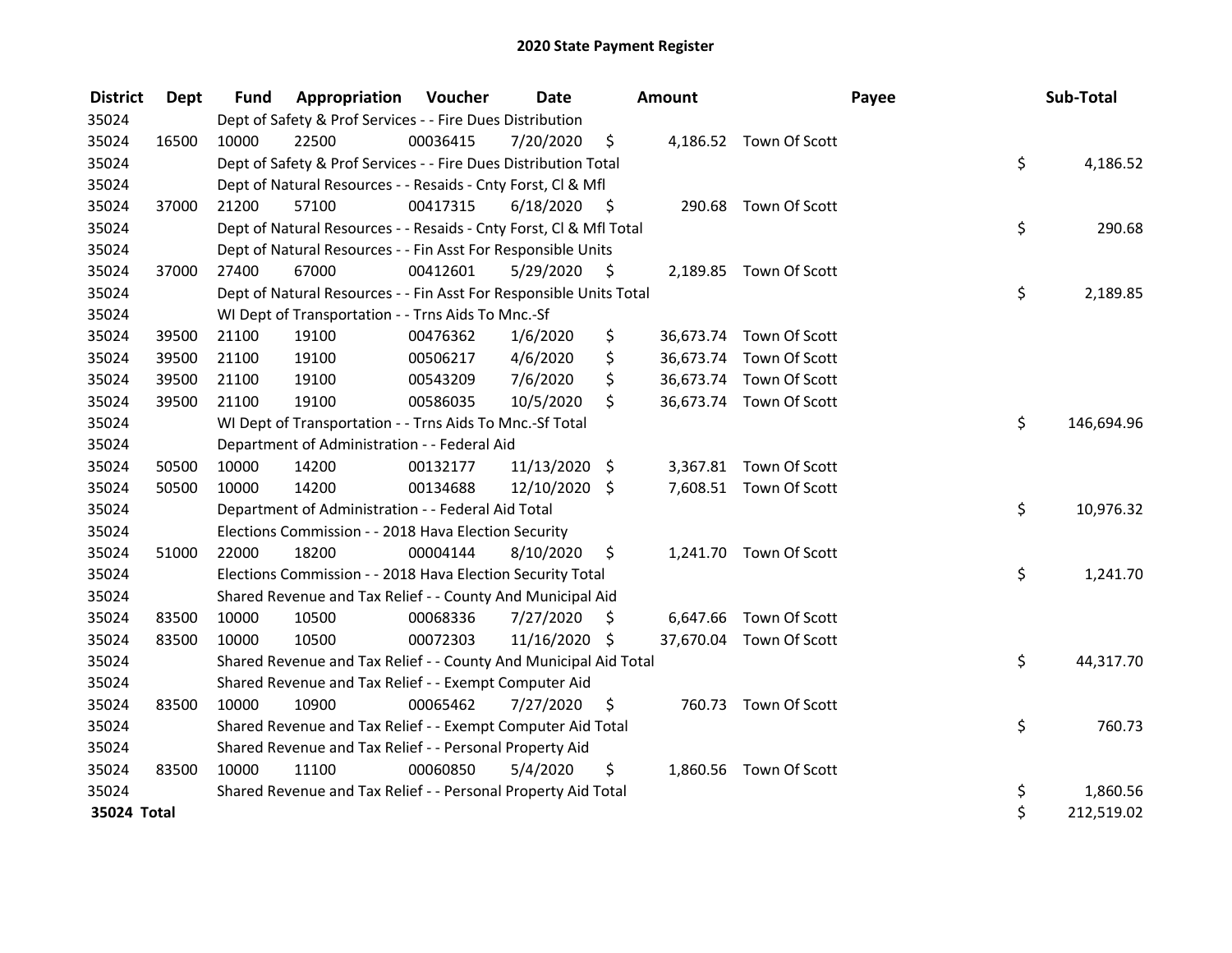# 2020 State Payment Register

| District | Dept | Fund | Appropriation | Voucher | Date | Amount | Payee | Sub-Total |
|---|---|---|---|---|---|---|---|---|
| 35024 | | Dept of Safety & Prof Services - - Fire Dues Distribution | | | | | | |
| 35024 | 16500 | 10000 | 22500 | 00036415 | 7/20/2020 | $ 4,186.52 | Town Of Scott | |
| 35024 | | Dept of Safety & Prof Services - - Fire Dues Distribution Total | | | | | | $ 4,186.52 |
| 35024 | | Dept of Natural Resources - - Resaids - Cnty Forst, Cl & Mfl | | | | | | |
| 35024 | 37000 | 21200 | 57100 | 00417315 | 6/18/2020 | $ 290.68 | Town Of Scott | |
| 35024 | | Dept of Natural Resources - - Resaids - Cnty Forst, Cl & Mfl Total | | | | | | $ 290.68 |
| 35024 | | Dept of Natural Resources - - Fin Asst For Responsible Units | | | | | | |
| 35024 | 37000 | 27400 | 67000 | 00412601 | 5/29/2020 | $ 2,189.85 | Town Of Scott | |
| 35024 | | Dept of Natural Resources - - Fin Asst For Responsible Units Total | | | | | | $ 2,189.85 |
| 35024 | | WI Dept of Transportation - - Trns Aids To Mnc.-Sf | | | | | | |
| 35024 | 39500 | 21100 | 19100 | 00476362 | 1/6/2020 | $ 36,673.74 | Town Of Scott | |
| 35024 | 39500 | 21100 | 19100 | 00506217 | 4/6/2020 | $ 36,673.74 | Town Of Scott | |
| 35024 | 39500 | 21100 | 19100 | 00543209 | 7/6/2020 | $ 36,673.74 | Town Of Scott | |
| 35024 | 39500 | 21100 | 19100 | 00586035 | 10/5/2020 | $ 36,673.74 | Town Of Scott | |
| 35024 | | WI Dept of Transportation - - Trns Aids To Mnc.-Sf Total | | | | | | $ 146,694.96 |
| 35024 | | Department of Administration - - Federal Aid | | | | | | |
| 35024 | 50500 | 10000 | 14200 | 00132177 | 11/13/2020 | $ 3,367.81 | Town Of Scott | |
| 35024 | 50500 | 10000 | 14200 | 00134688 | 12/10/2020 | $ 7,608.51 | Town Of Scott | |
| 35024 | | Department of Administration - - Federal Aid Total | | | | | | $ 10,976.32 |
| 35024 | | Elections Commission - - 2018 Hava Election Security | | | | | | |
| 35024 | 51000 | 22000 | 18200 | 00004144 | 8/10/2020 | $ 1,241.70 | Town Of Scott | |
| 35024 | | Elections Commission - - 2018 Hava Election Security Total | | | | | | $ 1,241.70 |
| 35024 | | Shared Revenue and Tax Relief - - County And Municipal Aid | | | | | | |
| 35024 | 83500 | 10000 | 10500 | 00068336 | 7/27/2020 | $ 6,647.66 | Town Of Scott | |
| 35024 | 83500 | 10000 | 10500 | 00072303 | 11/16/2020 | $ 37,670.04 | Town Of Scott | |
| 35024 | | Shared Revenue and Tax Relief - - County And Municipal Aid Total | | | | | | $ 44,317.70 |
| 35024 | | Shared Revenue and Tax Relief - - Exempt Computer Aid | | | | | | |
| 35024 | 83500 | 10000 | 10900 | 00065462 | 7/27/2020 | $ 760.73 | Town Of Scott | |
| 35024 | | Shared Revenue and Tax Relief - - Exempt Computer Aid Total | | | | | | $ 760.73 |
| 35024 | | Shared Revenue and Tax Relief - - Personal Property Aid | | | | | | |
| 35024 | 83500 | 10000 | 11100 | 00060850 | 5/4/2020 | $ 1,860.56 | Town Of Scott | |
| 35024 | | Shared Revenue and Tax Relief - - Personal Property Aid Total | | | | | | $ 1,860.56 |
| **35024 Total** | | | | | | | | $ 212,519.02 |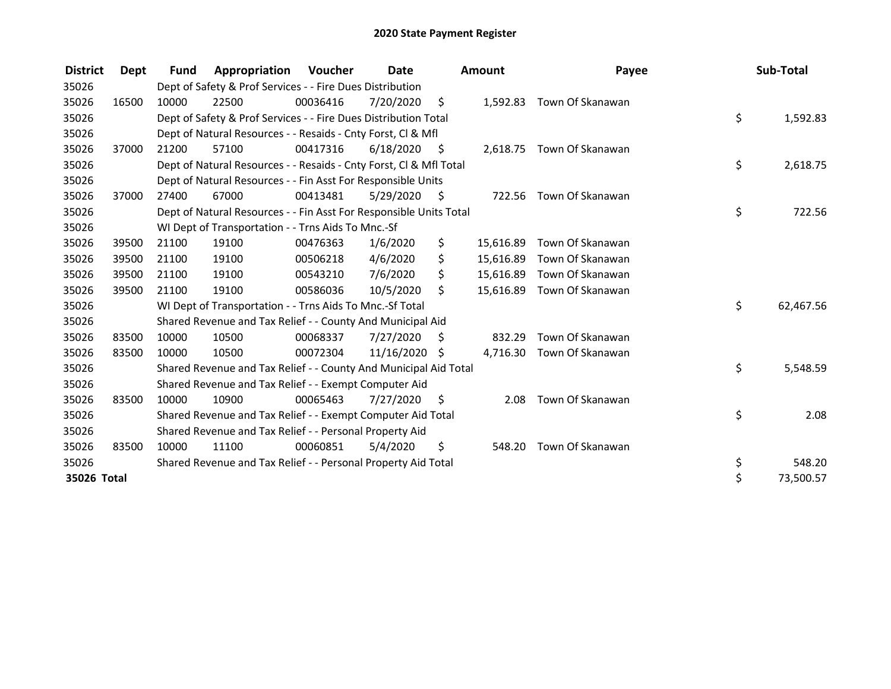# 2020 State Payment Register

| District | Dept | Fund | Appropriation | Voucher | Date | Amount | Payee | Sub-Total |
|---|---|---|---|---|---|---|---|---|
| 35026 | | Dept of Safety & Prof Services - - Fire Dues Distribution | | | | | | |
| 35026 | 16500 | 10000 | 22500 | 00036416 | 7/20/2020 | $ 1,592.83 | Town Of Skanawan | |
| 35026 | | Dept of Safety & Prof Services - - Fire Dues Distribution Total | | | | | | $ 1,592.83 |
| 35026 | | Dept of Natural Resources - - Resaids - Cnty Forst, Cl & Mfl | | | | | | |
| 35026 | 37000 | 21200 | 57100 | 00417316 | 6/18/2020 | $ 2,618.75 | Town Of Skanawan | |
| 35026 | | Dept of Natural Resources - - Resaids - Cnty Forst, Cl & Mfl Total | | | | | | $ 2,618.75 |
| 35026 | | Dept of Natural Resources - - Fin Asst For Responsible Units | | | | | | |
| 35026 | 37000 | 27400 | 67000 | 00413481 | 5/29/2020 | $ 722.56 | Town Of Skanawan | |
| 35026 | | Dept of Natural Resources - - Fin Asst For Responsible Units Total | | | | | | $ 722.56 |
| 35026 | | WI Dept of Transportation - - Trns Aids To Mnc.-Sf | | | | | | |
| 35026 | 39500 | 21100 | 19100 | 00476363 | 1/6/2020 | $ 15,616.89 | Town Of Skanawan | |
| 35026 | 39500 | 21100 | 19100 | 00506218 | 4/6/2020 | $ 15,616.89 | Town Of Skanawan | |
| 35026 | 39500 | 21100 | 19100 | 00543210 | 7/6/2020 | $ 15,616.89 | Town Of Skanawan | |
| 35026 | 39500 | 21100 | 19100 | 00586036 | 10/5/2020 | $ 15,616.89 | Town Of Skanawan | |
| 35026 | | WI Dept of Transportation - - Trns Aids To Mnc.-Sf Total | | | | | | $ 62,467.56 |
| 35026 | | Shared Revenue and Tax Relief - - County And Municipal Aid | | | | | | |
| 35026 | 83500 | 10000 | 10500 | 00068337 | 7/27/2020 | $ 832.29 | Town Of Skanawan | |
| 35026 | 83500 | 10000 | 10500 | 00072304 | 11/16/2020 | $ 4,716.30 | Town Of Skanawan | |
| 35026 | | Shared Revenue and Tax Relief - - County And Municipal Aid Total | | | | | | $ 5,548.59 |
| 35026 | | Shared Revenue and Tax Relief - - Exempt Computer Aid | | | | | | |
| 35026 | 83500 | 10000 | 10900 | 00065463 | 7/27/2020 | $ 2.08 | Town Of Skanawan | |
| 35026 | | Shared Revenue and Tax Relief - - Exempt Computer Aid Total | | | | | | $ 2.08 |
| 35026 | | Shared Revenue and Tax Relief - - Personal Property Aid | | | | | | |
| 35026 | 83500 | 10000 | 11100 | 00060851 | 5/4/2020 | $ 548.20 | Town Of Skanawan | |
| 35026 | | Shared Revenue and Tax Relief - - Personal Property Aid Total | | | | | | $ 548.20 |
| **35026 Total** | | | | | | | | $ 73,500.57 |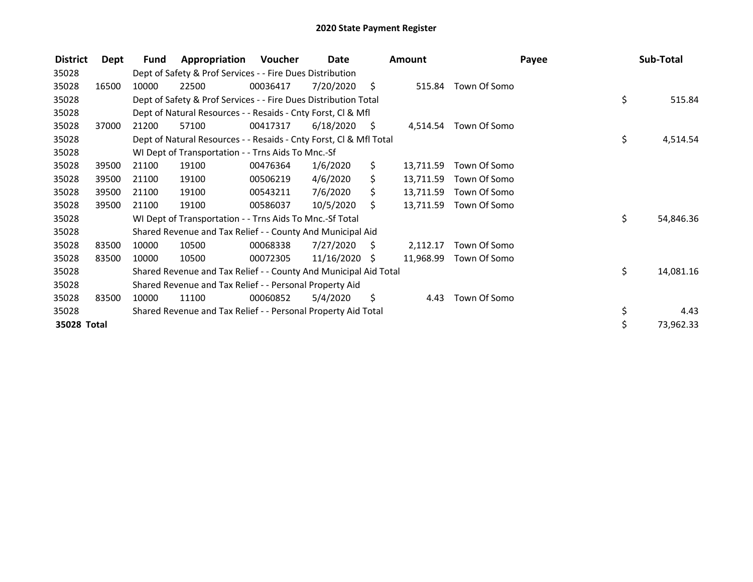# 2020 State Payment Register

| District | Dept | Fund | Appropriation | Voucher | Date | Amount | Payee | Sub-Total |
|---|---|---|---|---|---|---|---|---|
| 35028 | | Dept of Safety & Prof Services - - Fire Dues Distribution | | | | | | |
| 35028 | 16500 | 10000 | 22500 | 00036417 | 7/20/2020 | $ 515.84 | Town Of Somo | |
| 35028 | | Dept of Safety & Prof Services - - Fire Dues Distribution Total | | | | | | $ 515.84 |
| 35028 | | Dept of Natural Resources - - Resaids - Cnty Forst, Cl & Mfl | | | | | | |
| 35028 | 37000 | 21200 | 57100 | 00417317 | 6/18/2020 | $ 4,514.54 | Town Of Somo | |
| 35028 | | Dept of Natural Resources - - Resaids - Cnty Forst, Cl & Mfl Total | | | | | | $ 4,514.54 |
| 35028 | | WI Dept of Transportation - - Trns Aids To Mnc.-Sf | | | | | | |
| 35028 | 39500 | 21100 | 19100 | 00476364 | 1/6/2020 | $ 13,711.59 | Town Of Somo | |
| 35028 | 39500 | 21100 | 19100 | 00506219 | 4/6/2020 | $ 13,711.59 | Town Of Somo | |
| 35028 | 39500 | 21100 | 19100 | 00543211 | 7/6/2020 | $ 13,711.59 | Town Of Somo | |
| 35028 | 39500 | 21100 | 19100 | 00586037 | 10/5/2020 | $ 13,711.59 | Town Of Somo | |
| 35028 | | WI Dept of Transportation - - Trns Aids To Mnc.-Sf Total | | | | | | $ 54,846.36 |
| 35028 | | Shared Revenue and Tax Relief - - County And Municipal Aid | | | | | | |
| 35028 | 83500 | 10000 | 10500 | 00068338 | 7/27/2020 | $ 2,112.17 | Town Of Somo | |
| 35028 | 83500 | 10000 | 10500 | 00072305 | 11/16/2020 | $ 11,968.99 | Town Of Somo | |
| 35028 | | Shared Revenue and Tax Relief - - County And Municipal Aid Total | | | | | | $ 14,081.16 |
| 35028 | | Shared Revenue and Tax Relief - - Personal Property Aid | | | | | | |
| 35028 | 83500 | 10000 | 11100 | 00060852 | 5/4/2020 | $ 4.43 | Town Of Somo | |
| 35028 | | Shared Revenue and Tax Relief - - Personal Property Aid Total | | | | | | $ 4.43 |
| **35028 Total** | | | | | | | | $ 73,962.33 |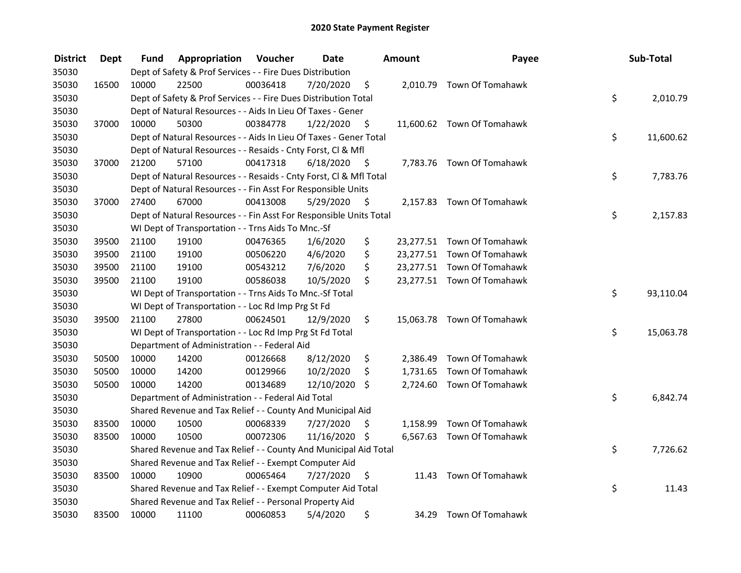# 2020 State Payment Register

| District | Dept | Fund | Appropriation | Voucher | Date | Amount | Payee | Sub-Total |
|---|---|---|---|---|---|---|---|---|
| 35030 | | Dept of Safety & Prof Services - - Fire Dues Distribution | | | | | | |
| 35030 | 16500 | 10000 | 22500 | 00036418 | 7/20/2020 | $ 2,010.79 | Town Of Tomahawk | |
| 35030 | | Dept of Safety & Prof Services - - Fire Dues Distribution Total | | | | | | $ 2,010.79 |
| 35030 | | Dept of Natural Resources - - Aids In Lieu Of Taxes - Gener | | | | | | |
| 35030 | 37000 | 10000 | 50300 | 00384778 | 1/22/2020 | $ 11,600.62 | Town Of Tomahawk | |
| 35030 | | Dept of Natural Resources - - Aids In Lieu Of Taxes - Gener Total | | | | | | $ 11,600.62 |
| 35030 | | Dept of Natural Resources - - Resaids - Cnty Forst, Cl & Mfl | | | | | | |
| 35030 | 37000 | 21200 | 57100 | 00417318 | 6/18/2020 | $ 7,783.76 | Town Of Tomahawk | |
| 35030 | | Dept of Natural Resources - - Resaids - Cnty Forst, Cl & Mfl Total | | | | | | $ 7,783.76 |
| 35030 | | Dept of Natural Resources - - Fin Asst For Responsible Units | | | | | | |
| 35030 | 37000 | 27400 | 67000 | 00413008 | 5/29/2020 | $ 2,157.83 | Town Of Tomahawk | |
| 35030 | | Dept of Natural Resources - - Fin Asst For Responsible Units Total | | | | | | $ 2,157.83 |
| 35030 | | WI Dept of Transportation - - Trns Aids To Mnc.-Sf | | | | | | |
| 35030 | 39500 | 21100 | 19100 | 00476365 | 1/6/2020 | $ 23,277.51 | Town Of Tomahawk | |
| 35030 | 39500 | 21100 | 19100 | 00506220 | 4/6/2020 | $ 23,277.51 | Town Of Tomahawk | |
| 35030 | 39500 | 21100 | 19100 | 00543212 | 7/6/2020 | $ 23,277.51 | Town Of Tomahawk | |
| 35030 | 39500 | 21100 | 19100 | 00586038 | 10/5/2020 | $ 23,277.51 | Town Of Tomahawk | |
| 35030 | | WI Dept of Transportation - - Trns Aids To Mnc.-Sf Total | | | | | | $ 93,110.04 |
| 35030 | | WI Dept of Transportation - - Loc Rd Imp Prg St Fd | | | | | | |
| 35030 | 39500 | 21100 | 27800 | 00624501 | 12/9/2020 | $ 15,063.78 | Town Of Tomahawk | |
| 35030 | | WI Dept of Transportation - - Loc Rd Imp Prg St Fd Total | | | | | | $ 15,063.78 |
| 35030 | | Department of Administration - - Federal Aid | | | | | | |
| 35030 | 50500 | 10000 | 14200 | 00126668 | 8/12/2020 | $ 2,386.49 | Town Of Tomahawk | |
| 35030 | 50500 | 10000 | 14200 | 00129966 | 10/2/2020 | $ 1,731.65 | Town Of Tomahawk | |
| 35030 | 50500 | 10000 | 14200 | 00134689 | 12/10/2020 | $ 2,724.60 | Town Of Tomahawk | |
| 35030 | | Department of Administration - - Federal Aid Total | | | | | | $ 6,842.74 |
| 35030 | | Shared Revenue and Tax Relief - - County And Municipal Aid | | | | | | |
| 35030 | 83500 | 10000 | 10500 | 00068339 | 7/27/2020 | $ 1,158.99 | Town Of Tomahawk | |
| 35030 | 83500 | 10000 | 10500 | 00072306 | 11/16/2020 | $ 6,567.63 | Town Of Tomahawk | |
| 35030 | | Shared Revenue and Tax Relief - - County And Municipal Aid Total | | | | | | $ 7,726.62 |
| 35030 | | Shared Revenue and Tax Relief - - Exempt Computer Aid | | | | | | |
| 35030 | 83500 | 10000 | 10900 | 00065464 | 7/27/2020 | $ 11.43 | Town Of Tomahawk | |
| 35030 | | Shared Revenue and Tax Relief - - Exempt Computer Aid Total | | | | | | $ 11.43 |
| 35030 | | Shared Revenue and Tax Relief - - Personal Property Aid | | | | | | |
| 35030 | 83500 | 10000 | 11100 | 00060853 | 5/4/2020 | $ 34.29 | Town Of Tomahawk | |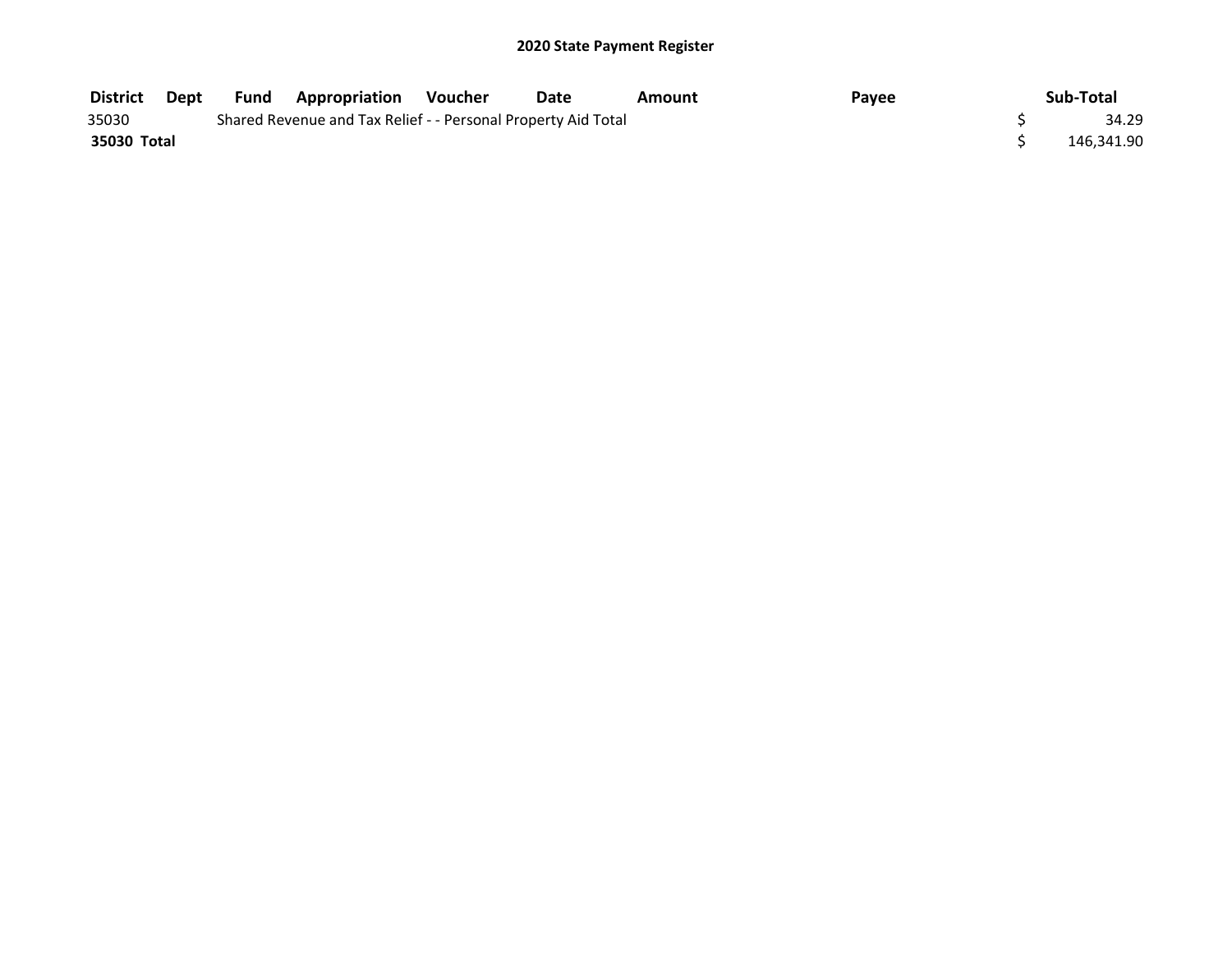## 2020 State Payment Register

| District | Dept | Fund | Appropriation | Voucher | Date | Amount | Payee | Sub-Total |
|---|---|---|---|---|---|---|---|---|
| 35030 | | Shared Revenue and Tax Relief - - Personal Property Aid Total | | | | | | $ 34.29 |
| **35030 Total** | | | | | | | | $ 146,341.90 |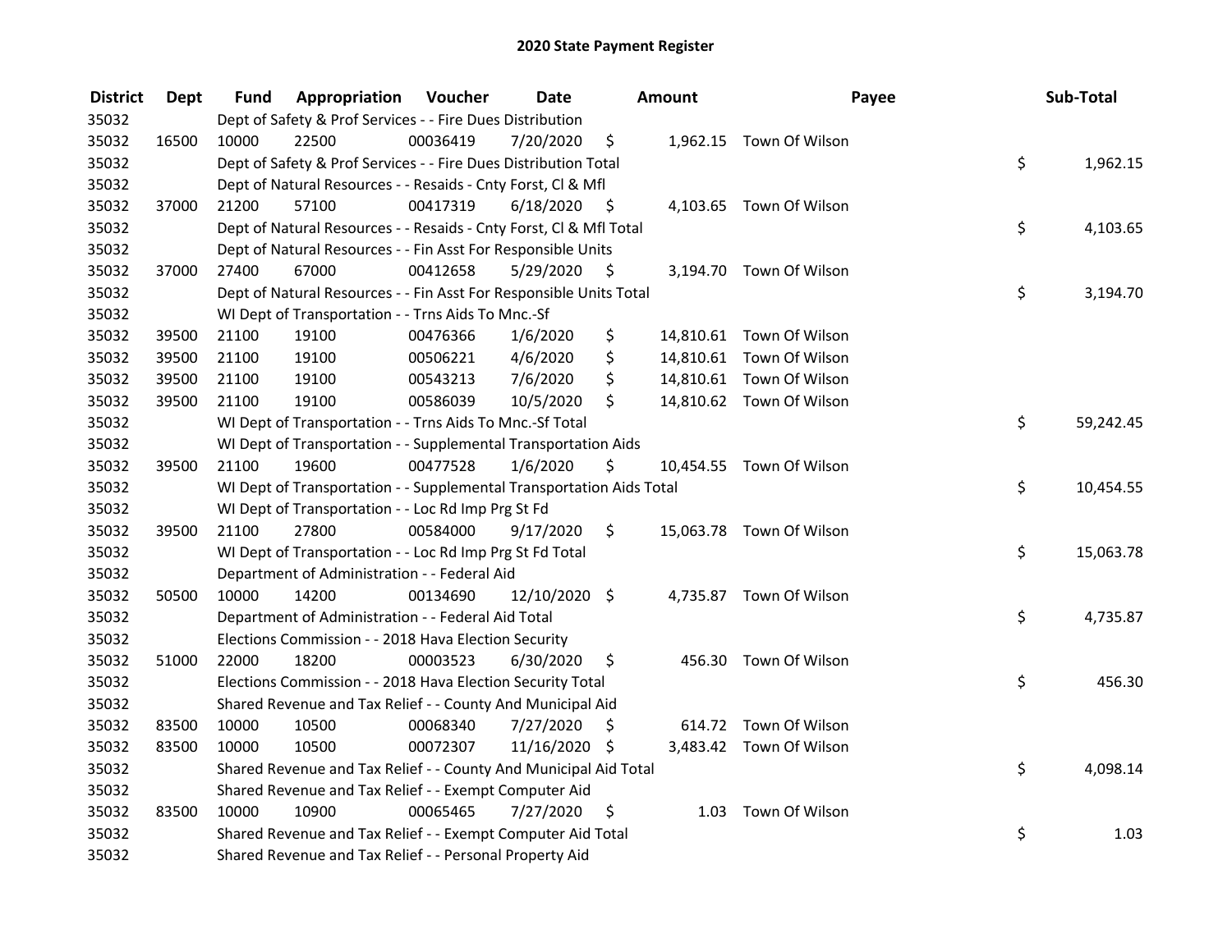# 2020 State Payment Register

| District | Dept | Fund | Appropriation | Voucher | Date | Amount | Payee | Sub-Total |
|---|---|---|---|---|---|---|---|---|
| 35032 | | Dept of Safety & Prof Services - - Fire Dues Distribution | | | | | | |
| 35032 | 16500 | 10000 | 22500 | 00036419 | 7/20/2020 | $ 1,962.15 | Town Of Wilson | |
| 35032 | | Dept of Safety & Prof Services - - Fire Dues Distribution Total | | | | | | $ 1,962.15 |
| 35032 | | Dept of Natural Resources - - Resaids - Cnty Forst, Cl & Mfl | | | | | | |
| 35032 | 37000 | 21200 | 57100 | 00417319 | 6/18/2020 | $ 4,103.65 | Town Of Wilson | |
| 35032 | | Dept of Natural Resources - - Resaids - Cnty Forst, Cl & Mfl Total | | | | | | $ 4,103.65 |
| 35032 | | Dept of Natural Resources - - Fin Asst For Responsible Units | | | | | | |
| 35032 | 37000 | 27400 | 67000 | 00412658 | 5/29/2020 | $ 3,194.70 | Town Of Wilson | |
| 35032 | | Dept of Natural Resources - - Fin Asst For Responsible Units Total | | | | | | $ 3,194.70 |
| 35032 | | WI Dept of Transportation - - Trns Aids To Mnc.-Sf | | | | | | |
| 35032 | 39500 | 21100 | 19100 | 00476366 | 1/6/2020 | $ 14,810.61 | Town Of Wilson | |
| 35032 | 39500 | 21100 | 19100 | 00506221 | 4/6/2020 | $ 14,810.61 | Town Of Wilson | |
| 35032 | 39500 | 21100 | 19100 | 00543213 | 7/6/2020 | $ 14,810.61 | Town Of Wilson | |
| 35032 | 39500 | 21100 | 19100 | 00586039 | 10/5/2020 | $ 14,810.62 | Town Of Wilson | |
| 35032 | | WI Dept of Transportation - - Trns Aids To Mnc.-Sf Total | | | | | | $ 59,242.45 |
| 35032 | | WI Dept of Transportation - - Supplemental Transportation Aids | | | | | | |
| 35032 | 39500 | 21100 | 19600 | 00477528 | 1/6/2020 | $ 10,454.55 | Town Of Wilson | |
| 35032 | | WI Dept of Transportation - - Supplemental Transportation Aids Total | | | | | | $ 10,454.55 |
| 35032 | | WI Dept of Transportation - - Loc Rd Imp Prg St Fd | | | | | | |
| 35032 | 39500 | 21100 | 27800 | 00584000 | 9/17/2020 | $ 15,063.78 | Town Of Wilson | |
| 35032 | | WI Dept of Transportation - - Loc Rd Imp Prg St Fd Total | | | | | | $ 15,063.78 |
| 35032 | | Department of Administration - - Federal Aid | | | | | | |
| 35032 | 50500 | 10000 | 14200 | 00134690 | 12/10/2020 | $ 4,735.87 | Town Of Wilson | |
| 35032 | | Department of Administration - - Federal Aid Total | | | | | | $ 4,735.87 |
| 35032 | | Elections Commission - - 2018 Hava Election Security | | | | | | |
| 35032 | 51000 | 22000 | 18200 | 00003523 | 6/30/2020 | $ 456.30 | Town Of Wilson | |
| 35032 | | Elections Commission - - 2018 Hava Election Security Total | | | | | | $ 456.30 |
| 35032 | | Shared Revenue and Tax Relief - - County And Municipal Aid | | | | | | |
| 35032 | 83500 | 10000 | 10500 | 00068340 | 7/27/2020 | $ 614.72 | Town Of Wilson | |
| 35032 | 83500 | 10000 | 10500 | 00072307 | 11/16/2020 | $ 3,483.42 | Town Of Wilson | |
| 35032 | | Shared Revenue and Tax Relief - - County And Municipal Aid Total | | | | | | $ 4,098.14 |
| 35032 | | Shared Revenue and Tax Relief - - Exempt Computer Aid | | | | | | |
| 35032 | 83500 | 10000 | 10900 | 00065465 | 7/27/2020 | $ 1.03 | Town Of Wilson | |
| 35032 | | Shared Revenue and Tax Relief - - Exempt Computer Aid Total | | | | | | $ 1.03 |
| 35032 | | Shared Revenue and Tax Relief - - Personal Property Aid | | | | | | |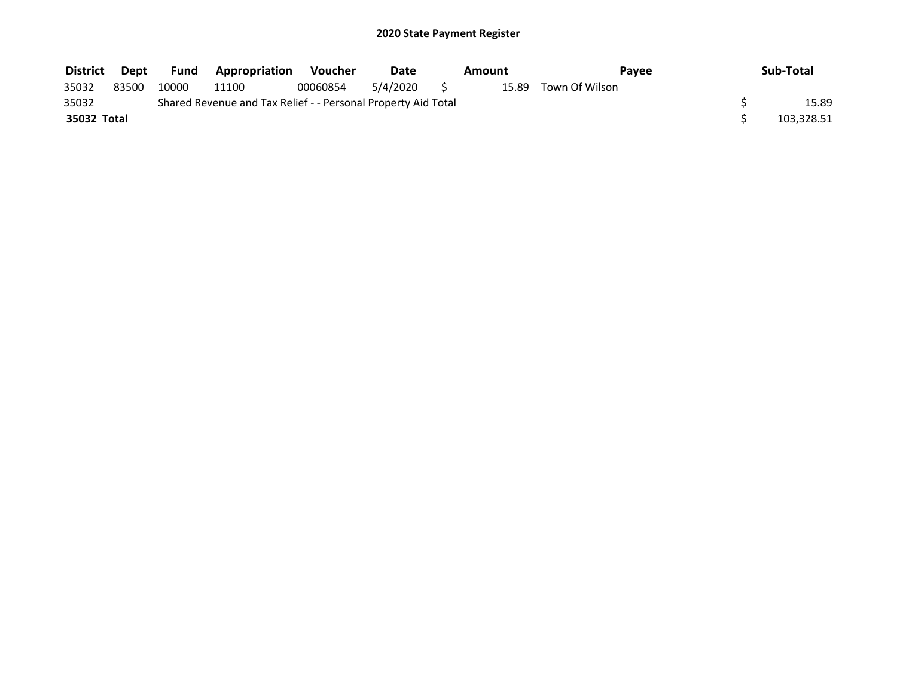## 2020 State Payment Register

| District | Dept | Fund | Appropriation | Voucher | Date | Amount | Payee | Sub-Total |
|---|---|---|---|---|---|---|---|---|
| 35032 | 83500 | 10000 | 11100 | 00060854 | 5/4/2020 | $ 15.89 | Town Of Wilson | |
| 35032 | | Shared Revenue and Tax Relief - - Personal Property Aid Total | | | | | | $ 15.89 |
| **35032 Total** | | | | | | | | $ 103,328.51 |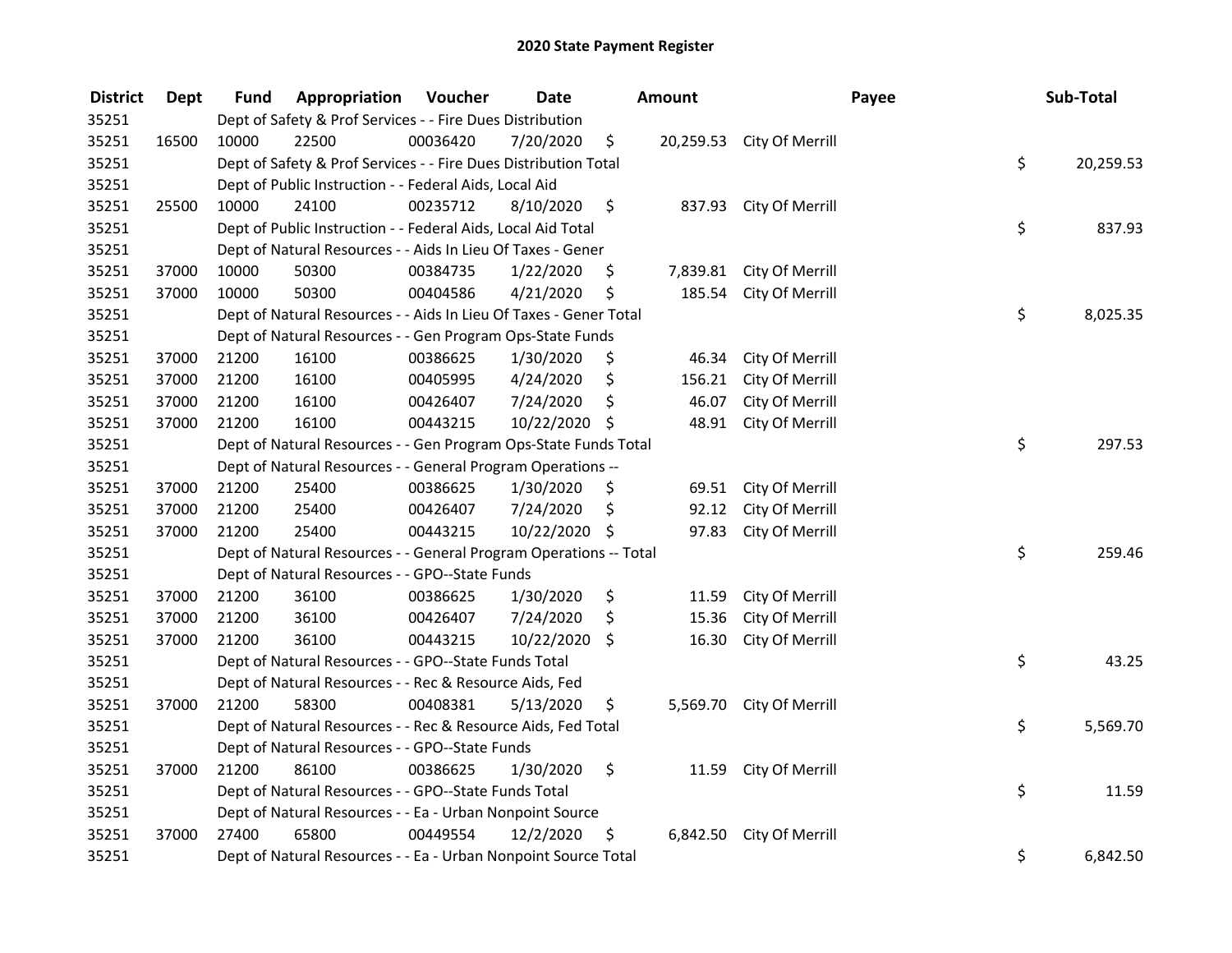# 2020 State Payment Register

| District | Dept | Fund | Appropriation | Voucher | Date | Amount | Payee | Sub-Total |
|---|---|---|---|---|---|---|---|---|
| 35251 | | Dept of Safety & Prof Services - - Fire Dues Distribution | | | | | | |
| 35251 | 16500 | 10000 | 22500 | 00036420 | 7/20/2020 | $ 20,259.53 | City Of Merrill | |
| 35251 | | Dept of Safety & Prof Services - - Fire Dues Distribution Total | | | | | | $ 20,259.53 |
| 35251 | | Dept of Public Instruction - - Federal Aids, Local Aid | | | | | | |
| 35251 | 25500 | 10000 | 24100 | 00235712 | 8/10/2020 | $ 837.93 | City Of Merrill | |
| 35251 | | Dept of Public Instruction - - Federal Aids, Local Aid Total | | | | | | $ 837.93 |
| 35251 | | Dept of Natural Resources - - Aids In Lieu Of Taxes - Gener | | | | | | |
| 35251 | 37000 | 10000 | 50300 | 00384735 | 1/22/2020 | $ 7,839.81 | City Of Merrill | |
| 35251 | 37000 | 10000 | 50300 | 00404586 | 4/21/2020 | $ 185.54 | City Of Merrill | |
| 35251 | | Dept of Natural Resources - - Aids In Lieu Of Taxes - Gener Total | | | | | | $ 8,025.35 |
| 35251 | | Dept of Natural Resources - - Gen Program Ops-State Funds | | | | | | |
| 35251 | 37000 | 21200 | 16100 | 00386625 | 1/30/2020 | $ 46.34 | City Of Merrill | |
| 35251 | 37000 | 21200 | 16100 | 00405995 | 4/24/2020 | $ 156.21 | City Of Merrill | |
| 35251 | 37000 | 21200 | 16100 | 00426407 | 7/24/2020 | $ 46.07 | City Of Merrill | |
| 35251 | 37000 | 21200 | 16100 | 00443215 | 10/22/2020 | $ 48.91 | City Of Merrill | |
| 35251 | | Dept of Natural Resources - - Gen Program Ops-State Funds Total | | | | | | $ 297.53 |
| 35251 | | Dept of Natural Resources - - General Program Operations -- | | | | | | |
| 35251 | 37000 | 21200 | 25400 | 00386625 | 1/30/2020 | $ 69.51 | City Of Merrill | |
| 35251 | 37000 | 21200 | 25400 | 00426407 | 7/24/2020 | $ 92.12 | City Of Merrill | |
| 35251 | 37000 | 21200 | 25400 | 00443215 | 10/22/2020 | $ 97.83 | City Of Merrill | |
| 35251 | | Dept of Natural Resources - - General Program Operations -- Total | | | | | | $ 259.46 |
| 35251 | | Dept of Natural Resources - - GPO--State Funds | | | | | | |
| 35251 | 37000 | 21200 | 36100 | 00386625 | 1/30/2020 | $ 11.59 | City Of Merrill | |
| 35251 | 37000 | 21200 | 36100 | 00426407 | 7/24/2020 | $ 15.36 | City Of Merrill | |
| 35251 | 37000 | 21200 | 36100 | 00443215 | 10/22/2020 | $ 16.30 | City Of Merrill | |
| 35251 | | Dept of Natural Resources - - GPO--State Funds Total | | | | | | $ 43.25 |
| 35251 | | Dept of Natural Resources - - Rec & Resource Aids, Fed | | | | | | |
| 35251 | 37000 | 21200 | 58300 | 00408381 | 5/13/2020 | $ 5,569.70 | City Of Merrill | |
| 35251 | | Dept of Natural Resources - - Rec & Resource Aids, Fed Total | | | | | | $ 5,569.70 |
| 35251 | | Dept of Natural Resources - - GPO--State Funds | | | | | | |
| 35251 | 37000 | 21200 | 86100 | 00386625 | 1/30/2020 | $ 11.59 | City Of Merrill | |
| 35251 | | Dept of Natural Resources - - GPO--State Funds Total | | | | | | $ 11.59 |
| 35251 | | Dept of Natural Resources - - Ea - Urban Nonpoint Source | | | | | | |
| 35251 | 37000 | 27400 | 65800 | 00449554 | 12/2/2020 | $ 6,842.50 | City Of Merrill | |
| 35251 | | Dept of Natural Resources - - Ea - Urban Nonpoint Source Total | | | | | | $ 6,842.50 |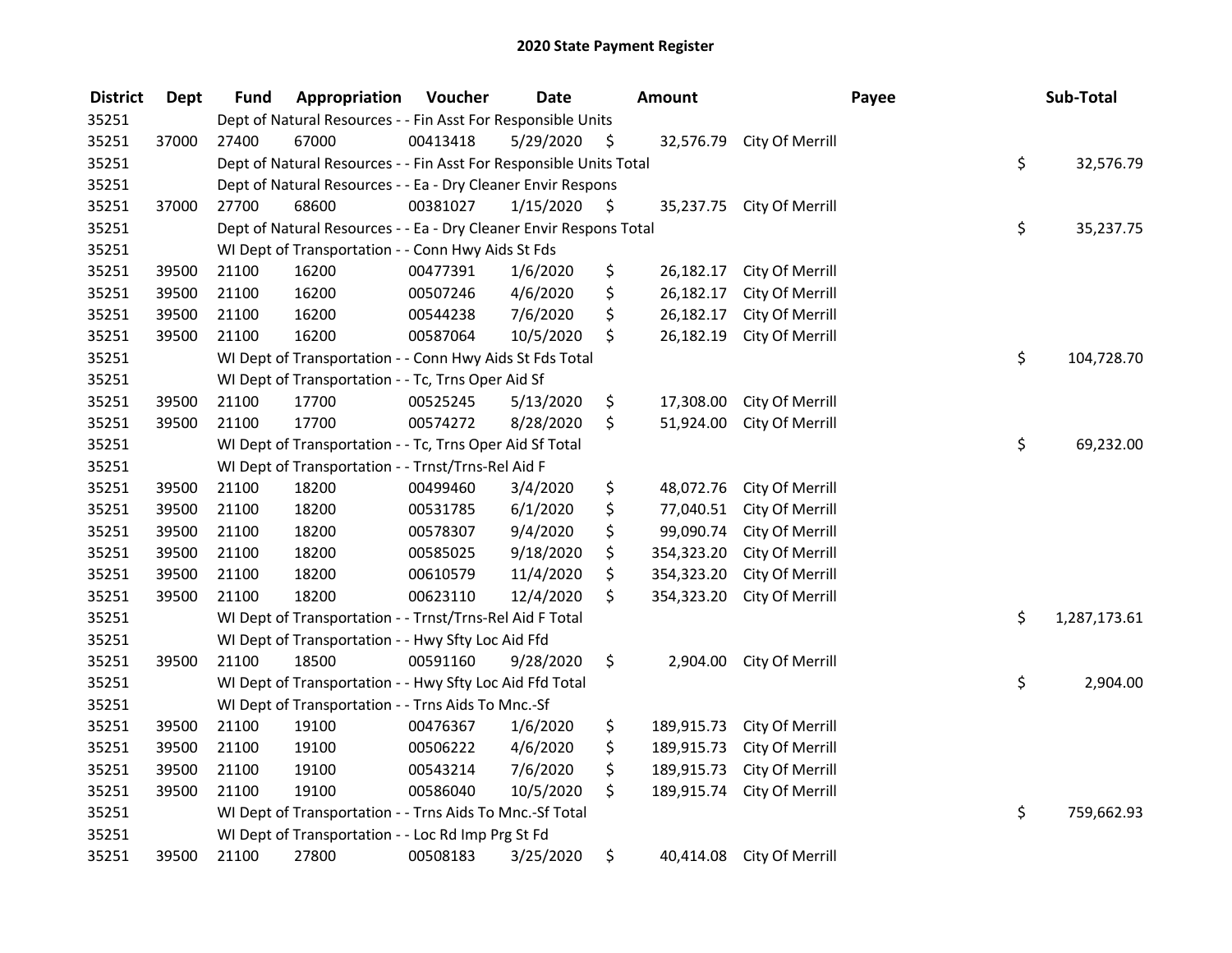# 2020 State Payment Register

| District | Dept | Fund | Appropriation | Voucher | Date | Amount | Payee | Sub-Total |
|---|---|---|---|---|---|---|---|---|
| 35251 | | Dept of Natural Resources - - Fin Asst For Responsible Units | | | | | | |
| 35251 | 37000 | 27400 | 67000 | 00413418 | 5/29/2020 | $ 32,576.79 | City Of Merrill | |
| 35251 | | Dept of Natural Resources - - Fin Asst For Responsible Units Total | | | | | | $ 32,576.79 |
| 35251 | | Dept of Natural Resources - - Ea - Dry Cleaner Envir Respons | | | | | | |
| 35251 | 37000 | 27700 | 68600 | 00381027 | 1/15/2020 | $ 35,237.75 | City Of Merrill | |
| 35251 | | Dept of Natural Resources - - Ea - Dry Cleaner Envir Respons Total | | | | | | $ 35,237.75 |
| 35251 | | WI Dept of Transportation - - Conn Hwy Aids St Fds | | | | | | |
| 35251 | 39500 | 21100 | 16200 | 00477391 | 1/6/2020 | $ 26,182.17 | City Of Merrill | |
| 35251 | 39500 | 21100 | 16200 | 00507246 | 4/6/2020 | $ 26,182.17 | City Of Merrill | |
| 35251 | 39500 | 21100 | 16200 | 00544238 | 7/6/2020 | $ 26,182.17 | City Of Merrill | |
| 35251 | 39500 | 21100 | 16200 | 00587064 | 10/5/2020 | $ 26,182.19 | City Of Merrill | |
| 35251 | | WI Dept of Transportation - - Conn Hwy Aids St Fds Total | | | | | | $ 104,728.70 |
| 35251 | | WI Dept of Transportation - - Tc, Trns Oper Aid Sf | | | | | | |
| 35251 | 39500 | 21100 | 17700 | 00525245 | 5/13/2020 | $ 17,308.00 | City Of Merrill | |
| 35251 | 39500 | 21100 | 17700 | 00574272 | 8/28/2020 | $ 51,924.00 | City Of Merrill | |
| 35251 | | WI Dept of Transportation - - Tc, Trns Oper Aid Sf Total | | | | | | $ 69,232.00 |
| 35251 | | WI Dept of Transportation - - Trnst/Trns-Rel Aid F | | | | | | |
| 35251 | 39500 | 21100 | 18200 | 00499460 | 3/4/2020 | $ 48,072.76 | City Of Merrill | |
| 35251 | 39500 | 21100 | 18200 | 00531785 | 6/1/2020 | $ 77,040.51 | City Of Merrill | |
| 35251 | 39500 | 21100 | 18200 | 00578307 | 9/4/2020 | $ 99,090.74 | City Of Merrill | |
| 35251 | 39500 | 21100 | 18200 | 00585025 | 9/18/2020 | $ 354,323.20 | City Of Merrill | |
| 35251 | 39500 | 21100 | 18200 | 00610579 | 11/4/2020 | $ 354,323.20 | City Of Merrill | |
| 35251 | 39500 | 21100 | 18200 | 00623110 | 12/4/2020 | $ 354,323.20 | City Of Merrill | |
| 35251 | | WI Dept of Transportation - - Trnst/Trns-Rel Aid F Total | | | | | | $ 1,287,173.61 |
| 35251 | | WI Dept of Transportation - - Hwy Sfty Loc Aid Ffd | | | | | | |
| 35251 | 39500 | 21100 | 18500 | 00591160 | 9/28/2020 | $ 2,904.00 | City Of Merrill | |
| 35251 | | WI Dept of Transportation - - Hwy Sfty Loc Aid Ffd Total | | | | | | $ 2,904.00 |
| 35251 | | WI Dept of Transportation - - Trns Aids To Mnc.-Sf | | | | | | |
| 35251 | 39500 | 21100 | 19100 | 00476367 | 1/6/2020 | $ 189,915.73 | City Of Merrill | |
| 35251 | 39500 | 21100 | 19100 | 00506222 | 4/6/2020 | $ 189,915.73 | City Of Merrill | |
| 35251 | 39500 | 21100 | 19100 | 00543214 | 7/6/2020 | $ 189,915.73 | City Of Merrill | |
| 35251 | 39500 | 21100 | 19100 | 00586040 | 10/5/2020 | $ 189,915.74 | City Of Merrill | |
| 35251 | | WI Dept of Transportation - - Trns Aids To Mnc.-Sf Total | | | | | | $ 759,662.93 |
| 35251 | | WI Dept of Transportation - - Loc Rd Imp Prg St Fd | | | | | | |
| 35251 | 39500 | 21100 | 27800 | 00508183 | 3/25/2020 | $ 40,414.08 | City Of Merrill | |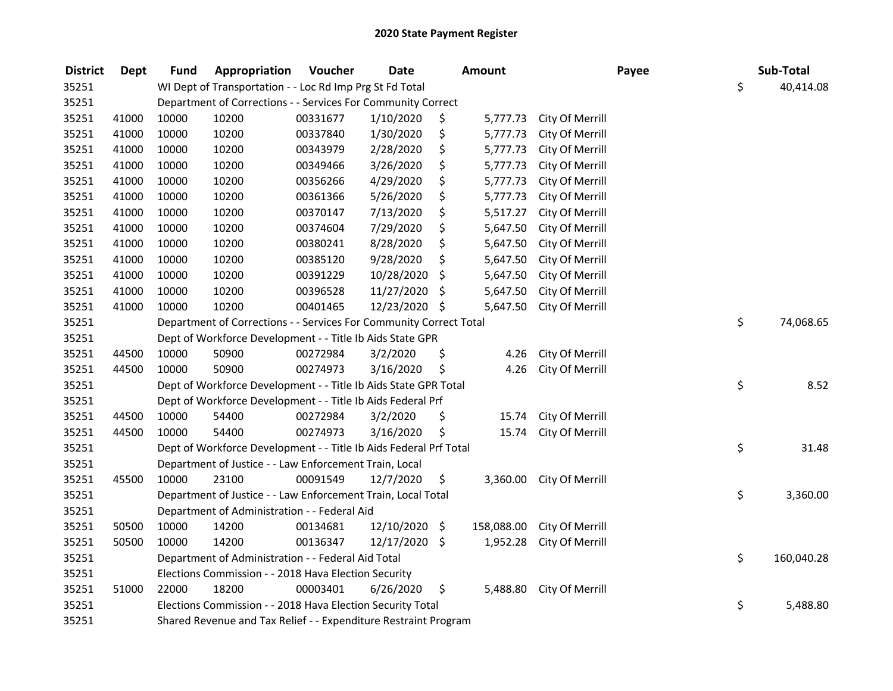## 2020 State Payment Register

| District | Dept | Fund | Appropriation | Voucher | Date | Amount | Payee | Sub-Total |
|---|---|---|---|---|---|---|---|---|
| 35251 | | | WI Dept of Transportation - - Loc Rd Imp Prg St Fd Total | | | | | $ 40,414.08 |
| 35251 | | | Department of Corrections - - Services For Community Correct | | | | | |
| 35251 | 41000 | 10000 | 10200 | 00331677 | 1/10/2020 | $ 5,777.73 | City Of Merrill | |
| 35251 | 41000 | 10000 | 10200 | 00337840 | 1/30/2020 | $ 5,777.73 | City Of Merrill | |
| 35251 | 41000 | 10000 | 10200 | 00343979 | 2/28/2020 | $ 5,777.73 | City Of Merrill | |
| 35251 | 41000 | 10000 | 10200 | 00349466 | 3/26/2020 | $ 5,777.73 | City Of Merrill | |
| 35251 | 41000 | 10000 | 10200 | 00356266 | 4/29/2020 | $ 5,777.73 | City Of Merrill | |
| 35251 | 41000 | 10000 | 10200 | 00361366 | 5/26/2020 | $ 5,777.73 | City Of Merrill | |
| 35251 | 41000 | 10000 | 10200 | 00370147 | 7/13/2020 | $ 5,517.27 | City Of Merrill | |
| 35251 | 41000 | 10000 | 10200 | 00374604 | 7/29/2020 | $ 5,647.50 | City Of Merrill | |
| 35251 | 41000 | 10000 | 10200 | 00380241 | 8/28/2020 | $ 5,647.50 | City Of Merrill | |
| 35251 | 41000 | 10000 | 10200 | 00385120 | 9/28/2020 | $ 5,647.50 | City Of Merrill | |
| 35251 | 41000 | 10000 | 10200 | 00391229 | 10/28/2020 | $ 5,647.50 | City Of Merrill | |
| 35251 | 41000 | 10000 | 10200 | 00396528 | 11/27/2020 | $ 5,647.50 | City Of Merrill | |
| 35251 | 41000 | 10000 | 10200 | 00401465 | 12/23/2020 | $ 5,647.50 | City Of Merrill | |
| 35251 | | | Department of Corrections - - Services For Community Correct Total | | | | | $ 74,068.65 |
| 35251 | | | Dept of Workforce Development - - Title Ib Aids State GPR | | | | | |
| 35251 | 44500 | 10000 | 50900 | 00272984 | 3/2/2020 | $ 4.26 | City Of Merrill | |
| 35251 | 44500 | 10000 | 50900 | 00274973 | 3/16/2020 | $ 4.26 | City Of Merrill | |
| 35251 | | | Dept of Workforce Development - - Title Ib Aids State GPR Total | | | | | $ 8.52 |
| 35251 | | | Dept of Workforce Development - - Title Ib Aids Federal Prf | | | | | |
| 35251 | 44500 | 10000 | 54400 | 00272984 | 3/2/2020 | $ 15.74 | City Of Merrill | |
| 35251 | 44500 | 10000 | 54400 | 00274973 | 3/16/2020 | $ 15.74 | City Of Merrill | |
| 35251 | | | Dept of Workforce Development - - Title Ib Aids Federal Prf Total | | | | | $ 31.48 |
| 35251 | | | Department of Justice - - Law Enforcement Train, Local | | | | | |
| 35251 | 45500 | 10000 | 23100 | 00091549 | 12/7/2020 | $ 3,360.00 | City Of Merrill | |
| 35251 | | | Department of Justice - - Law Enforcement Train, Local Total | | | | | $ 3,360.00 |
| 35251 | | | Department of Administration - - Federal Aid | | | | | |
| 35251 | 50500 | 10000 | 14200 | 00134681 | 12/10/2020 | $ 158,088.00 | City Of Merrill | |
| 35251 | 50500 | 10000 | 14200 | 00136347 | 12/17/2020 | $ 1,952.28 | City Of Merrill | |
| 35251 | | | Department of Administration - - Federal Aid Total | | | | | $ 160,040.28 |
| 35251 | | | Elections Commission - - 2018 Hava Election Security | | | | | |
| 35251 | 51000 | 22000 | 18200 | 00003401 | 6/26/2020 | $ 5,488.80 | City Of Merrill | |
| 35251 | | | Elections Commission - - 2018 Hava Election Security Total | | | | | $ 5,488.80 |
| 35251 | | | Shared Revenue and Tax Relief - - Expenditure Restraint Program | | | | | |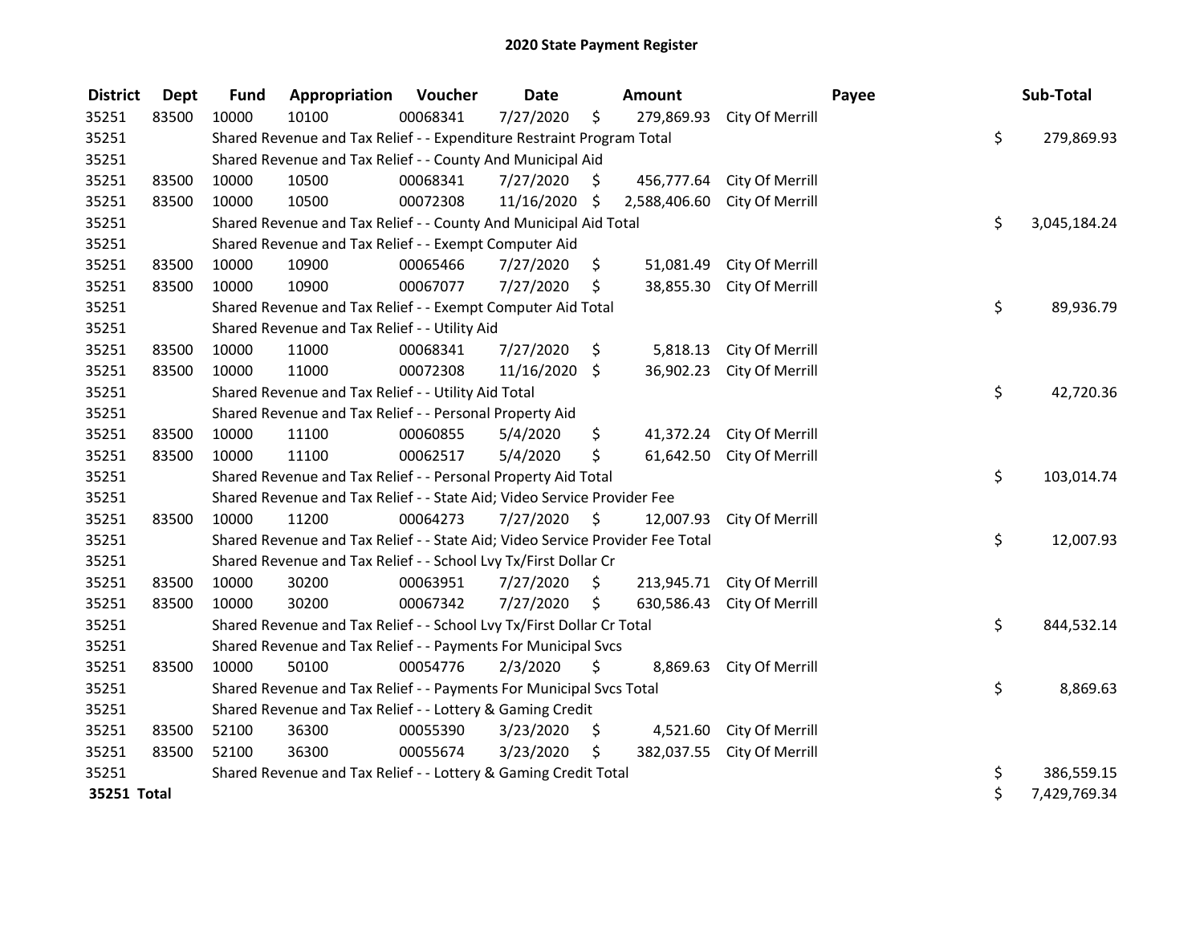# 2020 State Payment Register

| District | Dept | Fund | Appropriation | Voucher | Date | Amount | Payee | Sub-Total |
|---|---|---|---|---|---|---|---|---|
| 35251 | 83500 | 10000 | 10100 | 00068341 | 7/27/2020 | $ 279,869.93 | City Of Merrill | |
| 35251 | | Shared Revenue and Tax Relief - - Expenditure Restraint Program Total | | | | | | $ 279,869.93 |
| 35251 | | Shared Revenue and Tax Relief - - County And Municipal Aid | | | | | | |
| 35251 | 83500 | 10000 | 10500 | 00068341 | 7/27/2020 | $ 456,777.64 | City Of Merrill | |
| 35251 | 83500 | 10000 | 10500 | 00072308 | 11/16/2020 | $ 2,588,406.60 | City Of Merrill | |
| 35251 | | Shared Revenue and Tax Relief - - County And Municipal Aid Total | | | | | | $ 3,045,184.24 |
| 35251 | | Shared Revenue and Tax Relief - - Exempt Computer Aid | | | | | | |
| 35251 | 83500 | 10000 | 10900 | 00065466 | 7/27/2020 | $ 51,081.49 | City Of Merrill | |
| 35251 | 83500 | 10000 | 10900 | 00067077 | 7/27/2020 | $ 38,855.30 | City Of Merrill | |
| 35251 | | Shared Revenue and Tax Relief - - Exempt Computer Aid Total | | | | | | $ 89,936.79 |
| 35251 | | Shared Revenue and Tax Relief - - Utility Aid | | | | | | |
| 35251 | 83500 | 10000 | 11000 | 00068341 | 7/27/2020 | $ 5,818.13 | City Of Merrill | |
| 35251 | 83500 | 10000 | 11000 | 00072308 | 11/16/2020 | $ 36,902.23 | City Of Merrill | |
| 35251 | | Shared Revenue and Tax Relief - - Utility Aid Total | | | | | | $ 42,720.36 |
| 35251 | | Shared Revenue and Tax Relief - - Personal Property Aid | | | | | | |
| 35251 | 83500 | 10000 | 11100 | 00060855 | 5/4/2020 | $ 41,372.24 | City Of Merrill | |
| 35251 | 83500 | 10000 | 11100 | 00062517 | 5/4/2020 | $ 61,642.50 | City Of Merrill | |
| 35251 | | Shared Revenue and Tax Relief - - Personal Property Aid Total | | | | | | $ 103,014.74 |
| 35251 | | Shared Revenue and Tax Relief - - State Aid; Video Service Provider Fee | | | | | | |
| 35251 | 83500 | 10000 | 11200 | 00064273 | 7/27/2020 | $ 12,007.93 | City Of Merrill | |
| 35251 | | Shared Revenue and Tax Relief - - State Aid; Video Service Provider Fee Total | | | | | | $ 12,007.93 |
| 35251 | | Shared Revenue and Tax Relief - - School Lvy Tx/First Dollar Cr | | | | | | |
| 35251 | 83500 | 10000 | 30200 | 00063951 | 7/27/2020 | $ 213,945.71 | City Of Merrill | |
| 35251 | 83500 | 10000 | 30200 | 00067342 | 7/27/2020 | $ 630,586.43 | City Of Merrill | |
| 35251 | | Shared Revenue and Tax Relief - - School Lvy Tx/First Dollar Cr Total | | | | | | $ 844,532.14 |
| 35251 | | Shared Revenue and Tax Relief - - Payments For Municipal Svcs | | | | | | |
| 35251 | 83500 | 10000 | 50100 | 00054776 | 2/3/2020 | $ 8,869.63 | City Of Merrill | |
| 35251 | | Shared Revenue and Tax Relief - - Payments For Municipal Svcs Total | | | | | | $ 8,869.63 |
| 35251 | | Shared Revenue and Tax Relief - - Lottery & Gaming Credit | | | | | | |
| 35251 | 83500 | 52100 | 36300 | 00055390 | 3/23/2020 | $ 4,521.60 | City Of Merrill | |
| 35251 | 83500 | 52100 | 36300 | 00055674 | 3/23/2020 | $ 382,037.55 | City Of Merrill | |
| 35251 | | Shared Revenue and Tax Relief - - Lottery & Gaming Credit Total | | | | | | $ 386,559.15 |
| **35251 Total** | | | | | | | | $ 7,429,769.34 |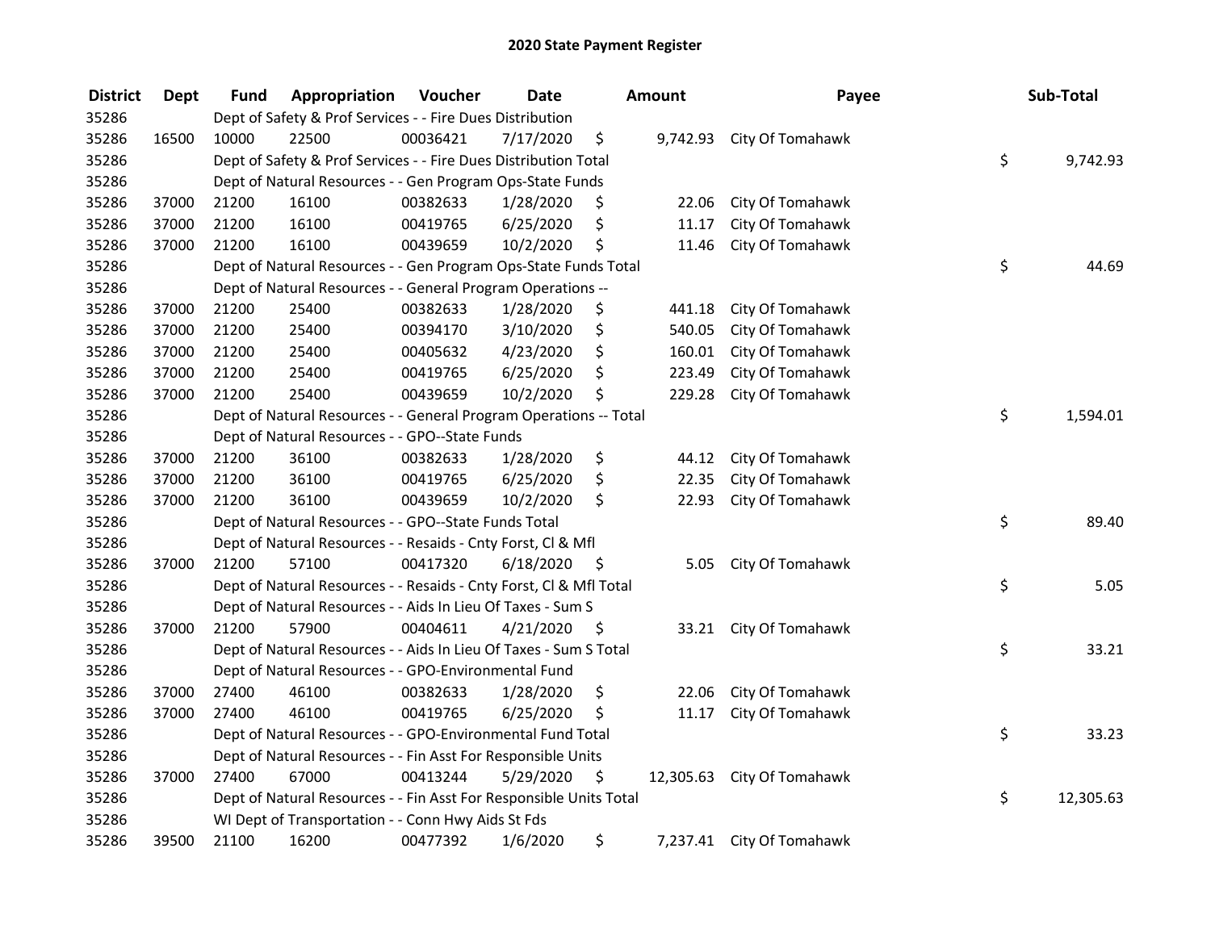## 2020 State Payment Register

| District | Dept | Fund | Appropriation | Voucher | Date | Amount | Payee | Sub-Total |
|---|---|---|---|---|---|---|---|---|
| 35286 | | Dept of Safety & Prof Services - - Fire Dues Distribution | | | | | | |
| 35286 | 16500 | 10000 | 22500 | 00036421 | 7/17/2020 | $ 9,742.93 | City Of Tomahawk | |
| 35286 | | Dept of Safety & Prof Services - - Fire Dues Distribution Total | | | | | | $ 9,742.93 |
| 35286 | | Dept of Natural Resources - - Gen Program Ops-State Funds | | | | | | |
| 35286 | 37000 | 21200 | 16100 | 00382633 | 1/28/2020 | $ 22.06 | City Of Tomahawk | |
| 35286 | 37000 | 21200 | 16100 | 00419765 | 6/25/2020 | $ 11.17 | City Of Tomahawk | |
| 35286 | 37000 | 21200 | 16100 | 00439659 | 10/2/2020 | $ 11.46 | City Of Tomahawk | |
| 35286 | | Dept of Natural Resources - - Gen Program Ops-State Funds Total | | | | | | $ 44.69 |
| 35286 | | Dept of Natural Resources - - General Program Operations -- | | | | | | |
| 35286 | 37000 | 21200 | 25400 | 00382633 | 1/28/2020 | $ 441.18 | City Of Tomahawk | |
| 35286 | 37000 | 21200 | 25400 | 00394170 | 3/10/2020 | $ 540.05 | City Of Tomahawk | |
| 35286 | 37000 | 21200 | 25400 | 00405632 | 4/23/2020 | $ 160.01 | City Of Tomahawk | |
| 35286 | 37000 | 21200 | 25400 | 00419765 | 6/25/2020 | $ 223.49 | City Of Tomahawk | |
| 35286 | 37000 | 21200 | 25400 | 00439659 | 10/2/2020 | $ 229.28 | City Of Tomahawk | |
| 35286 | | Dept of Natural Resources - - General Program Operations -- Total | | | | | | $ 1,594.01 |
| 35286 | | Dept of Natural Resources - - GPO--State Funds | | | | | | |
| 35286 | 37000 | 21200 | 36100 | 00382633 | 1/28/2020 | $ 44.12 | City Of Tomahawk | |
| 35286 | 37000 | 21200 | 36100 | 00419765 | 6/25/2020 | $ 22.35 | City Of Tomahawk | |
| 35286 | 37000 | 21200 | 36100 | 00439659 | 10/2/2020 | $ 22.93 | City Of Tomahawk | |
| 35286 | | Dept of Natural Resources - - GPO--State Funds Total | | | | | | $ 89.40 |
| 35286 | | Dept of Natural Resources - - Resaids - Cnty Forst, Cl & Mfl | | | | | | |
| 35286 | 37000 | 21200 | 57100 | 00417320 | 6/18/2020 | $ 5.05 | City Of Tomahawk | |
| 35286 | | Dept of Natural Resources - - Resaids - Cnty Forst, Cl & Mfl Total | | | | | | $ 5.05 |
| 35286 | | Dept of Natural Resources - - Aids In Lieu Of Taxes - Sum S | | | | | | |
| 35286 | 37000 | 21200 | 57900 | 00404611 | 4/21/2020 | $ 33.21 | City Of Tomahawk | |
| 35286 | | Dept of Natural Resources - - Aids In Lieu Of Taxes - Sum S Total | | | | | | $ 33.21 |
| 35286 | | Dept of Natural Resources - - GPO-Environmental Fund | | | | | | |
| 35286 | 37000 | 27400 | 46100 | 00382633 | 1/28/2020 | $ 22.06 | City Of Tomahawk | |
| 35286 | 37000 | 27400 | 46100 | 00419765 | 6/25/2020 | $ 11.17 | City Of Tomahawk | |
| 35286 | | Dept of Natural Resources - - GPO-Environmental Fund Total | | | | | | $ 33.23 |
| 35286 | | Dept of Natural Resources - - Fin Asst For Responsible Units | | | | | | |
| 35286 | 37000 | 27400 | 67000 | 00413244 | 5/29/2020 | $ 12,305.63 | City Of Tomahawk | |
| 35286 | | Dept of Natural Resources - - Fin Asst For Responsible Units Total | | | | | | $ 12,305.63 |
| 35286 | | WI Dept of Transportation - - Conn Hwy Aids St Fds | | | | | | |
| 35286 | 39500 | 21100 | 16200 | 00477392 | 1/6/2020 | $ 7,237.41 | City Of Tomahawk | |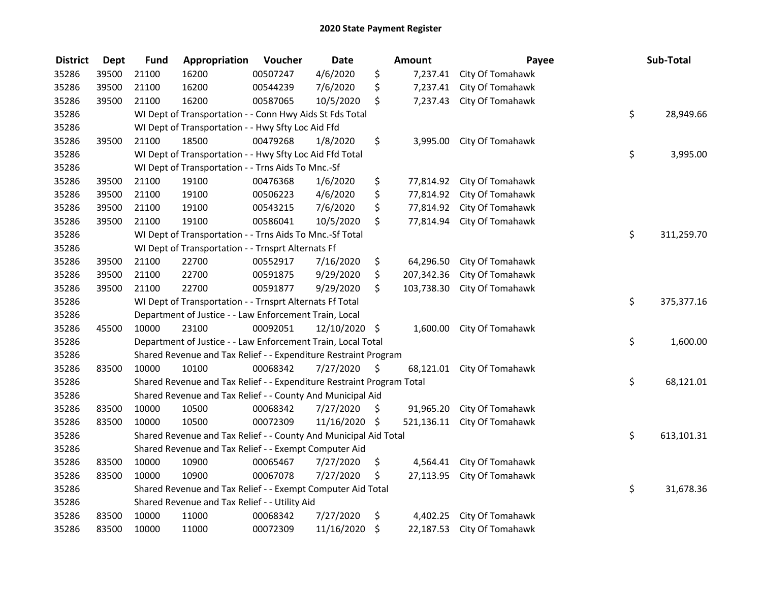## 2020 State Payment Register

| District | Dept | Fund | Appropriation | Voucher | Date | Amount | Payee | Sub-Total |
|---|---|---|---|---|---|---|---|---|
| 35286 | 39500 | 21100 | 16200 | 00507247 | 4/6/2020 | $ 7,237.41 | City Of Tomahawk | |
| 35286 | 39500 | 21100 | 16200 | 00544239 | 7/6/2020 | $ 7,237.41 | City Of Tomahawk | |
| 35286 | 39500 | 21100 | 16200 | 00587065 | 10/5/2020 | $ 7,237.43 | City Of Tomahawk | |
| 35286 | | WI Dept of Transportation - - Conn Hwy Aids St Fds Total | | | | | | $ 28,949.66 |
| 35286 | | WI Dept of Transportation - - Hwy Sfty Loc Aid Ffd | | | | | | |
| 35286 | 39500 | 21100 | 18500 | 00479268 | 1/8/2020 | $ 3,995.00 | City Of Tomahawk | |
| 35286 | | WI Dept of Transportation - - Hwy Sfty Loc Aid Ffd Total | | | | | | $ 3,995.00 |
| 35286 | | WI Dept of Transportation - - Trns Aids To Mnc.-Sf | | | | | | |
| 35286 | 39500 | 21100 | 19100 | 00476368 | 1/6/2020 | $ 77,814.92 | City Of Tomahawk | |
| 35286 | 39500 | 21100 | 19100 | 00506223 | 4/6/2020 | $ 77,814.92 | City Of Tomahawk | |
| 35286 | 39500 | 21100 | 19100 | 00543215 | 7/6/2020 | $ 77,814.92 | City Of Tomahawk | |
| 35286 | 39500 | 21100 | 19100 | 00586041 | 10/5/2020 | $ 77,814.94 | City Of Tomahawk | |
| 35286 | | WI Dept of Transportation - - Trns Aids To Mnc.-Sf Total | | | | | | $ 311,259.70 |
| 35286 | | WI Dept of Transportation - - Trnsprt Alternats Ff | | | | | | |
| 35286 | 39500 | 21100 | 22700 | 00552917 | 7/16/2020 | $ 64,296.50 | City Of Tomahawk | |
| 35286 | 39500 | 21100 | 22700 | 00591875 | 9/29/2020 | $ 207,342.36 | City Of Tomahawk | |
| 35286 | 39500 | 21100 | 22700 | 00591877 | 9/29/2020 | $ 103,738.30 | City Of Tomahawk | |
| 35286 | | WI Dept of Transportation - - Trnsprt Alternats Ff Total | | | | | | $ 375,377.16 |
| 35286 | | Department of Justice - - Law Enforcement Train, Local | | | | | | |
| 35286 | 45500 | 10000 | 23100 | 00092051 | 12/10/2020 | $ 1,600.00 | City Of Tomahawk | |
| 35286 | | Department of Justice - - Law Enforcement Train, Local Total | | | | | | $ 1,600.00 |
| 35286 | | Shared Revenue and Tax Relief - - Expenditure Restraint Program | | | | | | |
| 35286 | 83500 | 10000 | 10100 | 00068342 | 7/27/2020 | $ 68,121.01 | City Of Tomahawk | |
| 35286 | | Shared Revenue and Tax Relief - - Expenditure Restraint Program Total | | | | | | $ 68,121.01 |
| 35286 | | Shared Revenue and Tax Relief - - County And Municipal Aid | | | | | | |
| 35286 | 83500 | 10000 | 10500 | 00068342 | 7/27/2020 | $ 91,965.20 | City Of Tomahawk | |
| 35286 | 83500 | 10000 | 10500 | 00072309 | 11/16/2020 | $ 521,136.11 | City Of Tomahawk | |
| 35286 | | Shared Revenue and Tax Relief - - County And Municipal Aid Total | | | | | | $ 613,101.31 |
| 35286 | | Shared Revenue and Tax Relief - - Exempt Computer Aid | | | | | | |
| 35286 | 83500 | 10000 | 10900 | 00065467 | 7/27/2020 | $ 4,564.41 | City Of Tomahawk | |
| 35286 | 83500 | 10000 | 10900 | 00067078 | 7/27/2020 | $ 27,113.95 | City Of Tomahawk | |
| 35286 | | Shared Revenue and Tax Relief - - Exempt Computer Aid Total | | | | | | $ 31,678.36 |
| 35286 | | Shared Revenue and Tax Relief - - Utility Aid | | | | | | |
| 35286 | 83500 | 10000 | 11000 | 00068342 | 7/27/2020 | $ 4,402.25 | City Of Tomahawk | |
| 35286 | 83500 | 10000 | 11000 | 00072309 | 11/16/2020 | $ 22,187.53 | City Of Tomahawk | |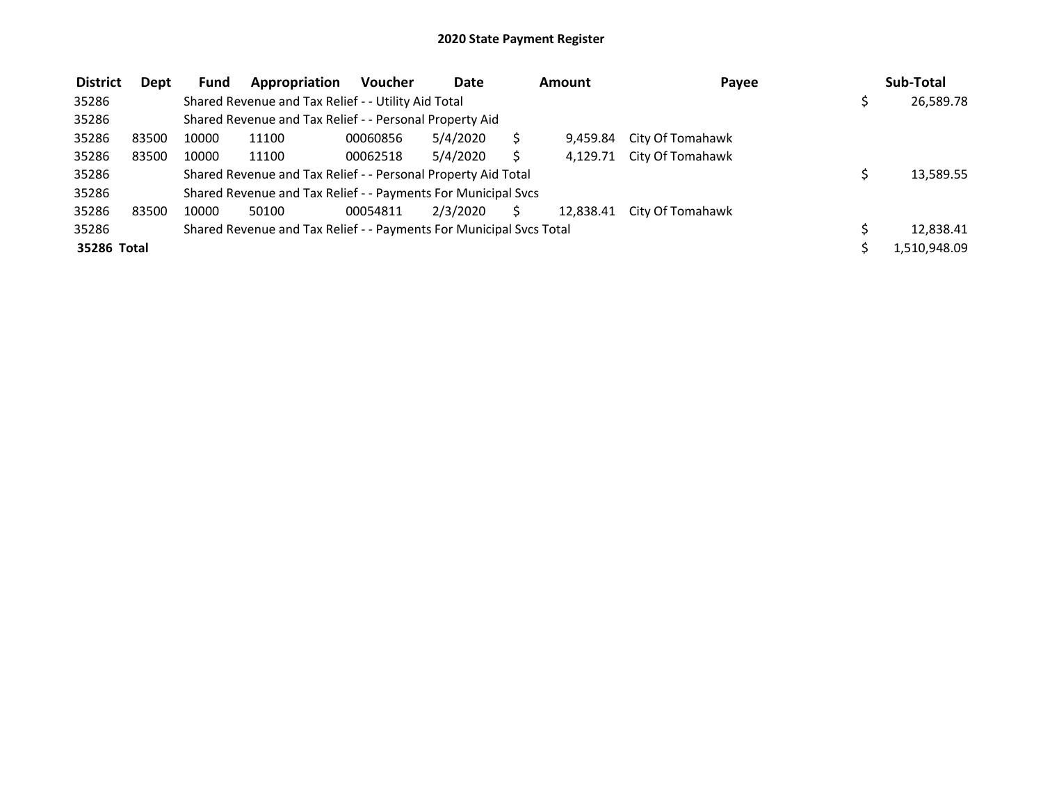# 2020 State Payment Register

| District | Dept | Fund | Appropriation | Voucher | Date | Amount | Payee | Sub-Total |
|---|---|---|---|---|---|---|---|---|
| 35286 | | Shared Revenue and Tax Relief - - Utility Aid Total | | | | | | $ 26,589.78 |
| 35286 | | Shared Revenue and Tax Relief - - Personal Property Aid | | | | | | |
| 35286 | 83500 | 10000 | 11100 | 00060856 | 5/4/2020 | $ 9,459.84 | City Of Tomahawk | |
| 35286 | 83500 | 10000 | 11100 | 00062518 | 5/4/2020 | $ 4,129.71 | City Of Tomahawk | |
| 35286 | | Shared Revenue and Tax Relief - - Personal Property Aid Total | | | | | | $ 13,589.55 |
| 35286 | | Shared Revenue and Tax Relief - - Payments For Municipal Svcs | | | | | | |
| 35286 | 83500 | 10000 | 50100 | 00054811 | 2/3/2020 | $ 12,838.41 | City Of Tomahawk | |
| 35286 | | Shared Revenue and Tax Relief - - Payments For Municipal Svcs Total | | | | | | $ 12,838.41 |
| **35286 Total** | | | | | | | | $ 1,510,948.09 |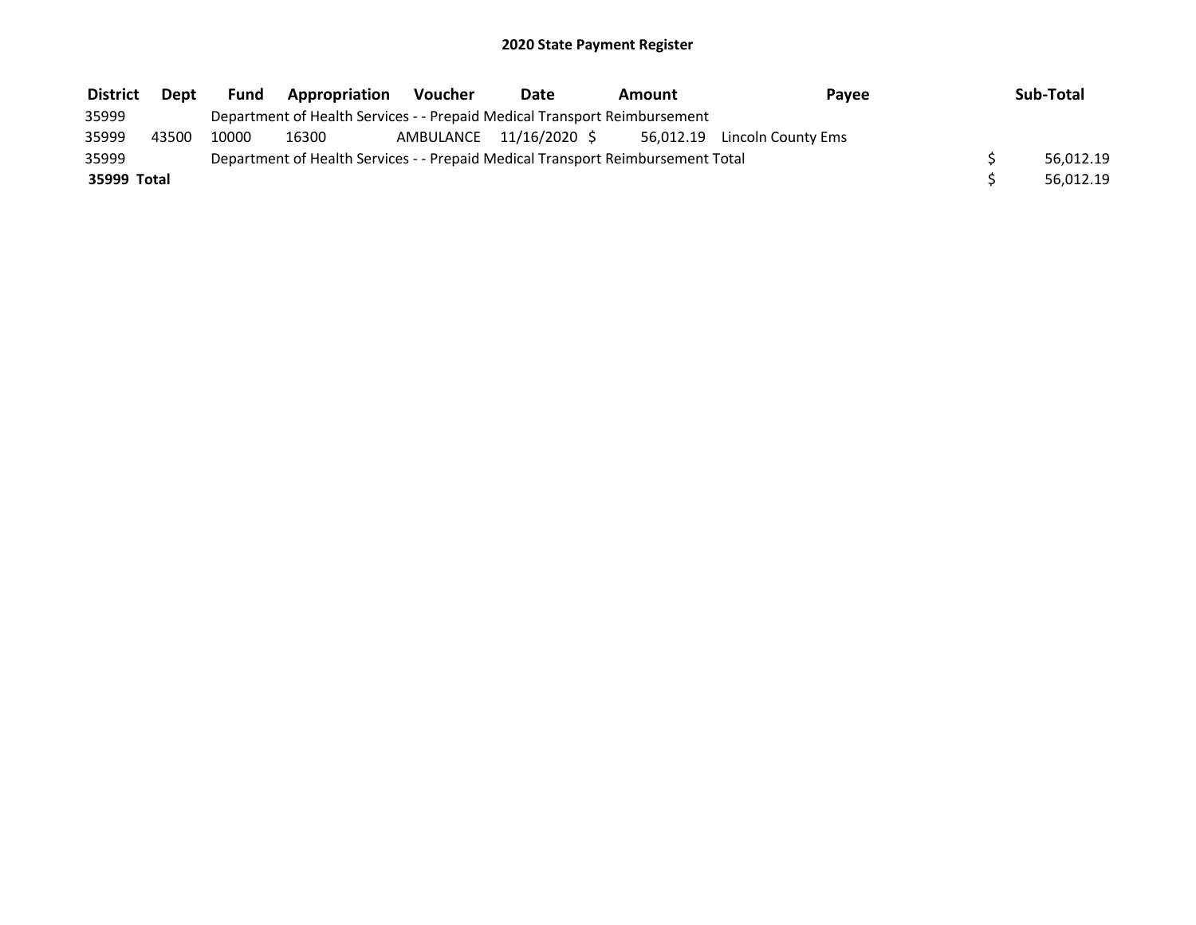**2020 State Payment Register**

| District | Dept | Fund | Appropriation | Voucher | Date | Amount | Payee | Sub-Total |
|---|---|---|---|---|---|---|---|---|
| 35999 | | Department of Health Services - - Prepaid Medical Transport Reimbursement | | | | | | |
| 35999 | 43500 | 10000 | 16300 | AMBULANCE | 11/16/2020 | $ 56,012.19 | Lincoln County Ems | |
| 35999 | | Department of Health Services - - Prepaid Medical Transport Reimbursement Total | | | | | | $ 56,012.19 |
| **35999 Total** | | | | | | | | $ 56,012.19 |